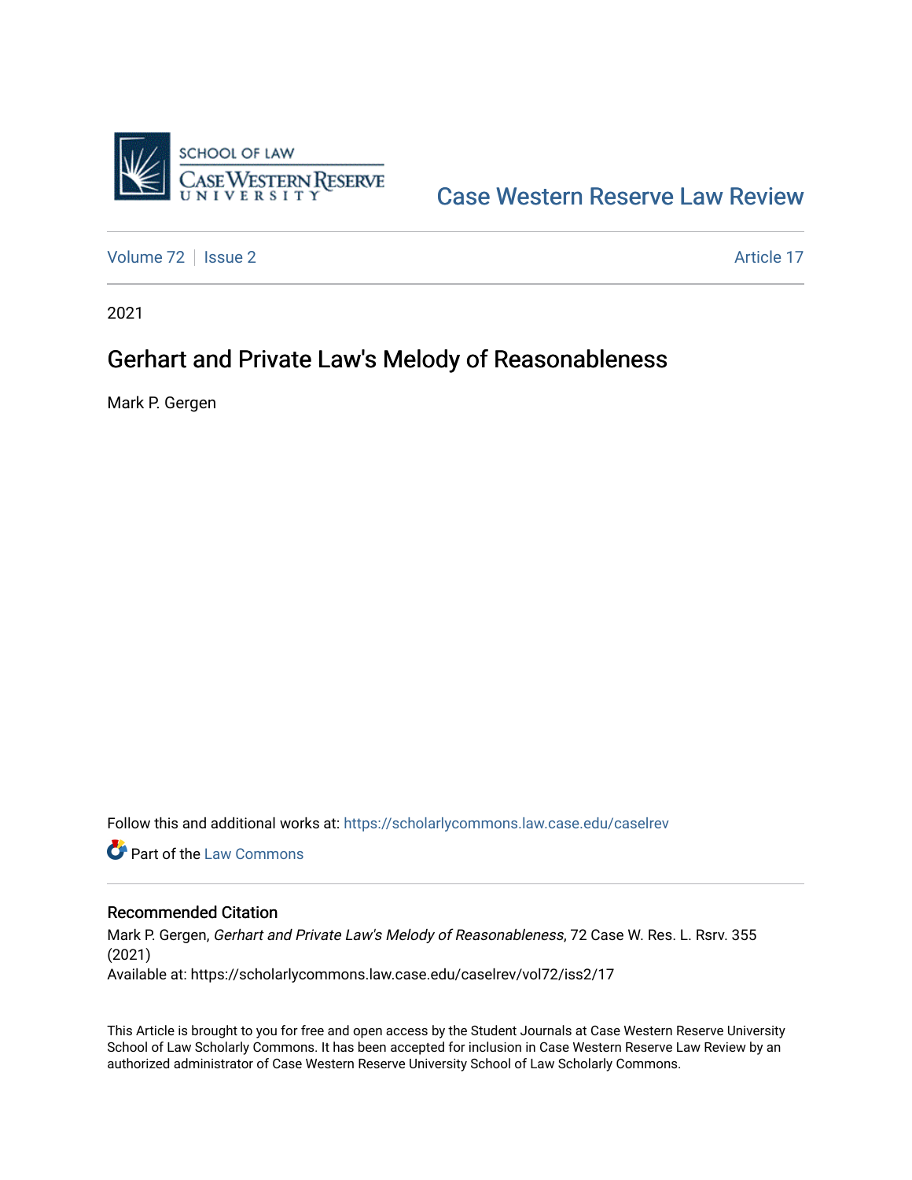Case Western Reserve Law Review

Volume 72 | Issue 2 | Article 17

2021

# Gerhart and Private Law's Melody of Reasonableness

Mark P. Gergen

Follow this and additional works at: https://scholarlycommons.law.case.edu/caselrev

Part of the Law Commons

## Recommended Citation

Mark P. Gergen, *Gerhart and Private Law's Melody of Reasonableness*, 72 Case W. Res. L. Rsrv. 355 (2021)

Available at: https://scholarlycommons.law.case.edu/caselrev/vol72/iss2/17

This Article is brought to you for free and open access by the Student Journals at Case Western Reserve University School of Law Scholarly Commons. It has been accepted for inclusion in Case Western Reserve Law Review by an authorized administrator of Case Western Reserve University School of Law Scholarly Commons.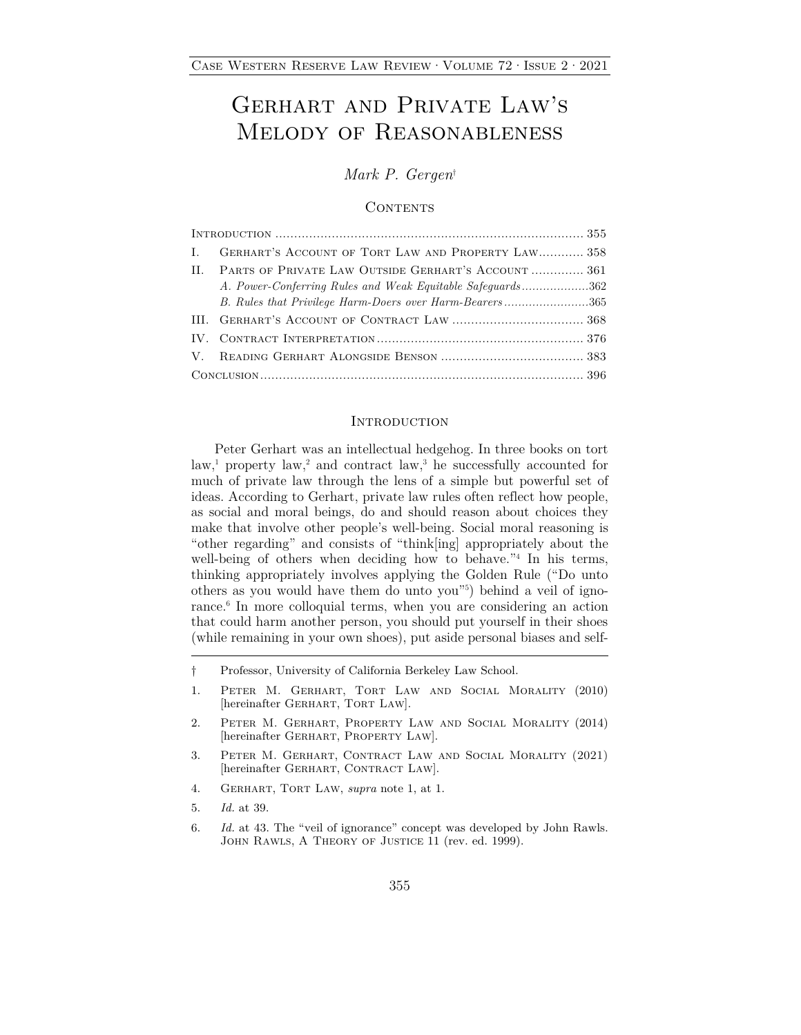# Gerhart and Private Law's Melody of Reasonableness

*Mark P. Gergen*[†]

## Contents

Introduction .................................................................................. 355
I. Gerhart's Account of Tort Law and Property Law............ 358
II. Parts of Private Law Outside Gerhart's Account .............. 361
*A. Power-Conferring Rules and Weak Equitable Safeguards*...................362
*B. Rules that Privilege Harm-Doers over Harm-Bearers*........................365
III. Gerhart's Account of Contract Law ................................... 368
IV. Contract Interpretation....................................................... 376
V. Reading Gerhart Alongside Benson ...................................... 383
Conclusion...................................................................................... 396

## Introduction

Peter Gerhart was an intellectual hedgehog. In three books on tort law,[1] property law,[2] and contract law,[3] he successfully accounted for much of private law through the lens of a simple but powerful set of ideas. According to Gerhart, private law rules often reflect how people, as social and moral beings, do and should reason about choices they make that involve other people's well-being. Social moral reasoning is "other regarding" and consists of "think[ing] appropriately about the well-being of others when deciding how to behave."[4] In his terms, thinking appropriately involves applying the Golden Rule ("Do unto others as you would have them do unto you"[5]) behind a veil of ignorance.[6] In more colloquial terms, when you are considering an action that could harm another person, you should put yourself in their shoes (while remaining in your own shoes), put aside personal biases and self-

---

† Professor, University of California Berkeley Law School.

1. Peter M. Gerhart, Tort Law and Social Morality (2010) [hereinafter Gerhart, Tort Law].

2. Peter M. Gerhart, Property Law and Social Morality (2014) [hereinafter Gerhart, Property Law].

3. Peter M. Gerhart, Contract Law and Social Morality (2021) [hereinafter Gerhart, Contract Law].

4. Gerhart, Tort Law, *supra* note 1, at 1.

5. *Id.* at 39.

6. *Id.* at 43. The "veil of ignorance" concept was developed by John Rawls. John Rawls, A Theory of Justice 11 (rev. ed. 1999).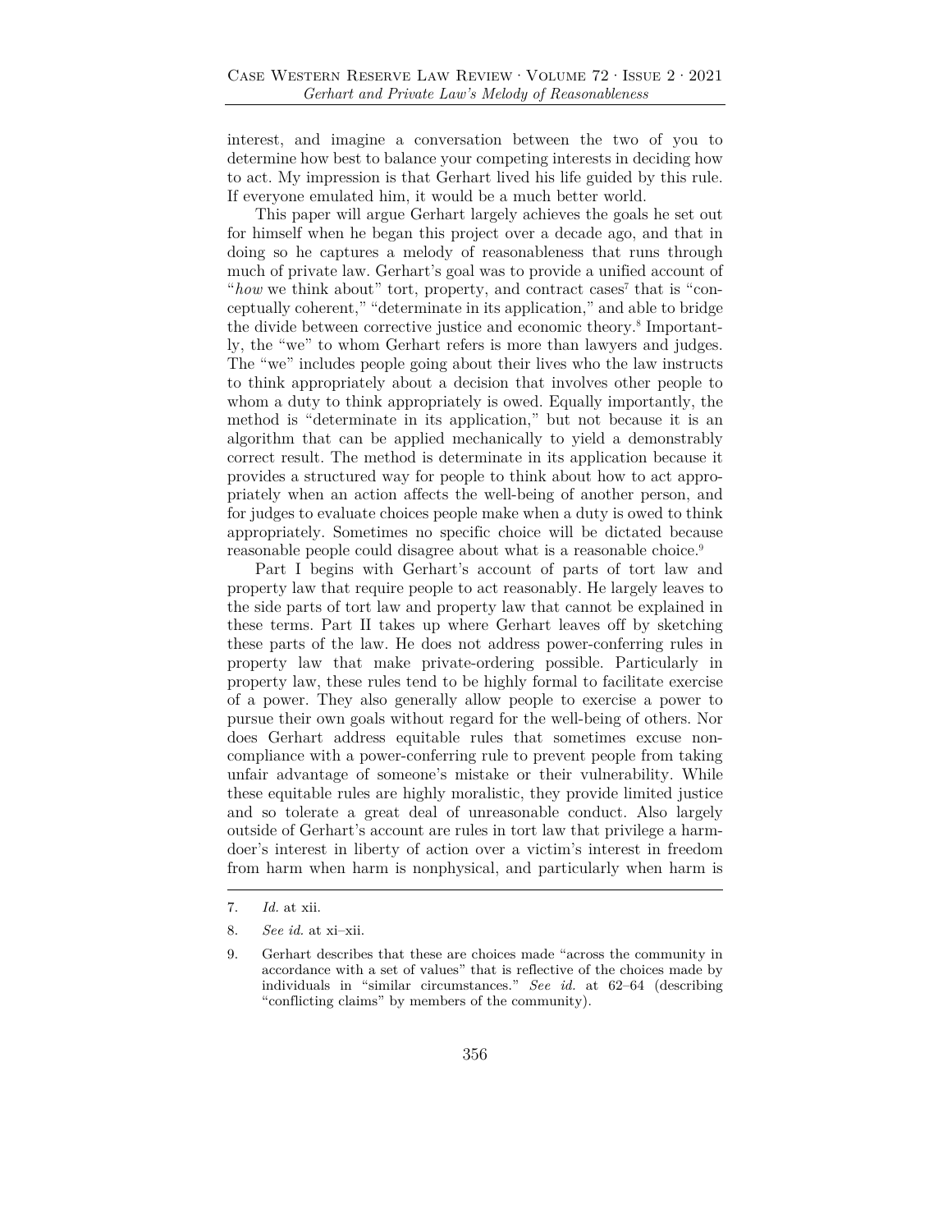interest, and imagine a conversation between the two of you to determine how best to balance your competing interests in deciding how to act. My impression is that Gerhart lived his life guided by this rule. If everyone emulated him, it would be a much better world.

This paper will argue Gerhart largely achieves the goals he set out for himself when he began this project over a decade ago, and that in doing so he captures a melody of reasonableness that runs through much of private law. Gerhart's goal was to provide a unified account of "*how* we think about" tort, property, and contract cases[7] that is "conceptually coherent," "determinate in its application," and able to bridge the divide between corrective justice and economic theory.[8] Importantly, the "we" to whom Gerhart refers is more than lawyers and judges. The "we" includes people going about their lives who the law instructs to think appropriately about a decision that involves other people to whom a duty to think appropriately is owed. Equally importantly, the method is "determinate in its application," but not because it is an algorithm that can be applied mechanically to yield a demonstrably correct result. The method is determinate in its application because it provides a structured way for people to think about how to act appropriately when an action affects the well-being of another person, and for judges to evaluate choices people make when a duty is owed to think appropriately. Sometimes no specific choice will be dictated because reasonable people could disagree about what is a reasonable choice.[9]

Part I begins with Gerhart's account of parts of tort law and property law that require people to act reasonably. He largely leaves to the side parts of tort law and property law that cannot be explained in these terms. Part II takes up where Gerhart leaves off by sketching these parts of the law. He does not address power-conferring rules in property law that make private-ordering possible. Particularly in property law, these rules tend to be highly formal to facilitate exercise of a power. They also generally allow people to exercise a power to pursue their own goals without regard for the well-being of others. Nor does Gerhart address equitable rules that sometimes excuse noncompliance with a power-conferring rule to prevent people from taking unfair advantage of someone's mistake or their vulnerability. While these equitable rules are highly moralistic, they provide limited justice and so tolerate a great deal of unreasonable conduct. Also largely outside of Gerhart's account are rules in tort law that privilege a harmdoer's interest in liberty of action over a victim's interest in freedom from harm when harm is nonphysical, and particularly when harm is

---

7. *Id.* at xii.

8. *See id.* at xi–xii.

9. Gerhart describes that these are choices made "across the community in accordance with a set of values" that is reflective of the choices made by individuals in "similar circumstances." *See id.* at 62–64 (describing "conflicting claims" by members of the community).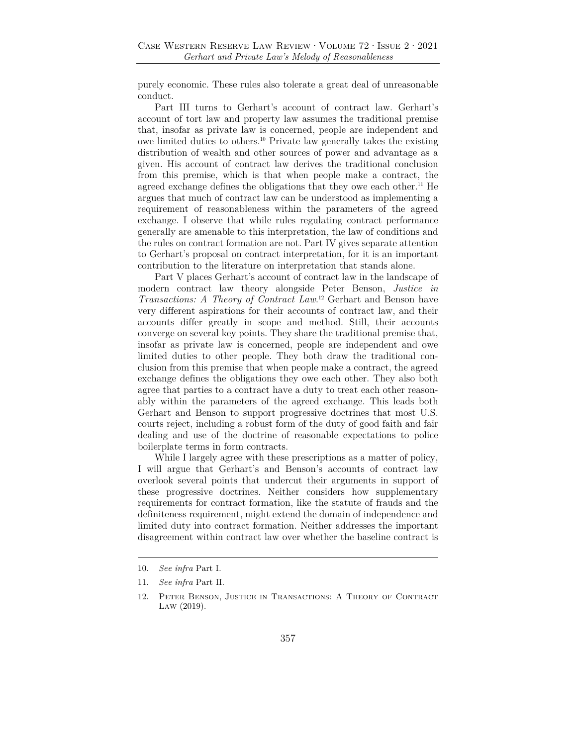purely economic. These rules also tolerate a great deal of unreasonable conduct.

Part III turns to Gerhart's account of contract law. Gerhart's account of tort law and property law assumes the traditional premise that, insofar as private law is concerned, people are independent and owe limited duties to others.[10] Private law generally takes the existing distribution of wealth and other sources of power and advantage as a given. His account of contract law derives the traditional conclusion from this premise, which is that when people make a contract, the agreed exchange defines the obligations that they owe each other.[11] He argues that much of contract law can be understood as implementing a requirement of reasonableness within the parameters of the agreed exchange. I observe that while rules regulating contract performance generally are amenable to this interpretation, the law of conditions and the rules on contract formation are not. Part IV gives separate attention to Gerhart's proposal on contract interpretation, for it is an important contribution to the literature on interpretation that stands alone.

Part V places Gerhart's account of contract law in the landscape of modern contract law theory alongside Peter Benson, *Justice in Transactions: A Theory of Contract Law*.[12] Gerhart and Benson have very different aspirations for their accounts of contract law, and their accounts differ greatly in scope and method. Still, their accounts converge on several key points. They share the traditional premise that, insofar as private law is concerned, people are independent and owe limited duties to other people. They both draw the traditional conclusion from this premise that when people make a contract, the agreed exchange defines the obligations they owe each other. They also both agree that parties to a contract have a duty to treat each other reasonably within the parameters of the agreed exchange. This leads both Gerhart and Benson to support progressive doctrines that most U.S. courts reject, including a robust form of the duty of good faith and fair dealing and use of the doctrine of reasonable expectations to police boilerplate terms in form contracts.

While I largely agree with these prescriptions as a matter of policy, I will argue that Gerhart's and Benson's accounts of contract law overlook several points that undercut their arguments in support of these progressive doctrines. Neither considers how supplementary requirements for contract formation, like the statute of frauds and the definiteness requirement, might extend the domain of independence and limited duty into contract formation. Neither addresses the important disagreement within contract law over whether the baseline contract is

---

10. *See infra* Part I.

11. *See infra* Part II.

12. Peter Benson, Justice in Transactions: A Theory of Contract Law (2019).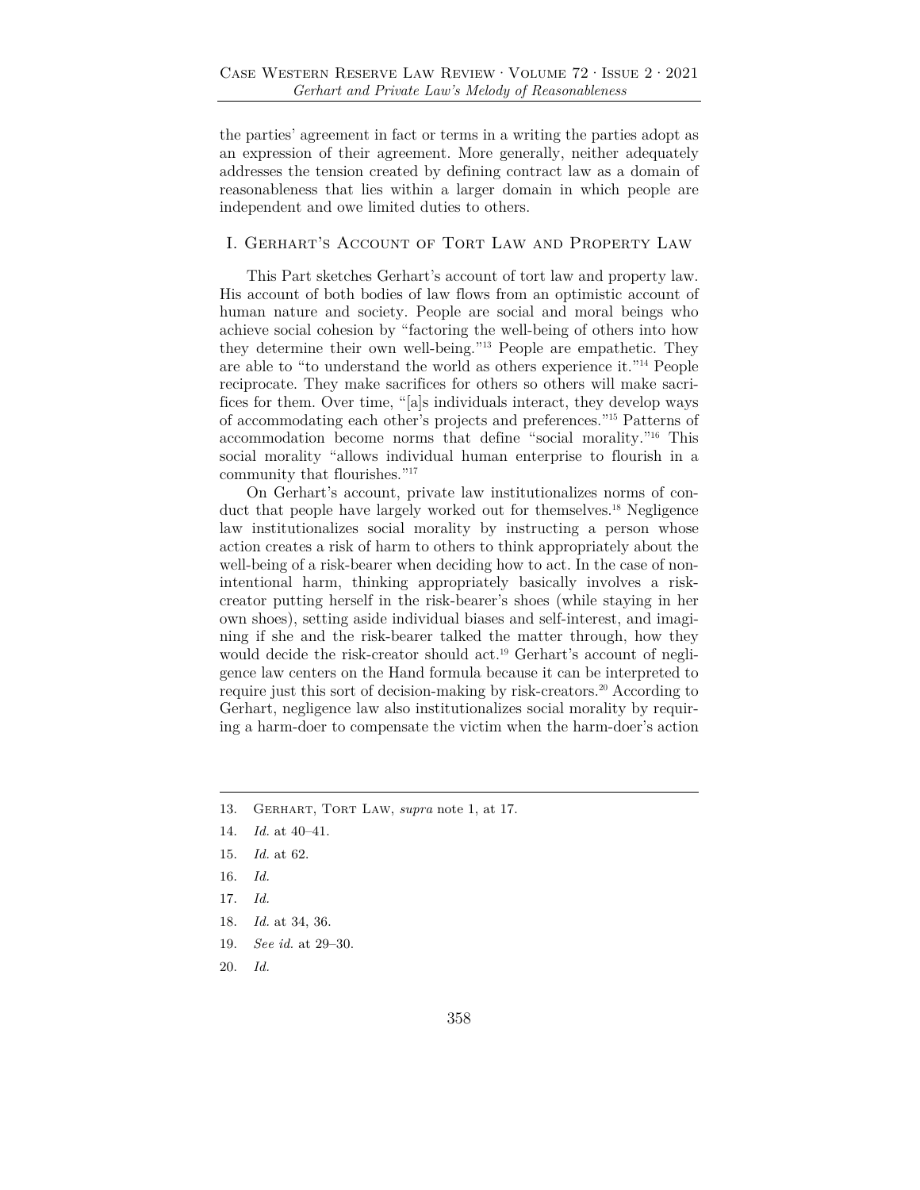the parties' agreement in fact or terms in a writing the parties adopt as an expression of their agreement. More generally, neither adequately addresses the tension created by defining contract law as a domain of reasonableness that lies within a larger domain in which people are independent and owe limited duties to others.

## I. Gerhart's Account of Tort Law and Property Law

This Part sketches Gerhart's account of tort law and property law. His account of both bodies of law flows from an optimistic account of human nature and society. People are social and moral beings who achieve social cohesion by "factoring the well-being of others into how they determine their own well-being."[13] People are empathetic. They are able to "to understand the world as others experience it."[14] People reciprocate. They make sacrifices for others so others will make sacrifices for them. Over time, "[a]s individuals interact, they develop ways of accommodating each other's projects and preferences."[15] Patterns of accommodation become norms that define "social morality."[16] This social morality "allows individual human enterprise to flourish in a community that flourishes."[17]

On Gerhart's account, private law institutionalizes norms of conduct that people have largely worked out for themselves.[18] Negligence law institutionalizes social morality by instructing a person whose action creates a risk of harm to others to think appropriately about the well-being of a risk-bearer when deciding how to act. In the case of non-intentional harm, thinking appropriately basically involves a risk-creator putting herself in the risk-bearer's shoes (while staying in her own shoes), setting aside individual biases and self-interest, and imagining if she and the risk-bearer talked the matter through, how they would decide the risk-creator should act.[19] Gerhart's account of negligence law centers on the Hand formula because it can be interpreted to require just this sort of decision-making by risk-creators.[20] According to Gerhart, negligence law also institutionalizes social morality by requiring a harm-doer to compensate the victim when the harm-doer's action

---

13. Gerhart, Tort Law, *supra* note 1, at 17.
14. *Id.* at 40–41.
15. *Id.* at 62.
16. *Id.*
17. *Id.*
18. *Id.* at 34, 36.
19. *See id.* at 29–30.
20. *Id.*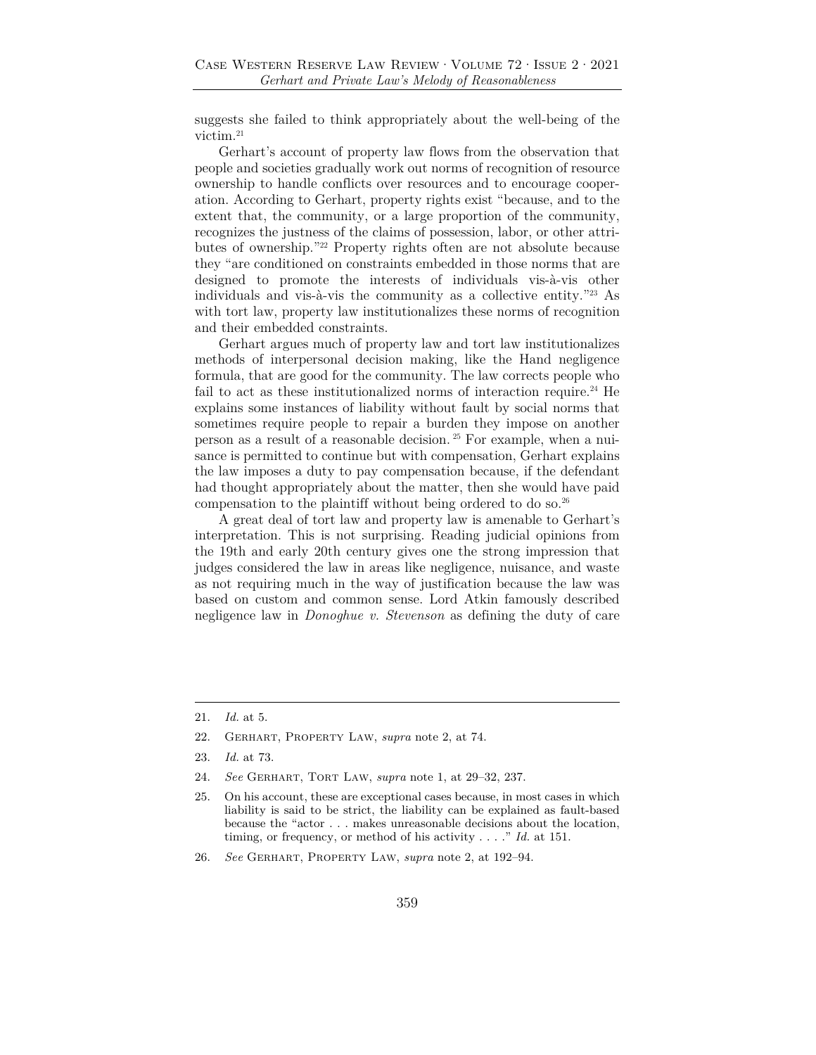suggests she failed to think appropriately about the well-being of the victim.[21]

Gerhart's account of property law flows from the observation that people and societies gradually work out norms of recognition of resource ownership to handle conflicts over resources and to encourage cooperation. According to Gerhart, property rights exist "because, and to the extent that, the community, or a large proportion of the community, recognizes the justness of the claims of possession, labor, or other attributes of ownership."[22] Property rights often are not absolute because they "are conditioned on constraints embedded in those norms that are designed to promote the interests of individuals vis-à-vis other individuals and vis-à-vis the community as a collective entity."[23] As with tort law, property law institutionalizes these norms of recognition and their embedded constraints.

Gerhart argues much of property law and tort law institutionalizes methods of interpersonal decision making, like the Hand negligence formula, that are good for the community. The law corrects people who fail to act as these institutionalized norms of interaction require.[24] He explains some instances of liability without fault by social norms that sometimes require people to repair a burden they impose on another person as a result of a reasonable decision.[25] For example, when a nuisance is permitted to continue but with compensation, Gerhart explains the law imposes a duty to pay compensation because, if the defendant had thought appropriately about the matter, then she would have paid compensation to the plaintiff without being ordered to do so.[26]

A great deal of tort law and property law is amenable to Gerhart's interpretation. This is not surprising. Reading judicial opinions from the 19th and early 20th century gives one the strong impression that judges considered the law in areas like negligence, nuisance, and waste as not requiring much in the way of justification because the law was based on custom and common sense. Lord Atkin famously described negligence law in *Donoghue v. Stevenson* as defining the duty of care

---

21. *Id.* at 5.

22. Gerhart, Property Law, *supra* note 2, at 74.

23. *Id.* at 73.

24. *See* Gerhart, Tort Law, *supra* note 1, at 29–32, 237.

25. On his account, these are exceptional cases because, in most cases in which liability is said to be strict, the liability can be explained as fault-based because the "actor . . . makes unreasonable decisions about the location, timing, or frequency, or method of his activity . . . ." *Id.* at 151.

26. *See* Gerhart, Property Law, *supra* note 2, at 192–94.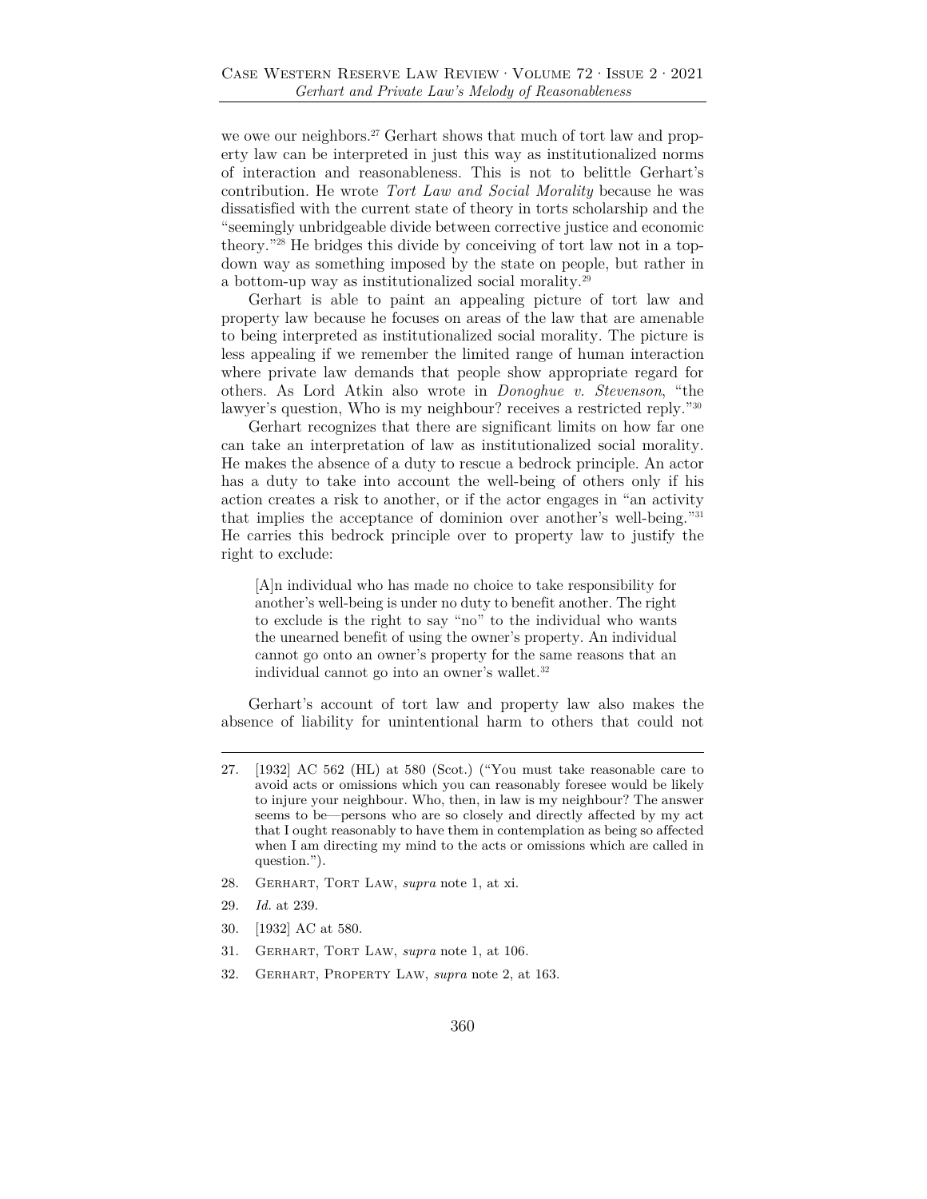we owe our neighbors.[27] Gerhart shows that much of tort law and property law can be interpreted in just this way as institutionalized norms of interaction and reasonableness. This is not to belittle Gerhart's contribution. He wrote *Tort Law and Social Morality* because he was dissatisfied with the current state of theory in torts scholarship and the "seemingly unbridgeable divide between corrective justice and economic theory."[28] He bridges this divide by conceiving of tort law not in a top-down way as something imposed by the state on people, but rather in a bottom-up way as institutionalized social morality.[29]

Gerhart is able to paint an appealing picture of tort law and property law because he focuses on areas of the law that are amenable to being interpreted as institutionalized social morality. The picture is less appealing if we remember the limited range of human interaction where private law demands that people show appropriate regard for others. As Lord Atkin also wrote in *Donoghue v. Stevenson*, "the lawyer's question, Who is my neighbour? receives a restricted reply."[30]

Gerhart recognizes that there are significant limits on how far one can take an interpretation of law as institutionalized social morality. He makes the absence of a duty to rescue a bedrock principle. An actor has a duty to take into account the well-being of others only if his action creates a risk to another, or if the actor engages in "an activity that implies the acceptance of dominion over another's well-being."[31] He carries this bedrock principle over to property law to justify the right to exclude:

> [A]n individual who has made no choice to take responsibility for another's well-being is under no duty to benefit another. The right to exclude is the right to say "no" to the individual who wants the unearned benefit of using the owner's property. An individual cannot go onto an owner's property for the same reasons that an individual cannot go into an owner's wallet.[32]

Gerhart's account of tort law and property law also makes the absence of liability for unintentional harm to others that could not

---

27. [1932] AC 562 (HL) at 580 (Scot.) ("You must take reasonable care to avoid acts or omissions which you can reasonably foresee would be likely to injure your neighbour. Who, then, in law is my neighbour? The answer seems to be—persons who are so closely and directly affected by my act that I ought reasonably to have them in contemplation as being so affected when I am directing my mind to the acts or omissions which are called in question.").

28. Gerhart, Tort Law, *supra* note 1, at xi.

29. *Id.* at 239.

30. [1932] AC at 580.

31. Gerhart, Tort Law, *supra* note 1, at 106.

32. Gerhart, Property Law, *supra* note 2, at 163.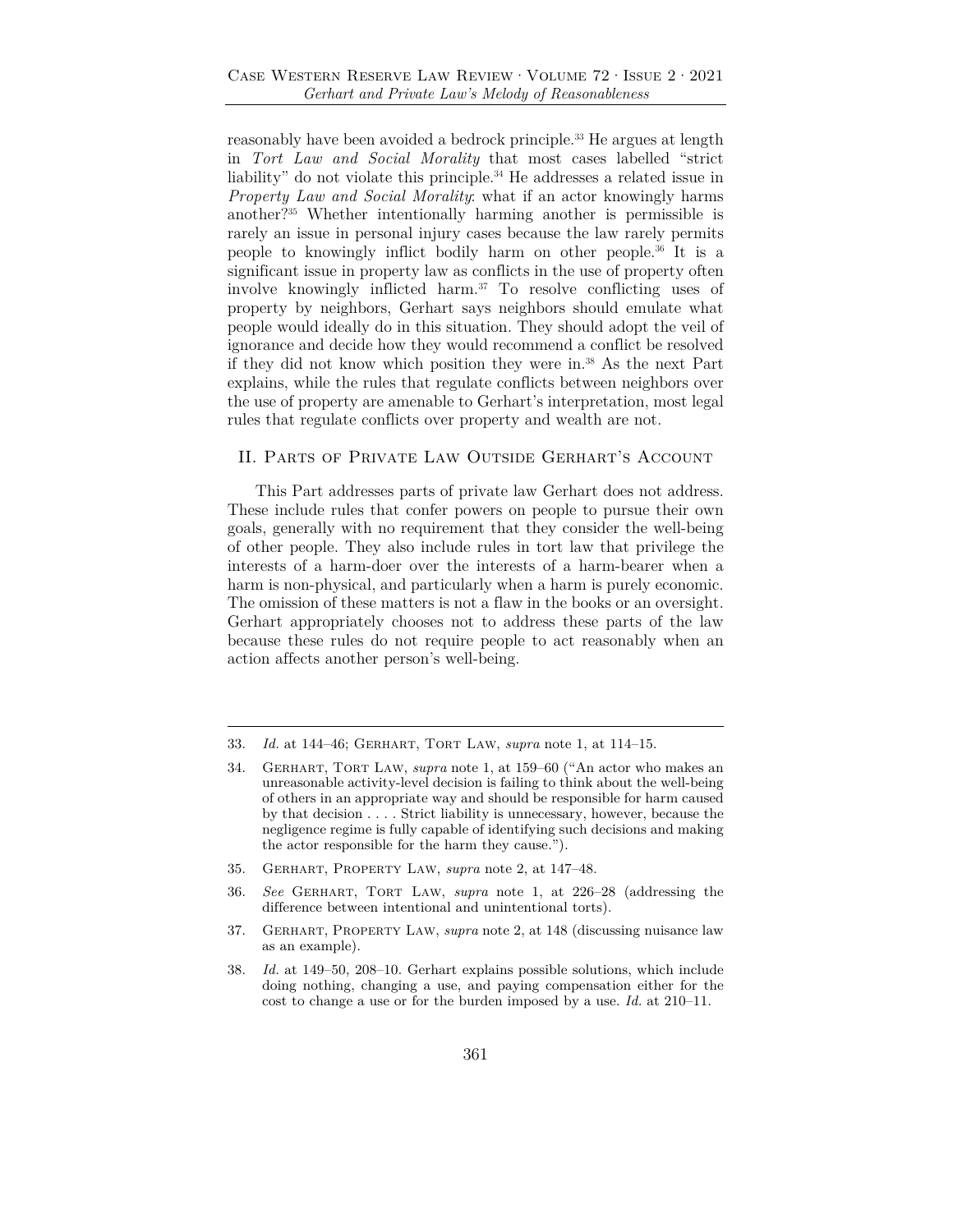reasonably have been avoided a bedrock principle.[33] He argues at length in *Tort Law and Social Morality* that most cases labelled "strict liability" do not violate this principle.[34] He addresses a related issue in *Property Law and Social Morality*: what if an actor knowingly harms another?[35] Whether intentionally harming another is permissible is rarely an issue in personal injury cases because the law rarely permits people to knowingly inflict bodily harm on other people.[36] It is a significant issue in property law as conflicts in the use of property often involve knowingly inflicted harm.[37] To resolve conflicting uses of property by neighbors, Gerhart says neighbors should emulate what people would ideally do in this situation. They should adopt the veil of ignorance and decide how they would recommend a conflict be resolved if they did not know which position they were in.[38] As the next Part explains, while the rules that regulate conflicts between neighbors over the use of property are amenable to Gerhart's interpretation, most legal rules that regulate conflicts over property and wealth are not.

## II. Parts of Private Law Outside Gerhart's Account

This Part addresses parts of private law Gerhart does not address. These include rules that confer powers on people to pursue their own goals, generally with no requirement that they consider the well-being of other people. They also include rules in tort law that privilege the interests of a harm-doer over the interests of a harm-bearer when a harm is non-physical, and particularly when a harm is purely economic. The omission of these matters is not a flaw in the books or an oversight. Gerhart appropriately chooses not to address these parts of the law because these rules do not require people to act reasonably when an action affects another person's well-being.

---

33. *Id.* at 144–46; Gerhart, Tort Law, *supra* note 1, at 114–15.

34. Gerhart, Tort Law, *supra* note 1, at 159–60 ("An actor who makes an unreasonable activity-level decision is failing to think about the well-being of others in an appropriate way and should be responsible for harm caused by that decision . . . . Strict liability is unnecessary, however, because the negligence regime is fully capable of identifying such decisions and making the actor responsible for the harm they cause.").

35. Gerhart, Property Law, *supra* note 2, at 147–48.

36. *See* Gerhart, Tort Law, *supra* note 1, at 226–28 (addressing the difference between intentional and unintentional torts).

37. Gerhart, Property Law, *supra* note 2, at 148 (discussing nuisance law as an example).

38. *Id.* at 149–50, 208–10. Gerhart explains possible solutions, which include doing nothing, changing a use, and paying compensation either for the cost to change a use or for the burden imposed by a use. *Id.* at 210–11.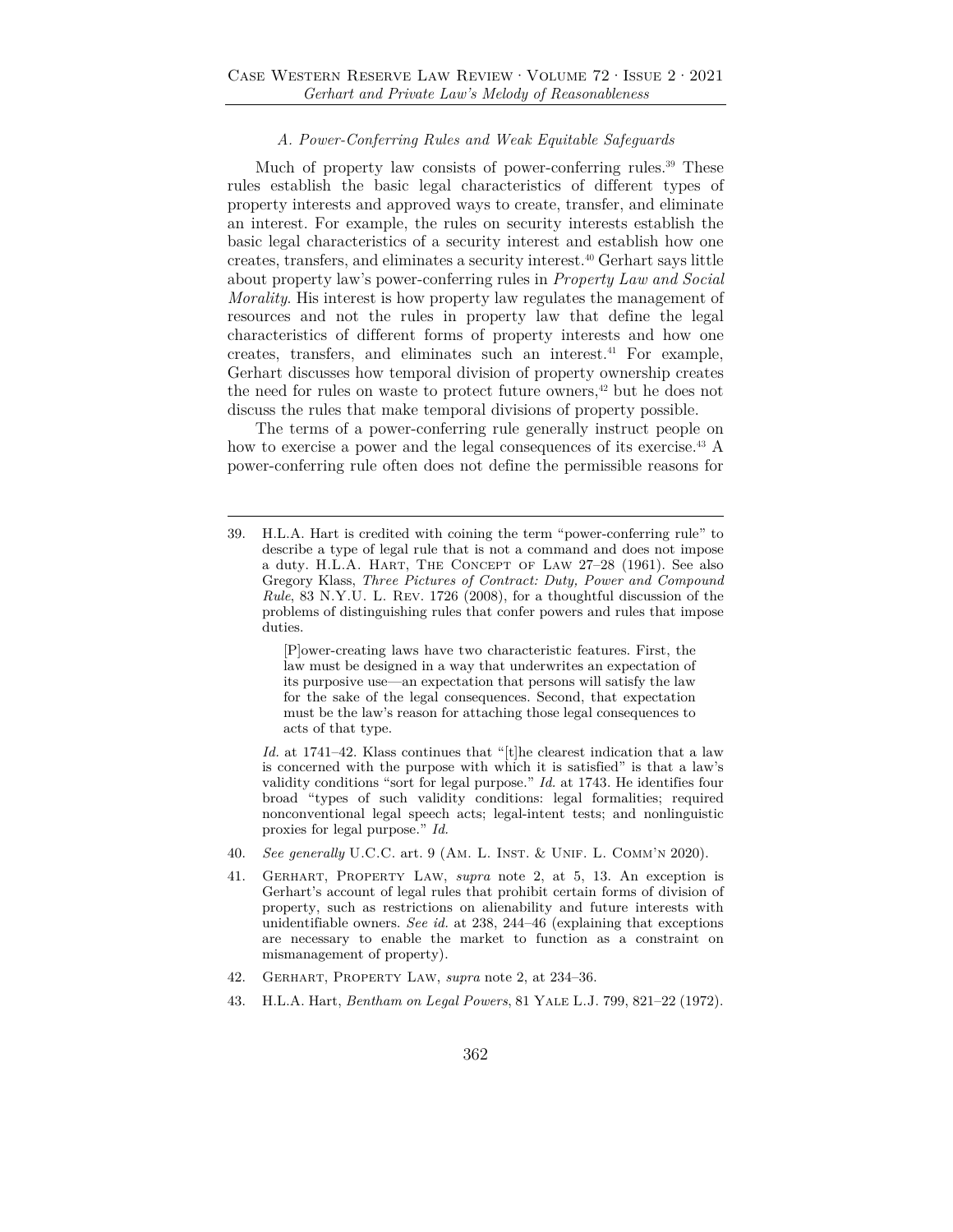### A. Power-Conferring Rules and Weak Equitable Safeguards

Much of property law consists of power-conferring rules.[39] These rules establish the basic legal characteristics of different types of property interests and approved ways to create, transfer, and eliminate an interest. For example, the rules on security interests establish the basic legal characteristics of a security interest and establish how one creates, transfers, and eliminates a security interest.[40] Gerhart says little about property law's power-conferring rules in *Property Law and Social Morality*. His interest is how property law regulates the management of resources and not the rules in property law that define the legal characteristics of different forms of property interests and how one creates, transfers, and eliminates such an interest.[41] For example, Gerhart discusses how temporal division of property ownership creates the need for rules on waste to protect future owners,[42] but he does not discuss the rules that make temporal divisions of property possible.

The terms of a power-conferring rule generally instruct people on how to exercise a power and the legal consequences of its exercise.[43] A power-conferring rule often does not define the permissible reasons for

---

39. H.L.A. Hart is credited with coining the term "power-conferring rule" to describe a type of legal rule that is not a command and does not impose a duty. H.L.A. Hart, The Concept of Law 27–28 (1961). See also Gregory Klass, *Three Pictures of Contract: Duty, Power and Compound Rule*, 83 N.Y.U. L. Rev. 1726 (2008), for a thoughtful discussion of the problems of distinguishing rules that confer powers and rules that impose duties.

> [P]ower-creating laws have two characteristic features. First, the law must be designed in a way that underwrites an expectation of its purposive use—an expectation that persons will satisfy the law for the sake of the legal consequences. Second, that expectation must be the law's reason for attaching those legal consequences to acts of that type.

*Id.* at 1741–42. Klass continues that "[t]he clearest indication that a law is concerned with the purpose with which it is satisfied" is that a law's validity conditions "sort for legal purpose." *Id.* at 1743. He identifies four broad "types of such validity conditions: legal formalities; required nonconventional legal speech acts; legal-intent tests; and nonlinguistic proxies for legal purpose." *Id.*

40. *See generally* U.C.C. art. 9 (Am. L. Inst. & Unif. L. Comm'n 2020).

41. Gerhart, Property Law, *supra* note 2, at 5, 13. An exception is Gerhart's account of legal rules that prohibit certain forms of division of property, such as restrictions on alienability and future interests with unidentifiable owners. *See id.* at 238, 244–46 (explaining that exceptions are necessary to enable the market to function as a constraint on mismanagement of property).

42. Gerhart, Property Law, *supra* note 2, at 234–36.

43. H.L.A. Hart, *Bentham on Legal Powers*, 81 Yale L.J. 799, 821–22 (1972).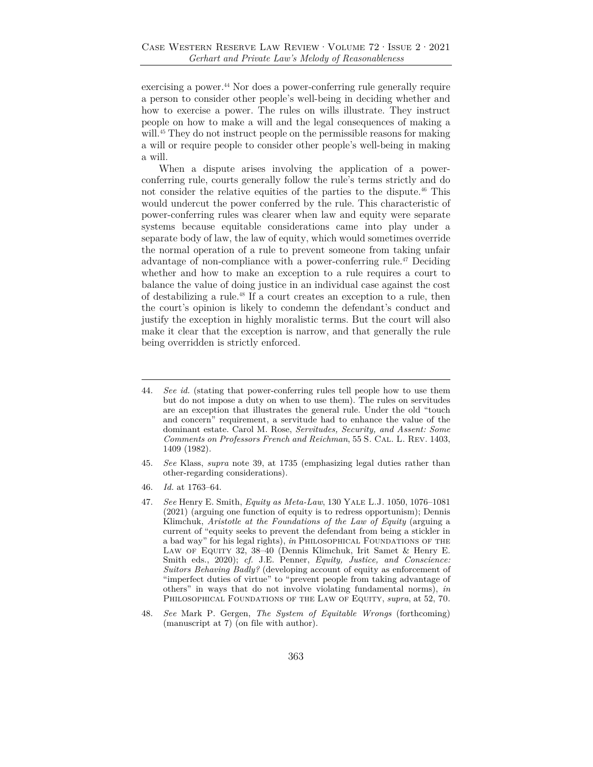exercising a power.[44] Nor does a power-conferring rule generally require a person to consider other people's well-being in deciding whether and how to exercise a power. The rules on wills illustrate. They instruct people on how to make a will and the legal consequences of making a will.[45] They do not instruct people on the permissible reasons for making a will or require people to consider other people's well-being in making a will.

When a dispute arises involving the application of a power-conferring rule, courts generally follow the rule's terms strictly and do not consider the relative equities of the parties to the dispute.[46] This would undercut the power conferred by the rule. This characteristic of power-conferring rules was clearer when law and equity were separate systems because equitable considerations came into play under a separate body of law, the law of equity, which would sometimes override the normal operation of a rule to prevent someone from taking unfair advantage of non-compliance with a power-conferring rule.[47] Deciding whether and how to make an exception to a rule requires a court to balance the value of doing justice in an individual case against the cost of destabilizing a rule.[48] If a court creates an exception to a rule, then the court's opinion is likely to condemn the defendant's conduct and justify the exception in highly moralistic terms. But the court will also make it clear that the exception is narrow, and that generally the rule being overridden is strictly enforced.

---

44. *See id.* (stating that power-conferring rules tell people how to use them but do not impose a duty on when to use them). The rules on servitudes are an exception that illustrates the general rule. Under the old "touch and concern" requirement, a servitude had to enhance the value of the dominant estate. Carol M. Rose, *Servitudes, Security, and Assent: Some Comments on Professors French and Reichman*, 55 S. Cal. L. Rev. 1403, 1409 (1982).

45. *See* Klass, *supra* note 39, at 1735 (emphasizing legal duties rather than other-regarding considerations).

46. *Id.* at 1763–64.

47. *See* Henry E. Smith, *Equity as Meta-Law*, 130 Yale L.J. 1050, 1076–1081 (2021) (arguing one function of equity is to redress opportunism); Dennis Klimchuk, *Aristotle at the Foundations of the Law of Equity* (arguing a current of "equity seeks to prevent the defendant from being a stickler in a bad way" for his legal rights), *in* Philosophical Foundations of the Law of Equity 32, 38–40 (Dennis Klimchuk, Irit Samet & Henry E. Smith eds., 2020); *cf.* J.E. Penner, *Equity, Justice, and Conscience: Suitors Behaving Badly?* (developing account of equity as enforcement of "imperfect duties of virtue" to "prevent people from taking advantage of others" in ways that do not involve violating fundamental norms), *in* Philosophical Foundations of the Law of Equity, *supra*, at 52, 70.

48. *See* Mark P. Gergen, *The System of Equitable Wrongs* (forthcoming) (manuscript at 7) (on file with author).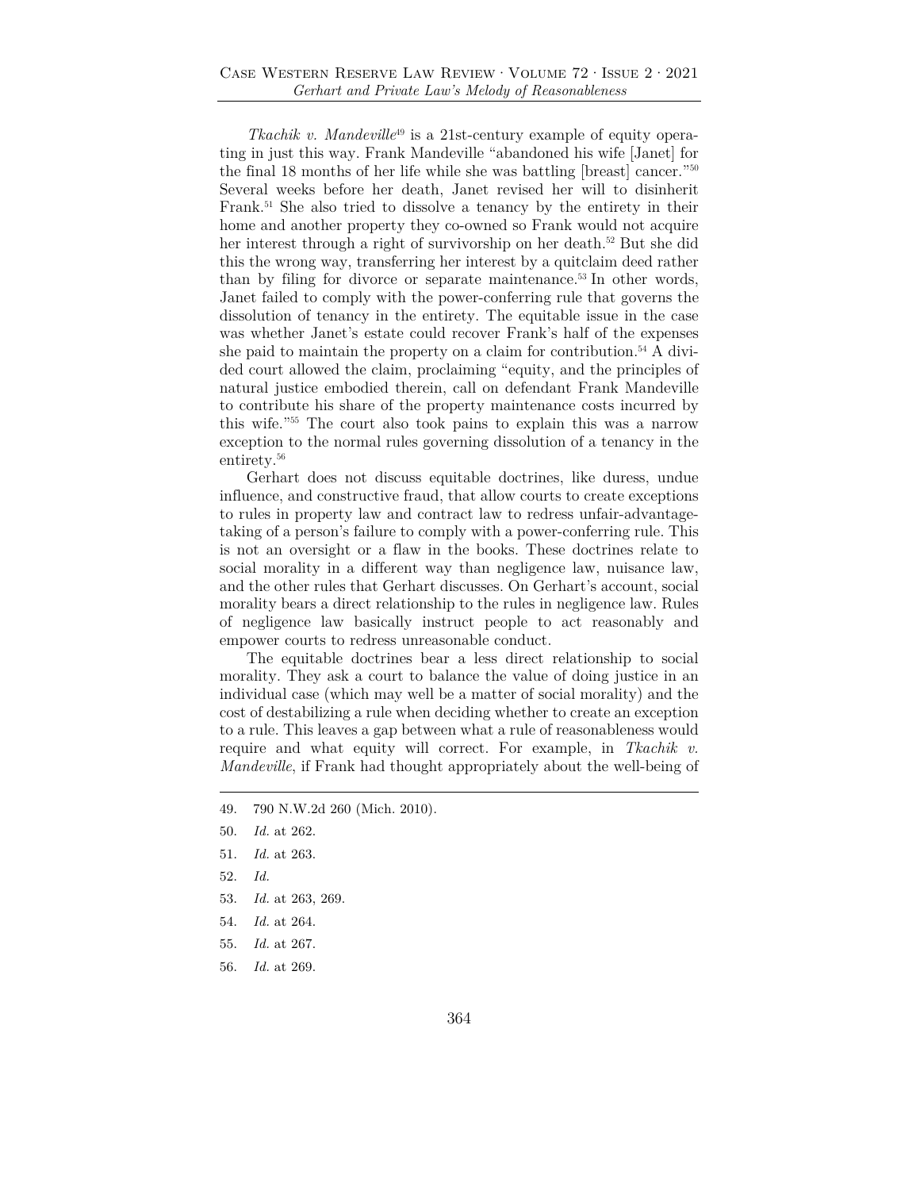*Tkachik v. Mandeville*[49] is a 21st-century example of equity operating in just this way. Frank Mandeville "abandoned his wife [Janet] for the final 18 months of her life while she was battling [breast] cancer."[50] Several weeks before her death, Janet revised her will to disinherit Frank.[51] She also tried to dissolve a tenancy by the entirety in their home and another property they co-owned so Frank would not acquire her interest through a right of survivorship on her death.[52] But she did this the wrong way, transferring her interest by a quitclaim deed rather than by filing for divorce or separate maintenance.[53] In other words, Janet failed to comply with the power-conferring rule that governs the dissolution of tenancy in the entirety. The equitable issue in the case was whether Janet's estate could recover Frank's half of the expenses she paid to maintain the property on a claim for contribution.[54] A divided court allowed the claim, proclaiming "equity, and the principles of natural justice embodied therein, call on defendant Frank Mandeville to contribute his share of the property maintenance costs incurred by this wife."[55] The court also took pains to explain this was a narrow exception to the normal rules governing dissolution of a tenancy in the entirety.[56]

Gerhart does not discuss equitable doctrines, like duress, undue influence, and constructive fraud, that allow courts to create exceptions to rules in property law and contract law to redress unfair-advantage-taking of a person's failure to comply with a power-conferring rule. This is not an oversight or a flaw in the books. These doctrines relate to social morality in a different way than negligence law, nuisance law, and the other rules that Gerhart discusses. On Gerhart's account, social morality bears a direct relationship to the rules in negligence law. Rules of negligence law basically instruct people to act reasonably and empower courts to redress unreasonable conduct.

The equitable doctrines bear a less direct relationship to social morality. They ask a court to balance the value of doing justice in an individual case (which may well be a matter of social morality) and the cost of destabilizing a rule when deciding whether to create an exception to a rule. This leaves a gap between what a rule of reasonableness would require and what equity will correct. For example, in *Tkachik v. Mandeville*, if Frank had thought appropriately about the well-being of

---

49. 790 N.W.2d 260 (Mich. 2010).

50. *Id.* at 262.

51. *Id.* at 263.

52. *Id.*

53. *Id.* at 263, 269.

54. *Id.* at 264.

55. *Id.* at 267.

56. *Id.* at 269.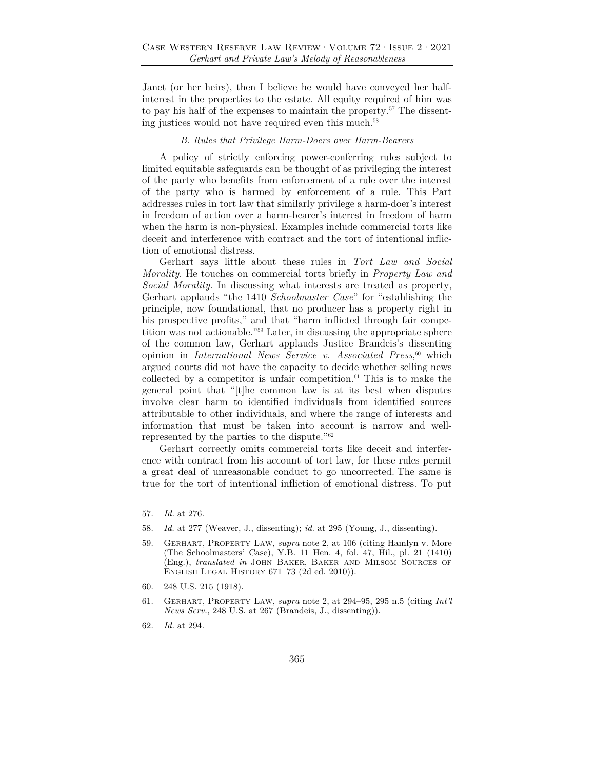Janet (or her heirs), then I believe he would have conveyed her half-interest in the properties to the estate. All equity required of him was to pay his half of the expenses to maintain the property.[57] The dissenting justices would not have required even this much.[58]

### *B. Rules that Privilege Harm-Doers over Harm-Bearers*

A policy of strictly enforcing power-conferring rules subject to limited equitable safeguards can be thought of as privileging the interest of the party who benefits from enforcement of a rule over the interest of the party who is harmed by enforcement of a rule. This Part addresses rules in tort law that similarly privilege a harm-doer's interest in freedom of action over a harm-bearer's interest in freedom of harm when the harm is non-physical. Examples include commercial torts like deceit and interference with contract and the tort of intentional infliction of emotional distress.

Gerhart says little about these rules in *Tort Law and Social Morality*. He touches on commercial torts briefly in *Property Law and Social Morality*. In discussing what interests are treated as property, Gerhart applauds "the 1410 *Schoolmaster Case*" for "establishing the principle, now foundational, that no producer has a property right in his prospective profits," and that "harm inflicted through fair competition was not actionable."[59] Later, in discussing the appropriate sphere of the common law, Gerhart applauds Justice Brandeis's dissenting opinion in *International News Service v. Associated Press*,[60] which argued courts did not have the capacity to decide whether selling news collected by a competitor is unfair competition.[61] This is to make the general point that "[t]he common law is at its best when disputes involve clear harm to identified individuals from identified sources attributable to other individuals, and where the range of interests and information that must be taken into account is narrow and well-represented by the parties to the dispute."[62]

Gerhart correctly omits commercial torts like deceit and interference with contract from his account of tort law, for these rules permit a great deal of unreasonable conduct to go uncorrected. The same is true for the tort of intentional infliction of emotional distress. To put

---

57. *Id.* at 276.

58. *Id.* at 277 (Weaver, J., dissenting); *id.* at 295 (Young, J., dissenting).

59. Gerhart, Property Law, *supra* note 2, at 106 (citing Hamlyn v. More (The Schoolmasters' Case), Y.B. 11 Hen. 4, fol. 47, Hil., pl. 21 (1410) (Eng.), *translated in* John Baker, Baker and Milsom Sources of English Legal History 671–73 (2d ed. 2010)).

60. 248 U.S. 215 (1918).

61. Gerhart, Property Law, *supra* note 2, at 294–95, 295 n.5 (citing *Int'l News Serv.*, 248 U.S. at 267 (Brandeis, J., dissenting)).

62. *Id.* at 294.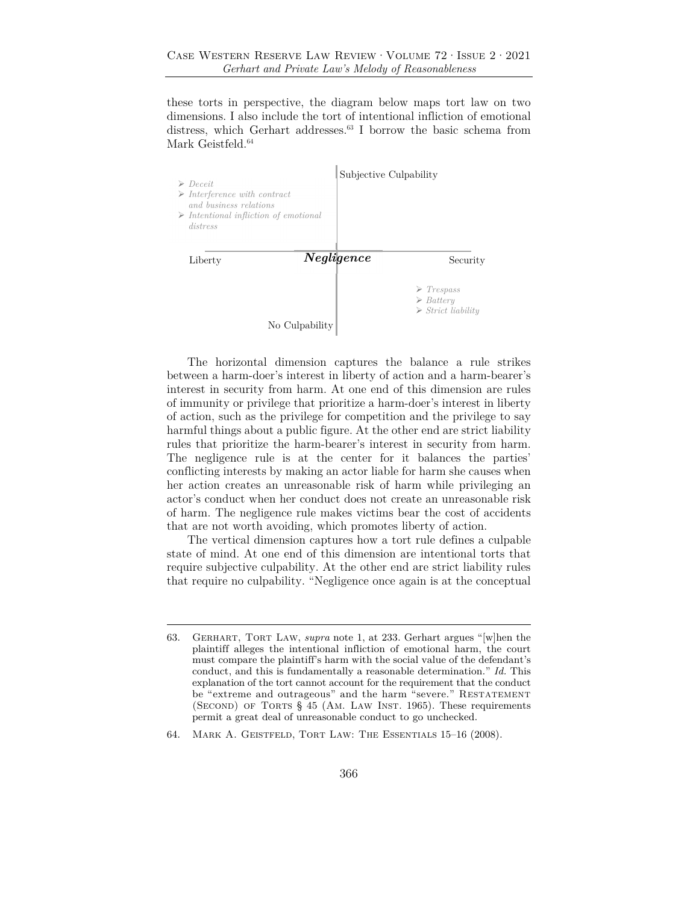these torts in perspective, the diagram below maps tort law on two dimensions. I also include the tort of intentional infliction of emotional distress, which Gerhart addresses.[63] I borrow the basic schema from Mark Geistfeld.[64]

Subjective Culpability

- *Deceit*
- *Interference with contract and business relations*
- *Intentional infliction of emotional distress*

Liberty ***Negligence*** Security

- *Trespass*
- *Battery*
- *Strict liability*

No Culpability

The horizontal dimension captures the balance a rule strikes between a harm-doer's interest in liberty of action and a harm-bearer's interest in security from harm. At one end of this dimension are rules of immunity or privilege that prioritize a harm-doer's interest in liberty of action, such as the privilege for competition and the privilege to say harmful things about a public figure. At the other end are strict liability rules that prioritize the harm-bearer's interest in security from harm. The negligence rule is at the center for it balances the parties' conflicting interests by making an actor liable for harm she causes when her action creates an unreasonable risk of harm while privileging an actor's conduct when her conduct does not create an unreasonable risk of harm. The negligence rule makes victims bear the cost of accidents that are not worth avoiding, which promotes liberty of action.

The vertical dimension captures how a tort rule defines a culpable state of mind. At one end of this dimension are intentional torts that require subjective culpability. At the other end are strict liability rules that require no culpability. "Negligence once again is at the conceptual

---

63. Gerhart, Tort Law, *supra* note 1, at 233. Gerhart argues "[w]hen the plaintiff alleges the intentional infliction of emotional harm, the court must compare the plaintiff's harm with the social value of the defendant's conduct, and this is fundamentally a reasonable determination." *Id.* This explanation of the tort cannot account for the requirement that the conduct be "extreme and outrageous" and the harm "severe." Restatement (Second) of Torts § 45 (Am. Law Inst. 1965). These requirements permit a great deal of unreasonable conduct to go unchecked.

64. Mark A. Geistfeld, Tort Law: The Essentials 15–16 (2008).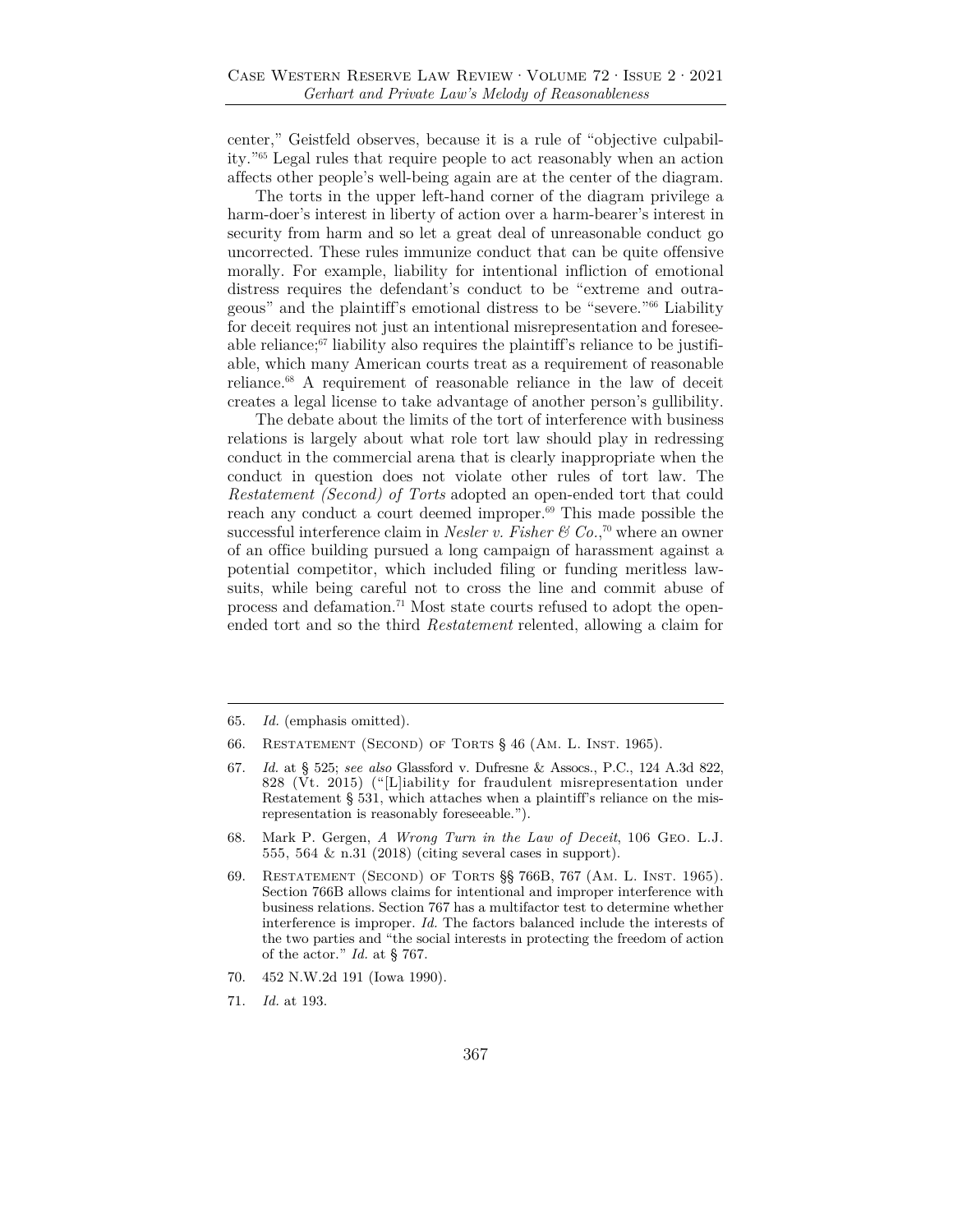center," Geistfeld observes, because it is a rule of "objective culpability."[65] Legal rules that require people to act reasonably when an action affects other people's well-being again are at the center of the diagram.

The torts in the upper left-hand corner of the diagram privilege a harm-doer's interest in liberty of action over a harm-bearer's interest in security from harm and so let a great deal of unreasonable conduct go uncorrected. These rules immunize conduct that can be quite offensive morally. For example, liability for intentional infliction of emotional distress requires the defendant's conduct to be "extreme and outrageous" and the plaintiff's emotional distress to be "severe."[66] Liability for deceit requires not just an intentional misrepresentation and foreseeable reliance;[67] liability also requires the plaintiff's reliance to be justifiable, which many American courts treat as a requirement of reasonable reliance.[68] A requirement of reasonable reliance in the law of deceit creates a legal license to take advantage of another person's gullibility.

The debate about the limits of the tort of interference with business relations is largely about what role tort law should play in redressing conduct in the commercial arena that is clearly inappropriate when the conduct in question does not violate other rules of tort law. The *Restatement (Second) of Torts* adopted an open-ended tort that could reach any conduct a court deemed improper.[69] This made possible the successful interference claim in *Nesler v. Fisher & Co.*,[70] where an owner of an office building pursued a long campaign of harassment against a potential competitor, which included filing or funding meritless lawsuits, while being careful not to cross the line and commit abuse of process and defamation.[71] Most state courts refused to adopt the open-ended tort and so the third *Restatement* relented, allowing a claim for

---

65. *Id.* (emphasis omitted).

66. Restatement (Second) of Torts § 46 (Am. L. Inst. 1965).

67. *Id.* at § 525; *see also* Glassford v. Dufresne & Assocs., P.C., 124 A.3d 822, 828 (Vt. 2015) ("[L]iability for fraudulent misrepresentation under Restatement § 531, which attaches when a plaintiff's reliance on the misrepresentation is reasonably foreseeable.").

68. Mark P. Gergen, *A Wrong Turn in the Law of Deceit*, 106 Geo. L.J. 555, 564 & n.31 (2018) (citing several cases in support).

69. Restatement (Second) of Torts §§ 766B, 767 (Am. L. Inst. 1965). Section 766B allows claims for intentional and improper interference with business relations. Section 767 has a multifactor test to determine whether interference is improper. *Id.* The factors balanced include the interests of the two parties and "the social interests in protecting the freedom of action of the actor." *Id.* at § 767.

70. 452 N.W.2d 191 (Iowa 1990).

71. *Id.* at 193.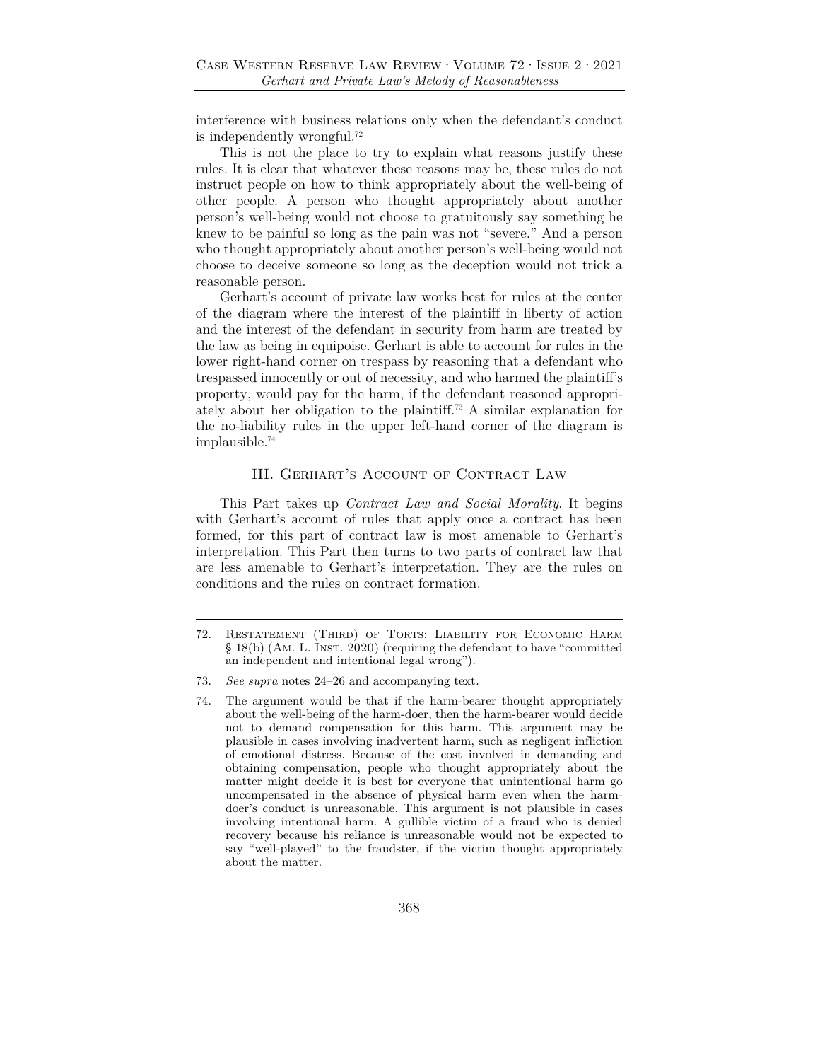interference with business relations only when the defendant's conduct is independently wrongful.[72]

This is not the place to try to explain what reasons justify these rules. It is clear that whatever these reasons may be, these rules do not instruct people on how to think appropriately about the well-being of other people. A person who thought appropriately about another person's well-being would not choose to gratuitously say something he knew to be painful so long as the pain was not "severe." And a person who thought appropriately about another person's well-being would not choose to deceive someone so long as the deception would not trick a reasonable person.

Gerhart's account of private law works best for rules at the center of the diagram where the interest of the plaintiff in liberty of action and the interest of the defendant in security from harm are treated by the law as being in equipoise. Gerhart is able to account for rules in the lower right-hand corner on trespass by reasoning that a defendant who trespassed innocently or out of necessity, and who harmed the plaintiff's property, would pay for the harm, if the defendant reasoned appropriately about her obligation to the plaintiff.[73] A similar explanation for the no-liability rules in the upper left-hand corner of the diagram is implausible.[74]

## III. Gerhart's Account of Contract Law

This Part takes up *Contract Law and Social Morality*. It begins with Gerhart's account of rules that apply once a contract has been formed, for this part of contract law is most amenable to Gerhart's interpretation. This Part then turns to two parts of contract law that are less amenable to Gerhart's interpretation. They are the rules on conditions and the rules on contract formation.

---

72. Restatement (Third) of Torts: Liability for Economic Harm § 18(b) (Am. L. Inst. 2020) (requiring the defendant to have "committed an independent and intentional legal wrong").

73. *See supra* notes 24–26 and accompanying text.

74. The argument would be that if the harm-bearer thought appropriately about the well-being of the harm-doer, then the harm-bearer would decide not to demand compensation for this harm. This argument may be plausible in cases involving inadvertent harm, such as negligent infliction of emotional distress. Because of the cost involved in demanding and obtaining compensation, people who thought appropriately about the matter might decide it is best for everyone that unintentional harm go uncompensated in the absence of physical harm even when the harm-doer's conduct is unreasonable. This argument is not plausible in cases involving intentional harm. A gullible victim of a fraud who is denied recovery because his reliance is unreasonable would not be expected to say "well-played" to the fraudster, if the victim thought appropriately about the matter.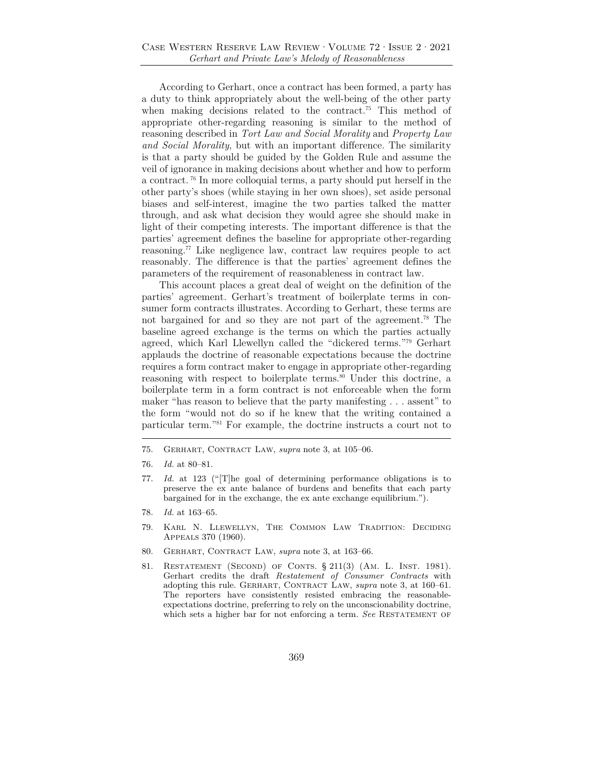According to Gerhart, once a contract has been formed, a party has a duty to think appropriately about the well-being of the other party when making decisions related to the contract.[75] This method of appropriate other-regarding reasoning is similar to the method of reasoning described in *Tort Law and Social Morality* and *Property Law and Social Morality*, but with an important difference. The similarity is that a party should be guided by the Golden Rule and assume the veil of ignorance in making decisions about whether and how to perform a contract.[76] In more colloquial terms, a party should put herself in the other party's shoes (while staying in her own shoes), set aside personal biases and self-interest, imagine the two parties talked the matter through, and ask what decision they would agree she should make in light of their competing interests. The important difference is that the parties' agreement defines the baseline for appropriate other-regarding reasoning.[77] Like negligence law, contract law requires people to act reasonably. The difference is that the parties' agreement defines the parameters of the requirement of reasonableness in contract law.

This account places a great deal of weight on the definition of the parties' agreement. Gerhart's treatment of boilerplate terms in consumer form contracts illustrates. According to Gerhart, these terms are not bargained for and so they are not part of the agreement.[78] The baseline agreed exchange is the terms on which the parties actually agreed, which Karl Llewellyn called the "dickered terms."[79] Gerhart applauds the doctrine of reasonable expectations because the doctrine requires a form contract maker to engage in appropriate other-regarding reasoning with respect to boilerplate terms.[80] Under this doctrine, a boilerplate term in a form contract is not enforceable when the form maker "has reason to believe that the party manifesting . . . assent" to the form "would not do so if he knew that the writing contained a particular term."[81] For example, the doctrine instructs a court not to

---

75. Gerhart, Contract Law, *supra* note 3, at 105–06.

76. *Id.* at 80–81.

77. *Id.* at 123 ("[T]he goal of determining performance obligations is to preserve the ex ante balance of burdens and benefits that each party bargained for in the exchange, the ex ante exchange equilibrium.").

78. *Id.* at 163–65.

79. Karl N. Llewellyn, The Common Law Tradition: Deciding Appeals 370 (1960).

80. Gerhart, Contract Law, *supra* note 3, at 163–66.

81. Restatement (Second) of Conts. § 211(3) (Am. L. Inst. 1981). Gerhart credits the draft *Restatement of Consumer Contracts* with adopting this rule. Gerhart, Contract Law, *supra* note 3, at 160–61. The reporters have consistently resisted embracing the reasonable-expectations doctrine, preferring to rely on the unconscionability doctrine, which sets a higher bar for not enforcing a term. *See* Restatement of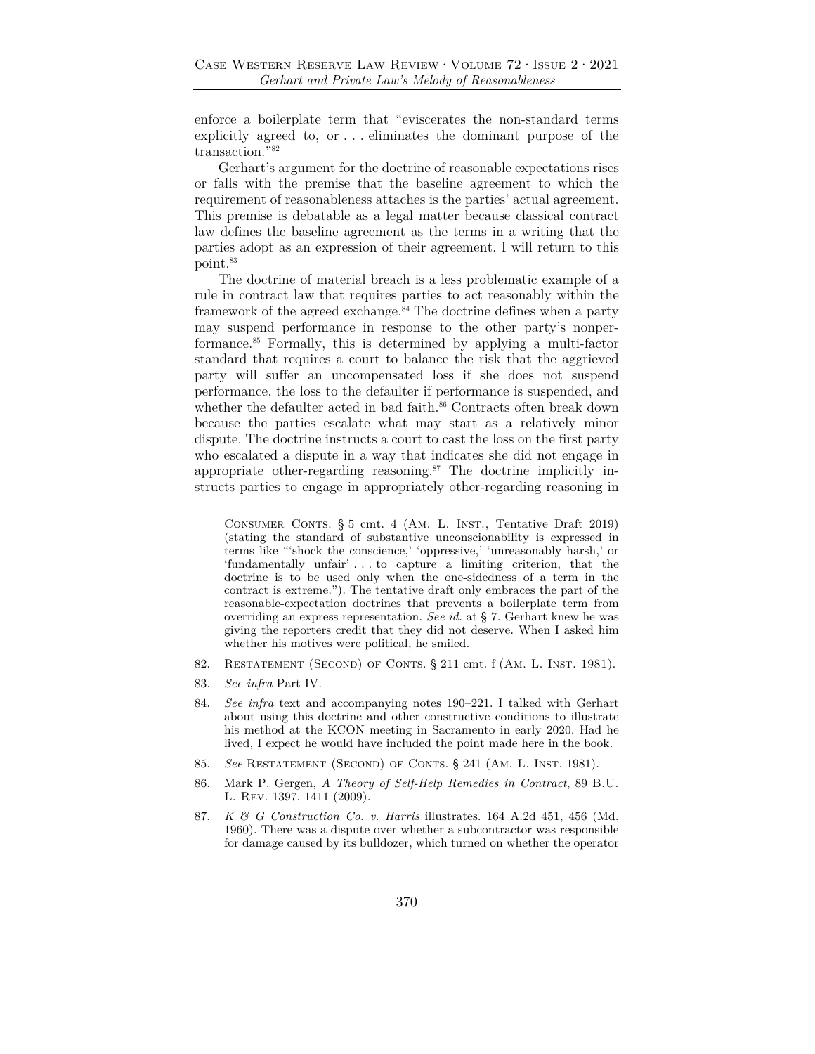enforce a boilerplate term that "eviscerates the non-standard terms explicitly agreed to, or . . . eliminates the dominant purpose of the transaction."[82]

Gerhart's argument for the doctrine of reasonable expectations rises or falls with the premise that the baseline agreement to which the requirement of reasonableness attaches is the parties' actual agreement. This premise is debatable as a legal matter because classical contract law defines the baseline agreement as the terms in a writing that the parties adopt as an expression of their agreement. I will return to this point.[83]

The doctrine of material breach is a less problematic example of a rule in contract law that requires parties to act reasonably within the framework of the agreed exchange.[84] The doctrine defines when a party may suspend performance in response to the other party's nonperformance.[85] Formally, this is determined by applying a multi-factor standard that requires a court to balance the risk that the aggrieved party will suffer an uncompensated loss if she does not suspend performance, the loss to the defaulter if performance is suspended, and whether the defaulter acted in bad faith.[86] Contracts often break down because the parties escalate what may start as a relatively minor dispute. The doctrine instructs a court to cast the loss on the first party who escalated a dispute in a way that indicates she did not engage in appropriate other-regarding reasoning.[87] The doctrine implicitly instructs parties to engage in appropriately other-regarding reasoning in

---

CONSUMER CONTS. § 5 cmt. 4 (AM. L. INST., Tentative Draft 2019) (stating the standard of substantive unconscionability is expressed in terms like "'shock the conscience,' 'oppressive,' 'unreasonably harsh,' or 'fundamentally unfair' . . . to capture a limiting criterion, that the doctrine is to be used only when the one-sidedness of a term in the contract is extreme."). The tentative draft only embraces the part of the reasonable-expectation doctrines that prevents a boilerplate term from overriding an express representation. *See id.* at § 7. Gerhart knew he was giving the reporters credit that they did not deserve. When I asked him whether his motives were political, he smiled.

82. RESTATEMENT (SECOND) OF CONTS. § 211 cmt. f (AM. L. INST. 1981).

83. *See infra* Part IV.

84. *See infra* text and accompanying notes 190–221. I talked with Gerhart about using this doctrine and other constructive conditions to illustrate his method at the KCON meeting in Sacramento in early 2020. Had he lived, I expect he would have included the point made here in the book.

85. *See* RESTATEMENT (SECOND) OF CONTS. § 241 (AM. L. INST. 1981).

86. Mark P. Gergen, *A Theory of Self-Help Remedies in Contract*, 89 B.U. L. REV. 1397, 1411 (2009).

87. *K & G Construction Co. v. Harris* illustrates. 164 A.2d 451, 456 (Md. 1960). There was a dispute over whether a subcontractor was responsible for damage caused by its bulldozer, which turned on whether the operator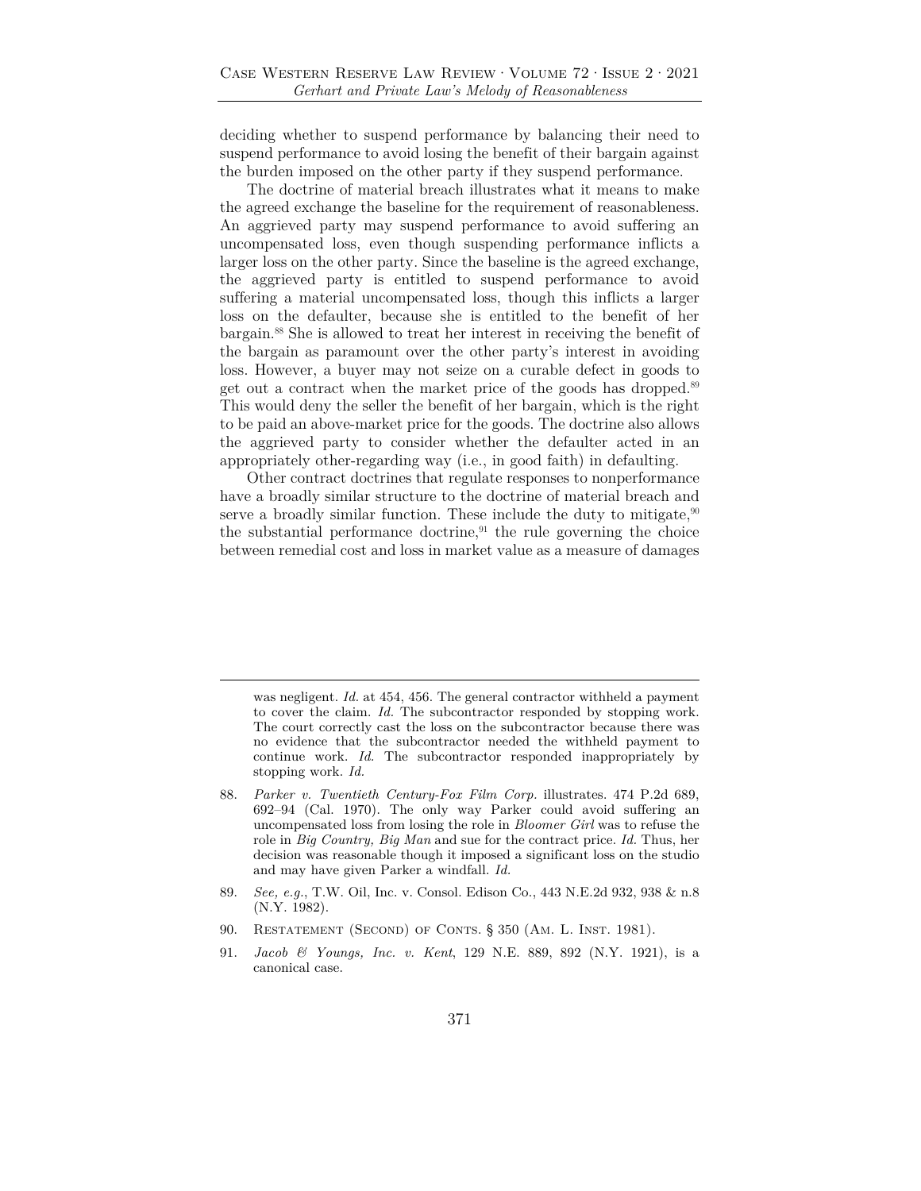deciding whether to suspend performance by balancing their need to suspend performance to avoid losing the benefit of their bargain against the burden imposed on the other party if they suspend performance.

The doctrine of material breach illustrates what it means to make the agreed exchange the baseline for the requirement of reasonableness. An aggrieved party may suspend performance to avoid suffering an uncompensated loss, even though suspending performance inflicts a larger loss on the other party. Since the baseline is the agreed exchange, the aggrieved party is entitled to suspend performance to avoid suffering a material uncompensated loss, though this inflicts a larger loss on the defaulter, because she is entitled to the benefit of her bargain.[88] She is allowed to treat her interest in receiving the benefit of the bargain as paramount over the other party's interest in avoiding loss. However, a buyer may not seize on a curable defect in goods to get out a contract when the market price of the goods has dropped.[89] This would deny the seller the benefit of her bargain, which is the right to be paid an above-market price for the goods. The doctrine also allows the aggrieved party to consider whether the defaulter acted in an appropriately other-regarding way (i.e., in good faith) in defaulting.

Other contract doctrines that regulate responses to nonperformance have a broadly similar structure to the doctrine of material breach and serve a broadly similar function. These include the duty to mitigate,[90] the substantial performance doctrine,[91] the rule governing the choice between remedial cost and loss in market value as a measure of damages

---

was negligent. *Id.* at 454, 456. The general contractor withheld a payment to cover the claim. *Id.* The subcontractor responded by stopping work. The court correctly cast the loss on the subcontractor because there was no evidence that the subcontractor needed the withheld payment to continue work. *Id.* The subcontractor responded inappropriately by stopping work. *Id.*

88. *Parker v. Twentieth Century-Fox Film Corp.* illustrates. 474 P.2d 689, 692–94 (Cal. 1970). The only way Parker could avoid suffering an uncompensated loss from losing the role in *Bloomer Girl* was to refuse the role in *Big Country, Big Man* and sue for the contract price. *Id.* Thus, her decision was reasonable though it imposed a significant loss on the studio and may have given Parker a windfall. *Id.*

89. *See, e.g.*, T.W. Oil, Inc. v. Consol. Edison Co., 443 N.E.2d 932, 938 & n.8 (N.Y. 1982).

90. Restatement (Second) of Conts. § 350 (Am. L. Inst. 1981).

91. *Jacob & Youngs, Inc. v. Kent*, 129 N.E. 889, 892 (N.Y. 1921), is a canonical case.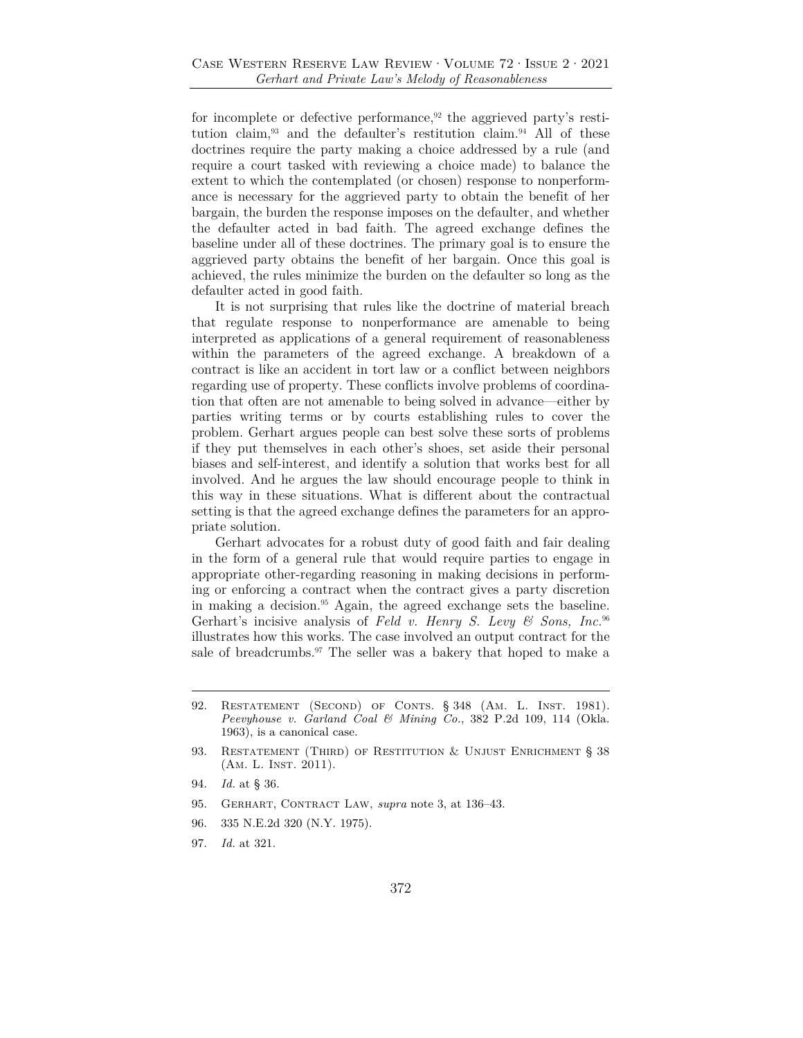for incomplete or defective performance,[92] the aggrieved party's restitution claim,[93] and the defaulter's restitution claim.[94] All of these doctrines require the party making a choice addressed by a rule (and require a court tasked with reviewing a choice made) to balance the extent to which the contemplated (or chosen) response to nonperformance is necessary for the aggrieved party to obtain the benefit of her bargain, the burden the response imposes on the defaulter, and whether the defaulter acted in bad faith. The agreed exchange defines the baseline under all of these doctrines. The primary goal is to ensure the aggrieved party obtains the benefit of her bargain. Once this goal is achieved, the rules minimize the burden on the defaulter so long as the defaulter acted in good faith.

It is not surprising that rules like the doctrine of material breach that regulate response to nonperformance are amenable to being interpreted as applications of a general requirement of reasonableness within the parameters of the agreed exchange. A breakdown of a contract is like an accident in tort law or a conflict between neighbors regarding use of property. These conflicts involve problems of coordination that often are not amenable to being solved in advance—either by parties writing terms or by courts establishing rules to cover the problem. Gerhart argues people can best solve these sorts of problems if they put themselves in each other's shoes, set aside their personal biases and self-interest, and identify a solution that works best for all involved. And he argues the law should encourage people to think in this way in these situations. What is different about the contractual setting is that the agreed exchange defines the parameters for an appropriate solution.

Gerhart advocates for a robust duty of good faith and fair dealing in the form of a general rule that would require parties to engage in appropriate other-regarding reasoning in making decisions in performing or enforcing a contract when the contract gives a party discretion in making a decision.[95] Again, the agreed exchange sets the baseline. Gerhart's incisive analysis of *Feld v. Henry S. Levy & Sons, Inc.*[96] illustrates how this works. The case involved an output contract for the sale of breadcrumbs.[97] The seller was a bakery that hoped to make a

---

92. Restatement (Second) of Conts. § 348 (Am. L. Inst. 1981). *Peevyhouse v. Garland Coal & Mining Co.*, 382 P.2d 109, 114 (Okla. 1963), is a canonical case.

93. Restatement (Third) of Restitution & Unjust Enrichment § 38 (Am. L. Inst. 2011).

94. *Id.* at § 36.

95. Gerhart, Contract Law, *supra* note 3, at 136–43.

96. 335 N.E.2d 320 (N.Y. 1975).

97. *Id.* at 321.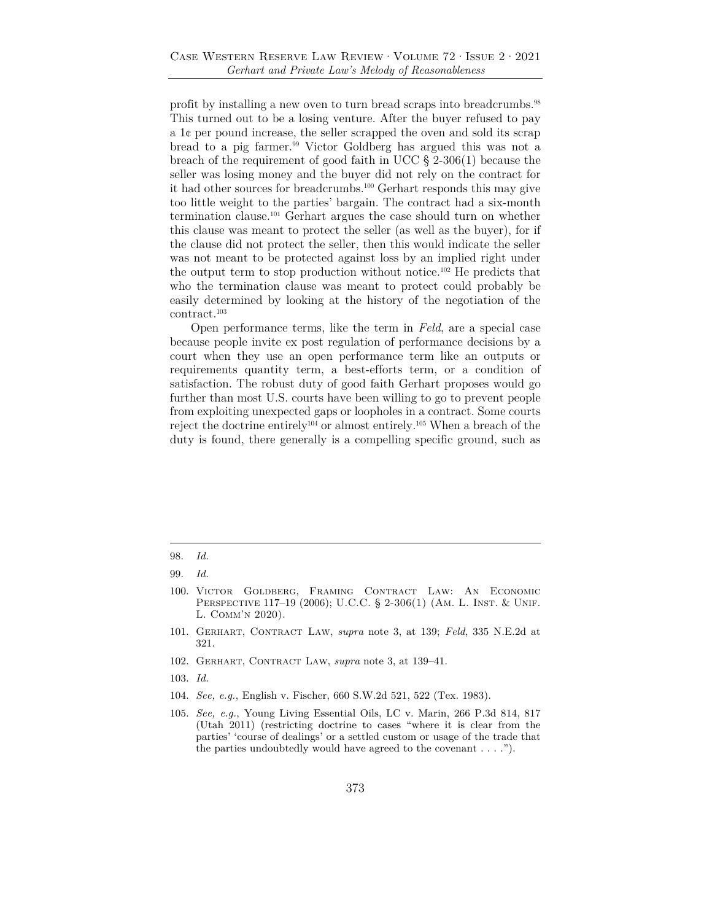profit by installing a new oven to turn bread scraps into breadcrumbs.[98] This turned out to be a losing venture. After the buyer refused to pay a 1¢ per pound increase, the seller scrapped the oven and sold its scrap bread to a pig farmer.[99] Victor Goldberg has argued this was not a breach of the requirement of good faith in UCC § 2-306(1) because the seller was losing money and the buyer did not rely on the contract for it had other sources for breadcrumbs.[100] Gerhart responds this may give too little weight to the parties' bargain. The contract had a six-month termination clause.[101] Gerhart argues the case should turn on whether this clause was meant to protect the seller (as well as the buyer), for if the clause did not protect the seller, then this would indicate the seller was not meant to be protected against loss by an implied right under the output term to stop production without notice.[102] He predicts that who the termination clause was meant to protect could probably be easily determined by looking at the history of the negotiation of the contract.[103]

Open performance terms, like the term in *Feld*, are a special case because people invite ex post regulation of performance decisions by a court when they use an open performance term like an outputs or requirements quantity term, a best-efforts term, or a condition of satisfaction. The robust duty of good faith Gerhart proposes would go further than most U.S. courts have been willing to go to prevent people from exploiting unexpected gaps or loopholes in a contract. Some courts reject the doctrine entirely[104] or almost entirely.[105] When a breach of the duty is found, there generally is a compelling specific ground, such as

---

98. *Id.*

99. *Id.*

100. Victor Goldberg, Framing Contract Law: An Economic Perspective 117–19 (2006); U.C.C. § 2-306(1) (Am. L. Inst. & Unif. L. Comm'n 2020).

101. Gerhart, Contract Law, *supra* note 3, at 139; *Feld*, 335 N.E.2d at 321.

102. Gerhart, Contract Law, *supra* note 3, at 139–41.

103. *Id.*

104. *See, e.g.*, English v. Fischer, 660 S.W.2d 521, 522 (Tex. 1983).

105. *See, e.g.*, Young Living Essential Oils, LC v. Marin, 266 P.3d 814, 817 (Utah 2011) (restricting doctrine to cases "where it is clear from the parties' 'course of dealings' or a settled custom or usage of the trade that the parties undoubtedly would have agreed to the covenant . . . .").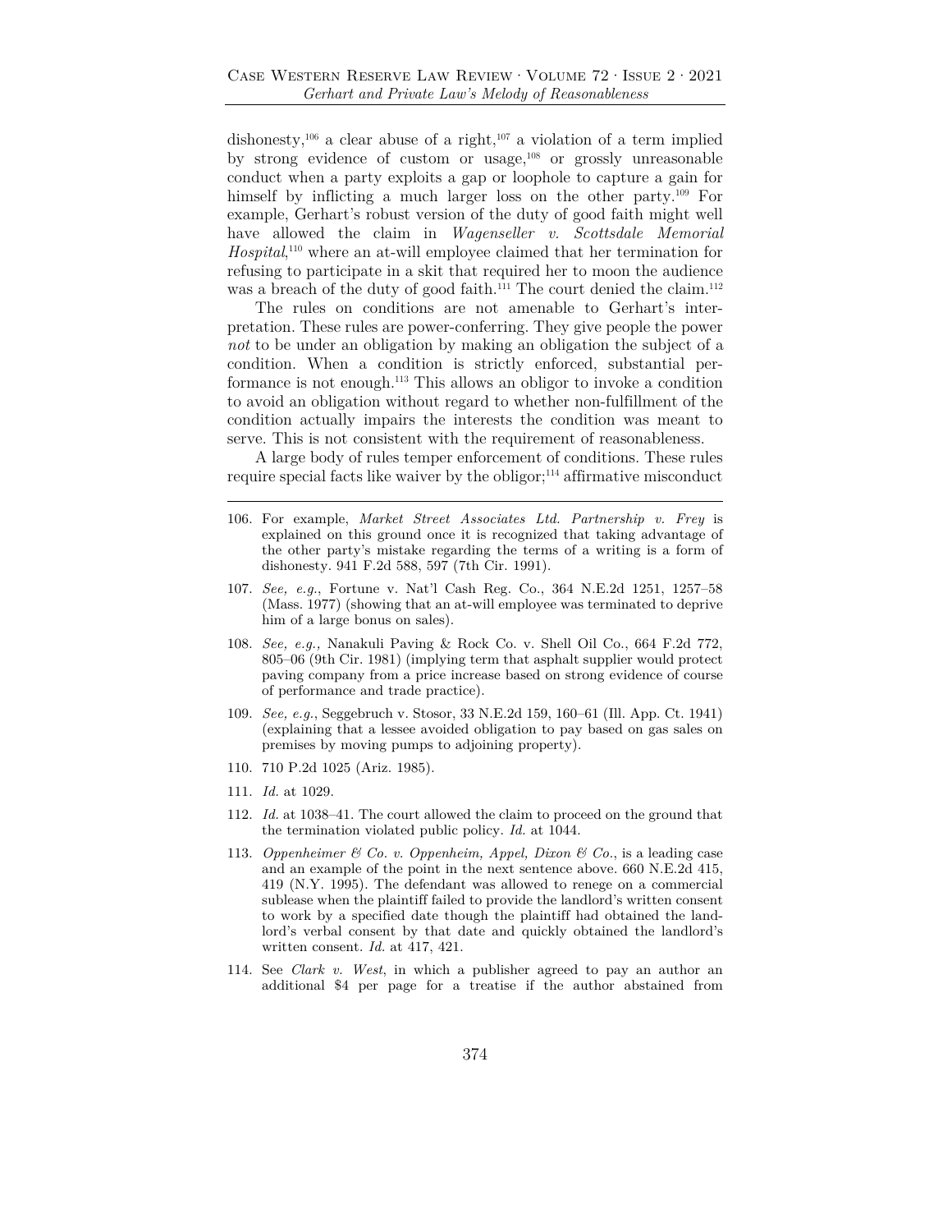dishonesty,[106] a clear abuse of a right,[107] a violation of a term implied by strong evidence of custom or usage,[108] or grossly unreasonable conduct when a party exploits a gap or loophole to capture a gain for himself by inflicting a much larger loss on the other party.[109] For example, Gerhart's robust version of the duty of good faith might well have allowed the claim in *Wagenseller v. Scottsdale Memorial Hospital*,[110] where an at-will employee claimed that her termination for refusing to participate in a skit that required her to moon the audience was a breach of the duty of good faith.[111] The court denied the claim.[112]

The rules on conditions are not amenable to Gerhart's interpretation. These rules are power-conferring. They give people the power *not* to be under an obligation by making an obligation the subject of a condition. When a condition is strictly enforced, substantial performance is not enough.[113] This allows an obligor to invoke a condition to avoid an obligation without regard to whether non-fulfillment of the condition actually impairs the interests the condition was meant to serve. This is not consistent with the requirement of reasonableness.

A large body of rules temper enforcement of conditions. These rules require special facts like waiver by the obligor;[114] affirmative misconduct

---

106. For example, *Market Street Associates Ltd. Partnership v. Frey* is explained on this ground once it is recognized that taking advantage of the other party's mistake regarding the terms of a writing is a form of dishonesty. 941 F.2d 588, 597 (7th Cir. 1991).

107. *See, e.g.*, Fortune v. Nat'l Cash Reg. Co., 364 N.E.2d 1251, 1257–58 (Mass. 1977) (showing that an at-will employee was terminated to deprive him of a large bonus on sales).

108. *See, e.g.,* Nanakuli Paving & Rock Co. v. Shell Oil Co., 664 F.2d 772, 805–06 (9th Cir. 1981) (implying term that asphalt supplier would protect paving company from a price increase based on strong evidence of course of performance and trade practice).

109. *See, e.g.*, Seggebruch v. Stosor, 33 N.E.2d 159, 160–61 (Ill. App. Ct. 1941) (explaining that a lessee avoided obligation to pay based on gas sales on premises by moving pumps to adjoining property).

110. 710 P.2d 1025 (Ariz. 1985).

111. *Id.* at 1029.

112. *Id.* at 1038–41. The court allowed the claim to proceed on the ground that the termination violated public policy. *Id.* at 1044.

113. *Oppenheimer & Co. v. Oppenheim, Appel, Dixon & Co.*, is a leading case and an example of the point in the next sentence above. 660 N.E.2d 415, 419 (N.Y. 1995). The defendant was allowed to renege on a commercial sublease when the plaintiff failed to provide the landlord's written consent to work by a specified date though the plaintiff had obtained the landlord's verbal consent by that date and quickly obtained the landlord's written consent. *Id.* at 417, 421.

114. See *Clark v. West*, in which a publisher agreed to pay an author an additional $4 per page for a treatise if the author abstained from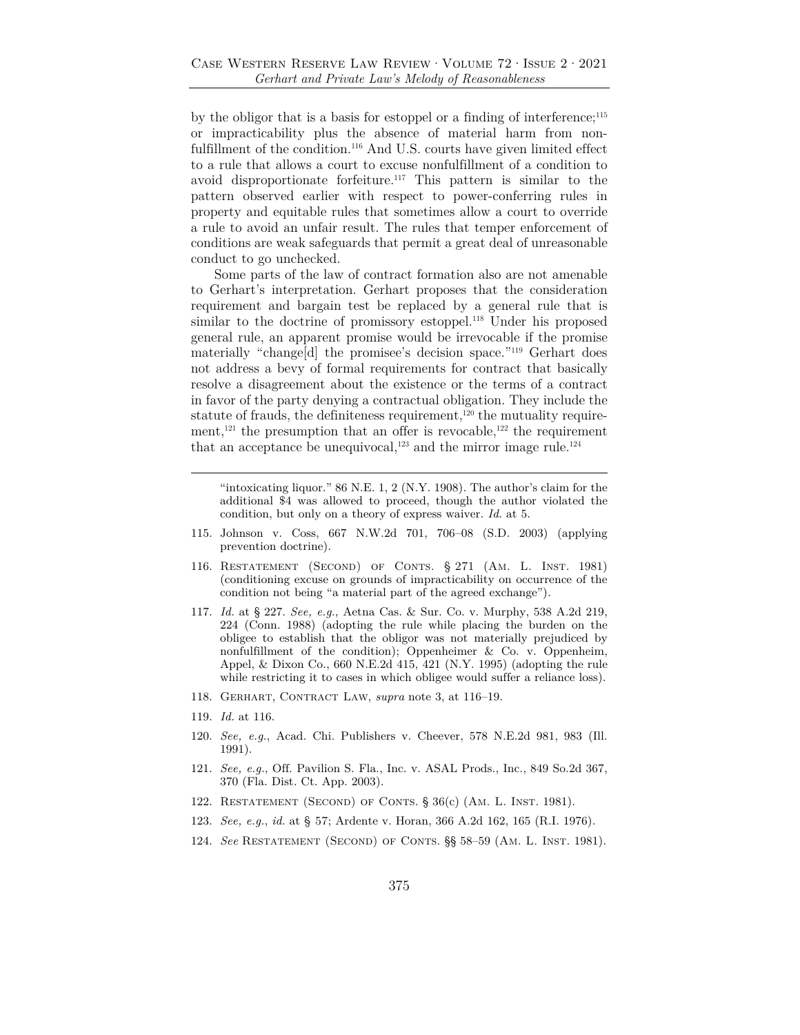by the obligor that is a basis for estoppel or a finding of interference;[115] or impracticability plus the absence of material harm from nonfulfillment of the condition.[116] And U.S. courts have given limited effect to a rule that allows a court to excuse nonfulfillment of a condition to avoid disproportionate forfeiture.[117] This pattern is similar to the pattern observed earlier with respect to power-conferring rules in property and equitable rules that sometimes allow a court to override a rule to avoid an unfair result. The rules that temper enforcement of conditions are weak safeguards that permit a great deal of unreasonable conduct to go unchecked.

Some parts of the law of contract formation also are not amenable to Gerhart's interpretation. Gerhart proposes that the consideration requirement and bargain test be replaced by a general rule that is similar to the doctrine of promissory estoppel.[118] Under his proposed general rule, an apparent promise would be irrevocable if the promise materially "change[d] the promisee's decision space."[119] Gerhart does not address a bevy of formal requirements for contract that basically resolve a disagreement about the existence or the terms of a contract in favor of the party denying a contractual obligation. They include the statute of frauds, the definiteness requirement,[120] the mutuality requirement,[121] the presumption that an offer is revocable,[122] the requirement that an acceptance be unequivocal,[123] and the mirror image rule.[124]

---

"intoxicating liquor." 86 N.E. 1, 2 (N.Y. 1908). The author's claim for the additional $4 was allowed to proceed, though the author violated the condition, but only on a theory of express waiver. *Id.* at 5.

115. Johnson v. Coss, 667 N.W.2d 701, 706–08 (S.D. 2003) (applying prevention doctrine).

116. Restatement (Second) of Conts. § 271 (Am. L. Inst. 1981) (conditioning excuse on grounds of impracticability on occurrence of the condition not being "a material part of the agreed exchange").

117. *Id.* at § 227. *See, e.g.*, Aetna Cas. & Sur. Co. v. Murphy, 538 A.2d 219, 224 (Conn. 1988) (adopting the rule while placing the burden on the obligee to establish that the obligor was not materially prejudiced by nonfulfillment of the condition); Oppenheimer & Co. v. Oppenheim, Appel, & Dixon Co., 660 N.E.2d 415, 421 (N.Y. 1995) (adopting the rule while restricting it to cases in which obligee would suffer a reliance loss).

118. Gerhart, Contract Law, *supra* note 3, at 116–19.

119. *Id.* at 116.

120. *See, e.g.*, Acad. Chi. Publishers v. Cheever, 578 N.E.2d 981, 983 (Ill. 1991).

121. *See, e.g.*, Off. Pavilion S. Fla., Inc. v. ASAL Prods., Inc., 849 So.2d 367, 370 (Fla. Dist. Ct. App. 2003).

122. Restatement (Second) of Conts. § 36(c) (Am. L. Inst. 1981).

123. *See, e.g.*, *id.* at § 57; Ardente v. Horan, 366 A.2d 162, 165 (R.I. 1976).

124. *See* Restatement (Second) of Conts. §§ 58–59 (Am. L. Inst. 1981).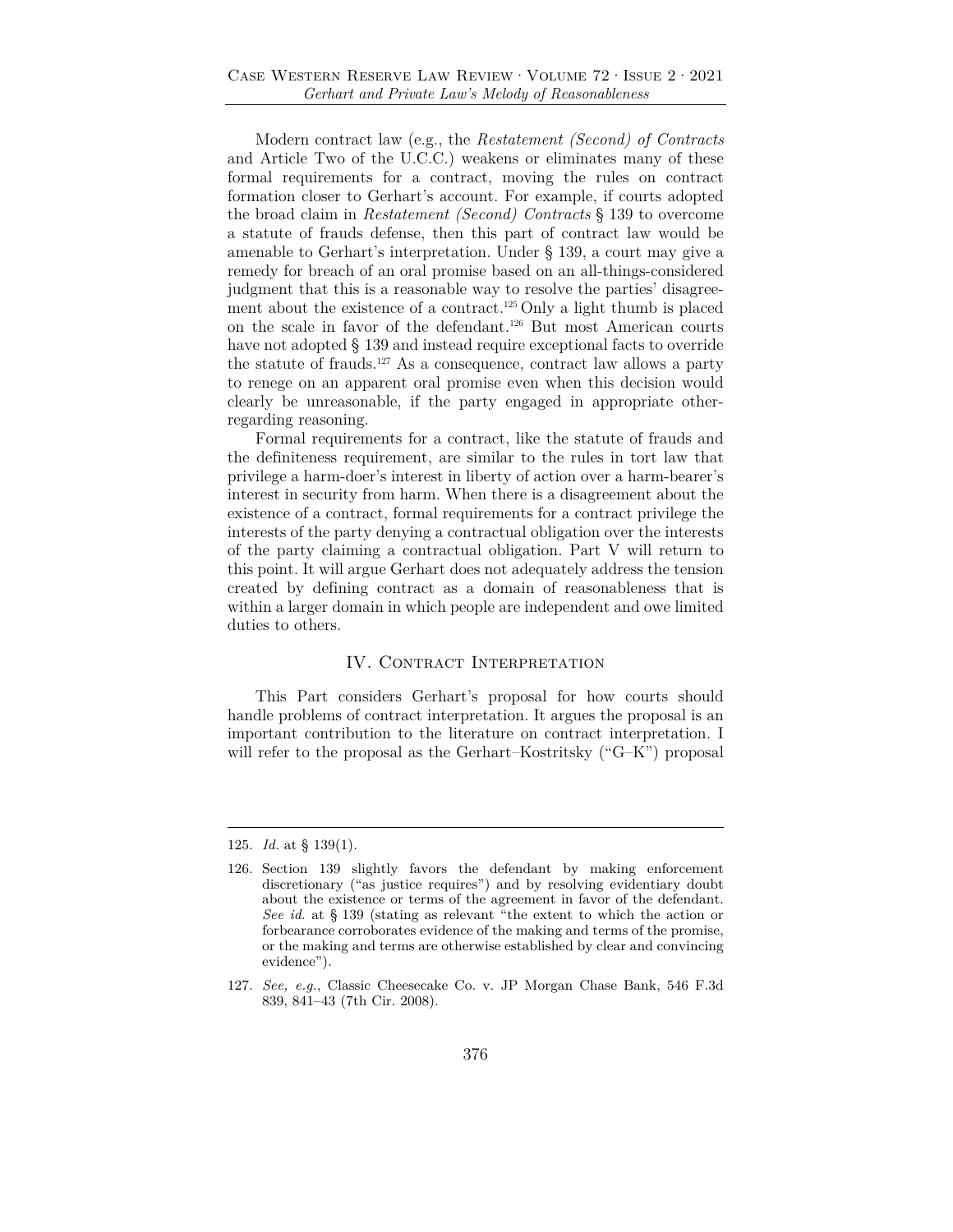Modern contract law (e.g., the *Restatement (Second) of Contracts* and Article Two of the U.C.C.) weakens or eliminates many of these formal requirements for a contract, moving the rules on contract formation closer to Gerhart's account. For example, if courts adopted the broad claim in *Restatement (Second) Contracts* § 139 to overcome a statute of frauds defense, then this part of contract law would be amenable to Gerhart's interpretation. Under § 139, a court may give a remedy for breach of an oral promise based on an all-things-considered judgment that this is a reasonable way to resolve the parties' disagreement about the existence of a contract.[125] Only a light thumb is placed on the scale in favor of the defendant.[126] But most American courts have not adopted § 139 and instead require exceptional facts to override the statute of frauds.[127] As a consequence, contract law allows a party to renege on an apparent oral promise even when this decision would clearly be unreasonable, if the party engaged in appropriate other-regarding reasoning.

Formal requirements for a contract, like the statute of frauds and the definiteness requirement, are similar to the rules in tort law that privilege a harm-doer's interest in liberty of action over a harm-bearer's interest in security from harm. When there is a disagreement about the existence of a contract, formal requirements for a contract privilege the interests of the party denying a contractual obligation over the interests of the party claiming a contractual obligation. Part V will return to this point. It will argue Gerhart does not adequately address the tension created by defining contract as a domain of reasonableness that is within a larger domain in which people are independent and owe limited duties to others.

## IV. Contract Interpretation

This Part considers Gerhart's proposal for how courts should handle problems of contract interpretation. It argues the proposal is an important contribution to the literature on contract interpretation. I will refer to the proposal as the Gerhart–Kostritsky ("G–K") proposal

---

125. *Id.* at § 139(1).

126. Section 139 slightly favors the defendant by making enforcement discretionary ("as justice requires") and by resolving evidentiary doubt about the existence or terms of the agreement in favor of the defendant. *See id.* at § 139 (stating as relevant "the extent to which the action or forbearance corroborates evidence of the making and terms of the promise, or the making and terms are otherwise established by clear and convincing evidence").

127. *See, e.g.*, Classic Cheesecake Co. v. JP Morgan Chase Bank, 546 F.3d 839, 841–43 (7th Cir. 2008).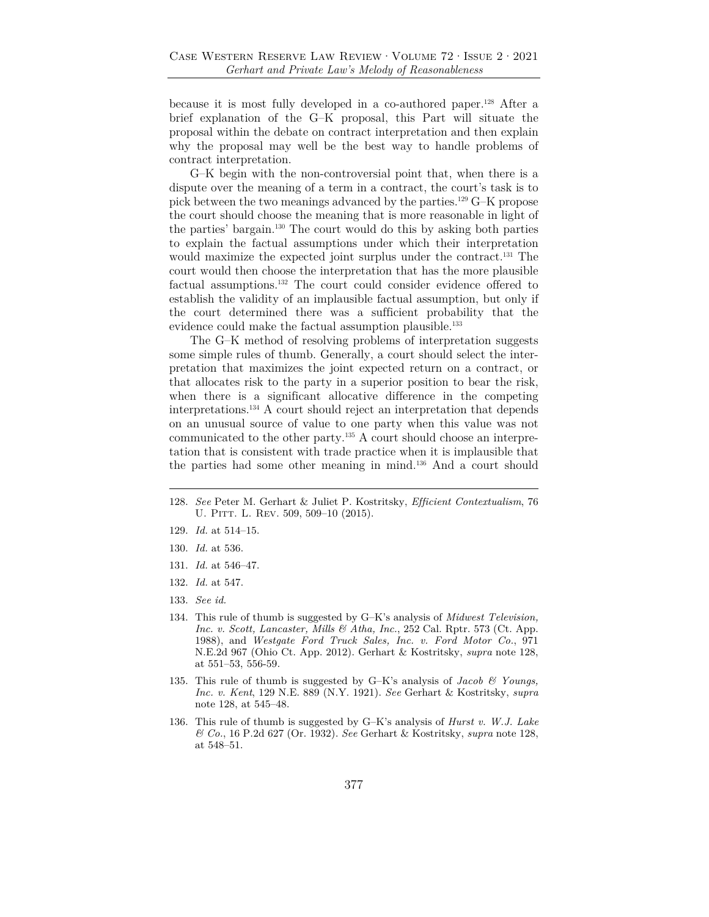because it is most fully developed in a co-authored paper.[128] After a brief explanation of the G–K proposal, this Part will situate the proposal within the debate on contract interpretation and then explain why the proposal may well be the best way to handle problems of contract interpretation.

G–K begin with the non-controversial point that, when there is a dispute over the meaning of a term in a contract, the court's task is to pick between the two meanings advanced by the parties.[129] G–K propose the court should choose the meaning that is more reasonable in light of the parties' bargain.[130] The court would do this by asking both parties to explain the factual assumptions under which their interpretation would maximize the expected joint surplus under the contract.[131] The court would then choose the interpretation that has the more plausible factual assumptions.[132] The court could consider evidence offered to establish the validity of an implausible factual assumption, but only if the court determined there was a sufficient probability that the evidence could make the factual assumption plausible.[133]

The G–K method of resolving problems of interpretation suggests some simple rules of thumb. Generally, a court should select the interpretation that maximizes the joint expected return on a contract, or that allocates risk to the party in a superior position to bear the risk, when there is a significant allocative difference in the competing interpretations.[134] A court should reject an interpretation that depends on an unusual source of value to one party when this value was not communicated to the other party.[135] A court should choose an interpretation that is consistent with trade practice when it is implausible that the parties had some other meaning in mind.[136] And a court should

---

128. *See* Peter M. Gerhart & Juliet P. Kostritsky, *Efficient Contextualism*, 76 U. Pitt. L. Rev. 509, 509–10 (2015).

129. *Id.* at 514–15.

130. *Id.* at 536.

131. *Id.* at 546–47.

132. *Id.* at 547.

133. *See id.*

134. This rule of thumb is suggested by G–K's analysis of *Midwest Television, Inc. v. Scott, Lancaster, Mills & Atha, Inc.*, 252 Cal. Rptr. 573 (Ct. App. 1988), and *Westgate Ford Truck Sales, Inc. v. Ford Motor Co.*, 971 N.E.2d 967 (Ohio Ct. App. 2012). Gerhart & Kostritsky, *supra* note 128, at 551–53, 556-59.

135. This rule of thumb is suggested by G–K's analysis of *Jacob & Youngs, Inc. v. Kent*, 129 N.E. 889 (N.Y. 1921). *See* Gerhart & Kostritsky, *supra* note 128, at 545–48.

136. This rule of thumb is suggested by G–K's analysis of *Hurst v. W.J. Lake & Co.*, 16 P.2d 627 (Or. 1932). *See* Gerhart & Kostritsky, *supra* note 128, at 548–51.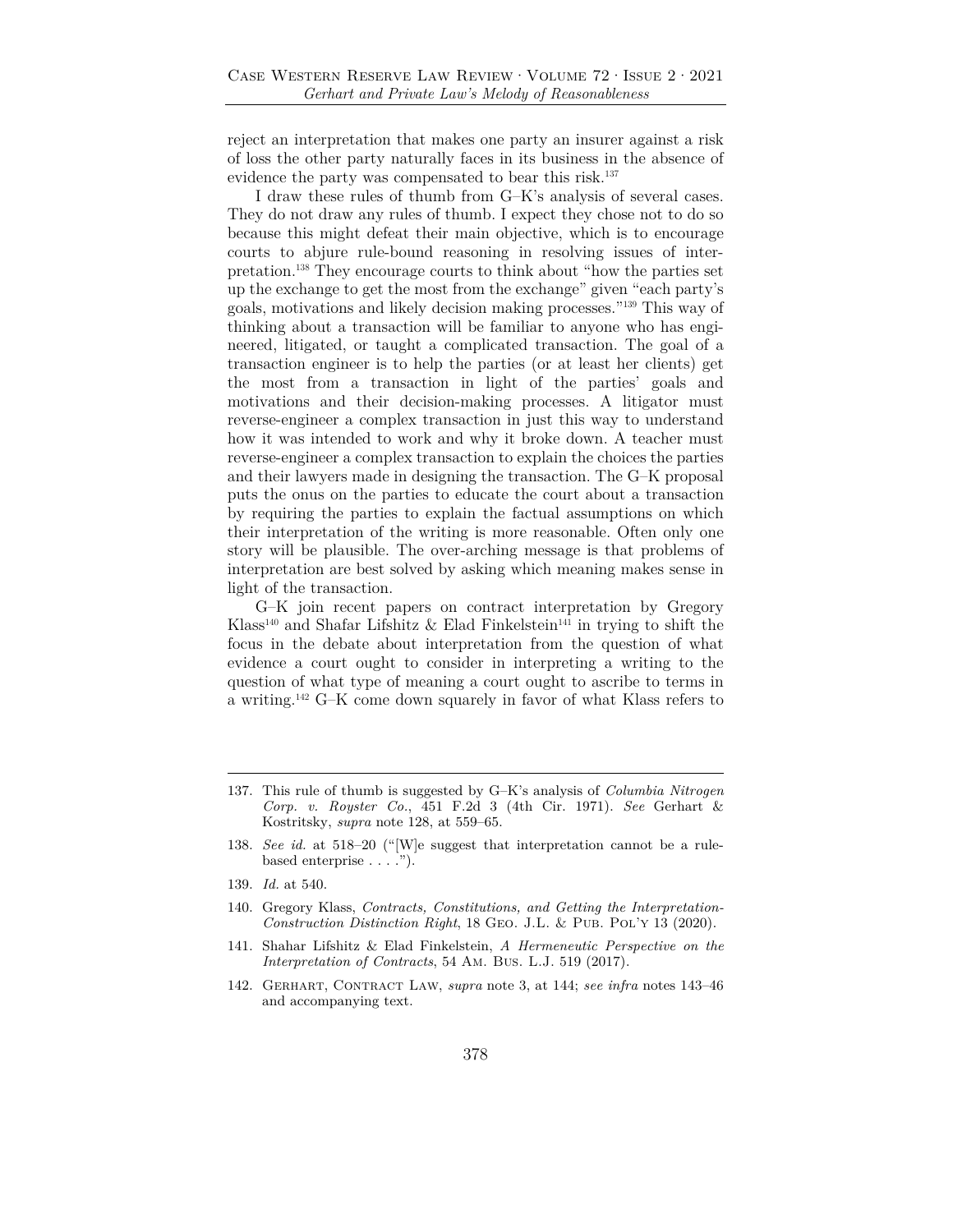reject an interpretation that makes one party an insurer against a risk of loss the other party naturally faces in its business in the absence of evidence the party was compensated to bear this risk.[137]

I draw these rules of thumb from G–K's analysis of several cases. They do not draw any rules of thumb. I expect they chose not to do so because this might defeat their main objective, which is to encourage courts to abjure rule-bound reasoning in resolving issues of interpretation.[138] They encourage courts to think about "how the parties set up the exchange to get the most from the exchange" given "each party's goals, motivations and likely decision making processes."[139] This way of thinking about a transaction will be familiar to anyone who has engineered, litigated, or taught a complicated transaction. The goal of a transaction engineer is to help the parties (or at least her clients) get the most from a transaction in light of the parties' goals and motivations and their decision-making processes. A litigator must reverse-engineer a complex transaction in just this way to understand how it was intended to work and why it broke down. A teacher must reverse-engineer a complex transaction to explain the choices the parties and their lawyers made in designing the transaction. The G–K proposal puts the onus on the parties to educate the court about a transaction by requiring the parties to explain the factual assumptions on which their interpretation of the writing is more reasonable. Often only one story will be plausible. The over-arching message is that problems of interpretation are best solved by asking which meaning makes sense in light of the transaction.

G–K join recent papers on contract interpretation by Gregory Klass[140] and Shafar Lifshitz & Elad Finkelstein[141] in trying to shift the focus in the debate about interpretation from the question of what evidence a court ought to consider in interpreting a writing to the question of what type of meaning a court ought to ascribe to terms in a writing.[142] G–K come down squarely in favor of what Klass refers to

---

137. This rule of thumb is suggested by G–K's analysis of *Columbia Nitrogen Corp. v. Royster Co.*, 451 F.2d 3 (4th Cir. 1971). *See* Gerhart & Kostritsky, *supra* note 128, at 559–65.

138. *See id.* at 518–20 ("[W]e suggest that interpretation cannot be a rule-based enterprise . . . .").

139. *Id.* at 540.

140. Gregory Klass, *Contracts, Constitutions, and Getting the Interpretation-Construction Distinction Right*, 18 Geo. J.L. & Pub. Pol'y 13 (2020).

141. Shahar Lifshitz & Elad Finkelstein, *A Hermeneutic Perspective on the Interpretation of Contracts*, 54 Am. Bus. L.J. 519 (2017).

142. Gerhart, Contract Law, *supra* note 3, at 144; *see infra* notes 143–46 and accompanying text.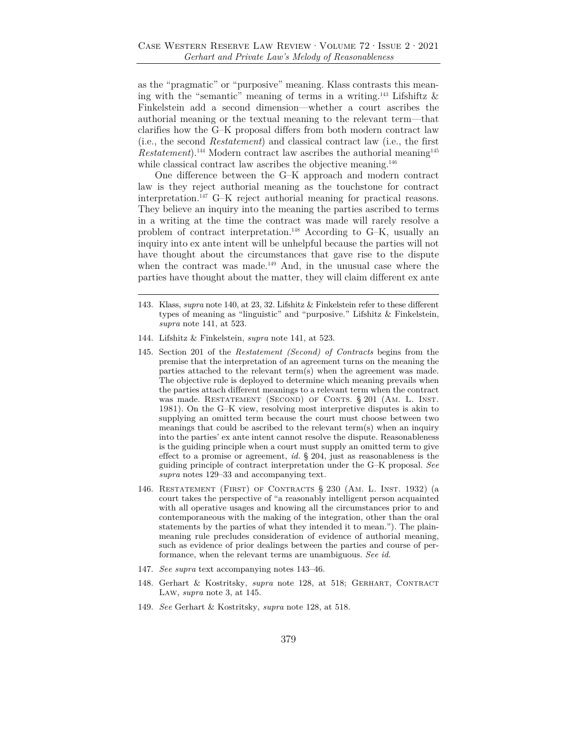as the "pragmatic" or "purposive" meaning. Klass contrasts this meaning with the "semantic" meaning of terms in a writing.[143] Lifshiftz & Finkelstein add a second dimension—whether a court ascribes the authorial meaning or the textual meaning to the relevant term—that clarifies how the G–K proposal differs from both modern contract law (i.e., the second *Restatement*) and classical contract law (i.e., the first *Restatement*).[144] Modern contract law ascribes the authorial meaning[145] while classical contract law ascribes the objective meaning.[146]

One difference between the G–K approach and modern contract law is they reject authorial meaning as the touchstone for contract interpretation.[147] G–K reject authorial meaning for practical reasons. They believe an inquiry into the meaning the parties ascribed to terms in a writing at the time the contract was made will rarely resolve a problem of contract interpretation.[148] According to G–K, usually an inquiry into ex ante intent will be unhelpful because the parties will not have thought about the circumstances that gave rise to the dispute when the contract was made.[149] And, in the unusual case where the parties have thought about the matter, they will claim different ex ante

---

143. Klass, *supra* note 140, at 23, 32. Lifshitz & Finkelstein refer to these different types of meaning as "linguistic" and "purposive." Lifshitz & Finkelstein, *supra* note 141, at 523.

144. Lifshitz & Finkelstein, *supra* note 141, at 523.

145. Section 201 of the *Restatement (Second) of Contracts* begins from the premise that the interpretation of an agreement turns on the meaning the parties attached to the relevant term(s) when the agreement was made. The objective rule is deployed to determine which meaning prevails when the parties attach different meanings to a relevant term when the contract was made. Restatement (Second) of Conts. § 201 (Am. L. Inst. 1981). On the G–K view, resolving most interpretive disputes is akin to supplying an omitted term because the court must choose between two meanings that could be ascribed to the relevant term(s) when an inquiry into the parties' ex ante intent cannot resolve the dispute. Reasonableness is the guiding principle when a court must supply an omitted term to give effect to a promise or agreement, *id.* § 204, just as reasonableness is the guiding principle of contract interpretation under the G–K proposal. *See supra* notes 129–33 and accompanying text.

146. Restatement (First) of Contracts § 230 (Am. L. Inst. 1932) (a court takes the perspective of "a reasonably intelligent person acquainted with all operative usages and knowing all the circumstances prior to and contemporaneous with the making of the integration, other than the oral statements by the parties of what they intended it to mean."). The plain-meaning rule precludes consideration of evidence of authorial meaning, such as evidence of prior dealings between the parties and course of performance, when the relevant terms are unambiguous. *See id.*

147. *See supra* text accompanying notes 143–46.

148. Gerhart & Kostritsky, *supra* note 128, at 518; Gerhart, Contract Law, *supra* note 3, at 145.

149. *See* Gerhart & Kostritsky, *supra* note 128, at 518.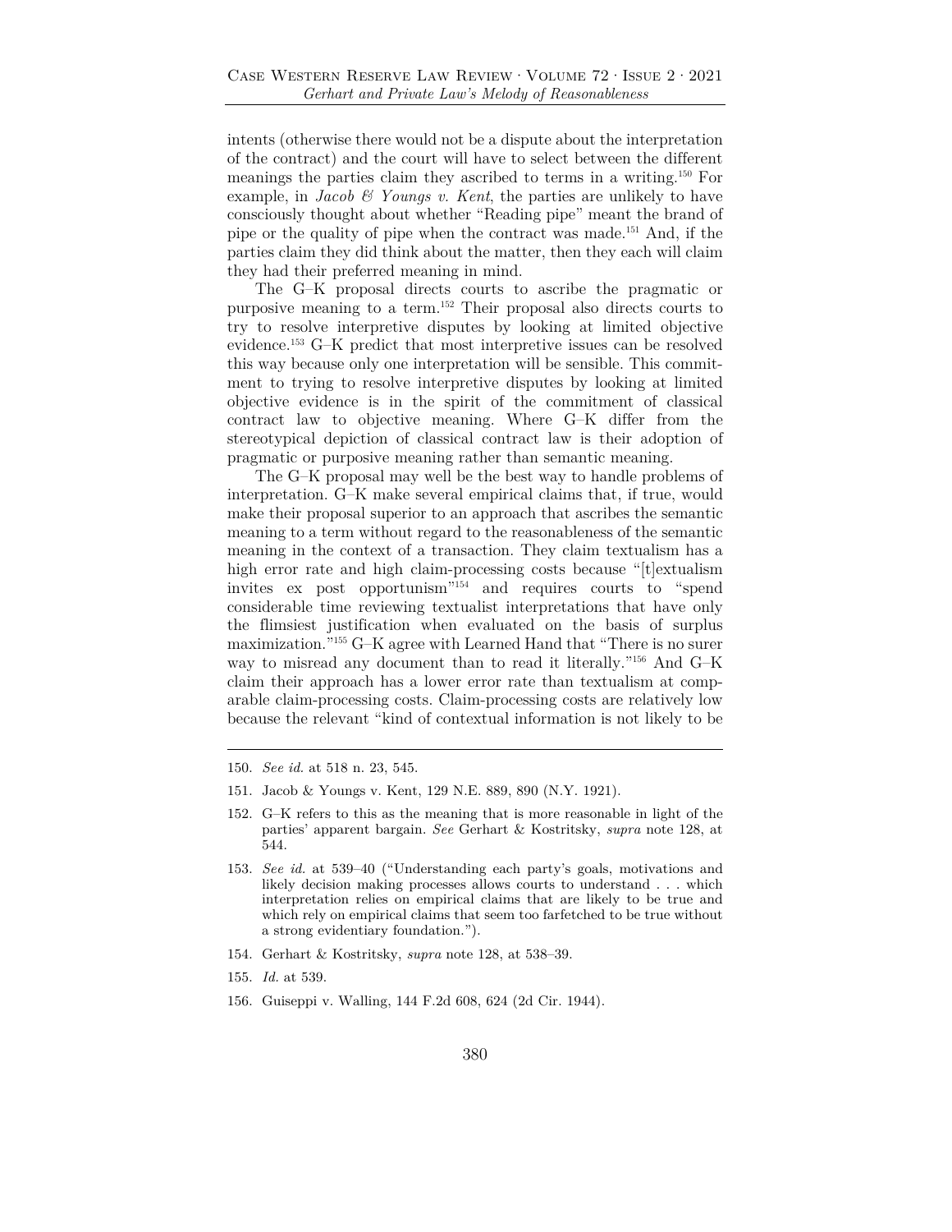intents (otherwise there would not be a dispute about the interpretation of the contract) and the court will have to select between the different meanings the parties claim they ascribed to terms in a writing.[150] For example, in *Jacob & Youngs v. Kent*, the parties are unlikely to have consciously thought about whether "Reading pipe" meant the brand of pipe or the quality of pipe when the contract was made.[151] And, if the parties claim they did think about the matter, then they each will claim they had their preferred meaning in mind.

The G–K proposal directs courts to ascribe the pragmatic or purposive meaning to a term.[152] Their proposal also directs courts to try to resolve interpretive disputes by looking at limited objective evidence.[153] G–K predict that most interpretive issues can be resolved this way because only one interpretation will be sensible. This commitment to trying to resolve interpretive disputes by looking at limited objective evidence is in the spirit of the commitment of classical contract law to objective meaning. Where G–K differ from the stereotypical depiction of classical contract law is their adoption of pragmatic or purposive meaning rather than semantic meaning.

The G–K proposal may well be the best way to handle problems of interpretation. G–K make several empirical claims that, if true, would make their proposal superior to an approach that ascribes the semantic meaning to a term without regard to the reasonableness of the semantic meaning in the context of a transaction. They claim textualism has a high error rate and high claim-processing costs because "[t]extualism invites ex post opportunism"[154] and requires courts to "spend considerable time reviewing textualist interpretations that have only the flimsiest justification when evaluated on the basis of surplus maximization."[155] G–K agree with Learned Hand that "There is no surer way to misread any document than to read it literally."[156] And G–K claim their approach has a lower error rate than textualism at comparable claim-processing costs. Claim-processing costs are relatively low because the relevant "kind of contextual information is not likely to be

---

150. *See id.* at 518 n. 23, 545.

151. Jacob & Youngs v. Kent, 129 N.E. 889, 890 (N.Y. 1921).

152. G–K refers to this as the meaning that is more reasonable in light of the parties' apparent bargain. *See* Gerhart & Kostritsky, *supra* note 128, at 544.

153. *See id.* at 539–40 ("Understanding each party's goals, motivations and likely decision making processes allows courts to understand . . . which interpretation relies on empirical claims that are likely to be true and which rely on empirical claims that seem too farfetched to be true without a strong evidentiary foundation.").

154. Gerhart & Kostritsky, *supra* note 128, at 538–39.

155. *Id.* at 539.

156. Guiseppi v. Walling, 144 F.2d 608, 624 (2d Cir. 1944).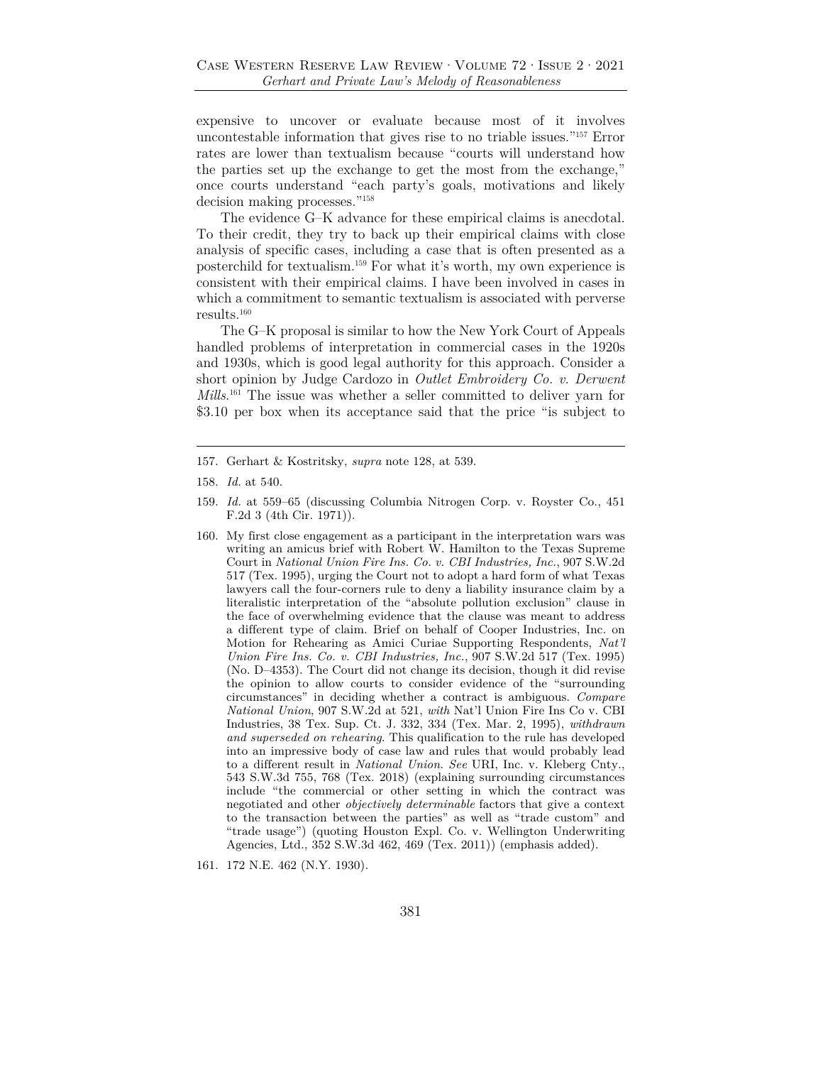expensive to uncover or evaluate because most of it involves uncontestable information that gives rise to no triable issues."[157] Error rates are lower than textualism because "courts will understand how the parties set up the exchange to get the most from the exchange," once courts understand "each party's goals, motivations and likely decision making processes."[158]

The evidence G–K advance for these empirical claims is anecdotal. To their credit, they try to back up their empirical claims with close analysis of specific cases, including a case that is often presented as a posterchild for textualism.[159] For what it's worth, my own experience is consistent with their empirical claims. I have been involved in cases in which a commitment to semantic textualism is associated with perverse results.[160]

The G–K proposal is similar to how the New York Court of Appeals handled problems of interpretation in commercial cases in the 1920s and 1930s, which is good legal authority for this approach. Consider a short opinion by Judge Cardozo in *Outlet Embroidery Co. v. Derwent Mills*.[161] The issue was whether a seller committed to deliver yarn for \$3.10 per box when its acceptance said that the price "is subject to

---

157. Gerhart & Kostritsky, *supra* note 128, at 539.

158. *Id.* at 540.

159. *Id.* at 559–65 (discussing Columbia Nitrogen Corp. v. Royster Co., 451 F.2d 3 (4th Cir. 1971)).

160. My first close engagement as a participant in the interpretation wars was writing an amicus brief with Robert W. Hamilton to the Texas Supreme Court in *National Union Fire Ins. Co. v. CBI Industries, Inc.*, 907 S.W.2d 517 (Tex. 1995), urging the Court not to adopt a hard form of what Texas lawyers call the four-corners rule to deny a liability insurance claim by a literalistic interpretation of the "absolute pollution exclusion" clause in the face of overwhelming evidence that the clause was meant to address a different type of claim. Brief on behalf of Cooper Industries, Inc. on Motion for Rehearing as Amici Curiae Supporting Respondents, *Nat'l Union Fire Ins. Co. v. CBI Industries, Inc.*, 907 S.W.2d 517 (Tex. 1995) (No. D–4353). The Court did not change its decision, though it did revise the opinion to allow courts to consider evidence of the "surrounding circumstances" in deciding whether a contract is ambiguous. *Compare National Union*, 907 S.W.2d at 521, *with* Nat'l Union Fire Ins Co v. CBI Industries, 38 Tex. Sup. Ct. J. 332, 334 (Tex. Mar. 2, 1995), *withdrawn and superseded on rehearing*. This qualification to the rule has developed into an impressive body of case law and rules that would probably lead to a different result in *National Union*. *See* URI, Inc. v. Kleberg Cnty., 543 S.W.3d 755, 768 (Tex. 2018) (explaining surrounding circumstances include "the commercial or other setting in which the contract was negotiated and other *objectively determinable* factors that give a context to the transaction between the parties" as well as "trade custom" and "trade usage") (quoting Houston Expl. Co. v. Wellington Underwriting Agencies, Ltd., 352 S.W.3d 462, 469 (Tex. 2011)) (emphasis added).

161. 172 N.E. 462 (N.Y. 1930).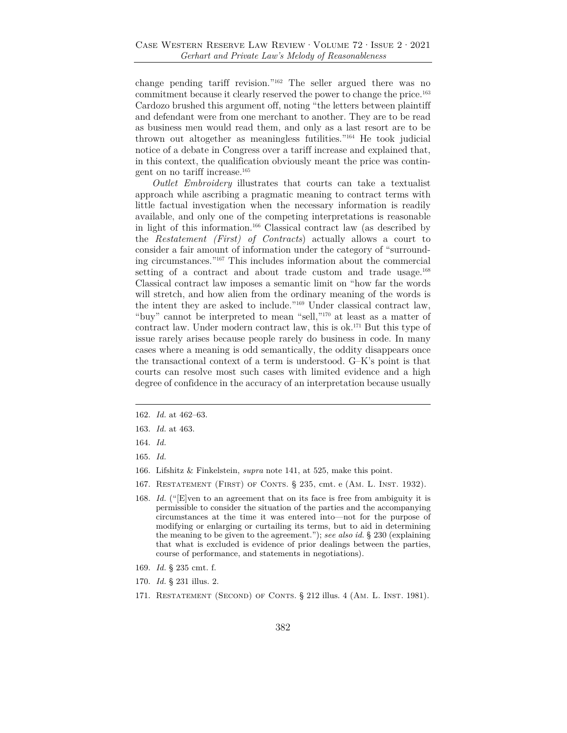change pending tariff revision."[162] The seller argued there was no commitment because it clearly reserved the power to change the price.[163] Cardozo brushed this argument off, noting "the letters between plaintiff and defendant were from one merchant to another. They are to be read as business men would read them, and only as a last resort are to be thrown out altogether as meaningless futilities."[164] He took judicial notice of a debate in Congress over a tariff increase and explained that, in this context, the qualification obviously meant the price was contingent on no tariff increase.[165]

*Outlet Embroidery* illustrates that courts can take a textualist approach while ascribing a pragmatic meaning to contract terms with little factual investigation when the necessary information is readily available, and only one of the competing interpretations is reasonable in light of this information.[166] Classical contract law (as described by the *Restatement (First) of Contracts*) actually allows a court to consider a fair amount of information under the category of "surrounding circumstances."[167] This includes information about the commercial setting of a contract and about trade custom and trade usage.[168] Classical contract law imposes a semantic limit on "how far the words will stretch, and how alien from the ordinary meaning of the words is the intent they are asked to include."[169] Under classical contract law, "buy" cannot be interpreted to mean "sell,"[170] at least as a matter of contract law. Under modern contract law, this is ok.[171] But this type of issue rarely arises because people rarely do business in code. In many cases where a meaning is odd semantically, the oddity disappears once the transactional context of a term is understood. G–K's point is that courts can resolve most such cases with limited evidence and a high degree of confidence in the accuracy of an interpretation because usually

---

162. *Id.* at 462–63.

163. *Id.* at 463.

164. *Id.*

165. *Id.*

166. Lifshitz & Finkelstein, *supra* note 141, at 525, make this point.

167. Restatement (First) of Conts. § 235, cmt. e (Am. L. Inst. 1932).

168. *Id.* ("[E]ven to an agreement that on its face is free from ambiguity it is permissible to consider the situation of the parties and the accompanying circumstances at the time it was entered into—not for the purpose of modifying or enlarging or curtailing its terms, but to aid in determining the meaning to be given to the agreement."); *see also id.* § 230 (explaining that what is excluded is evidence of prior dealings between the parties, course of performance, and statements in negotiations).

169. *Id.* § 235 cmt. f.

170. *Id.* § 231 illus. 2.

171. Restatement (Second) of Conts. § 212 illus. 4 (Am. L. Inst. 1981).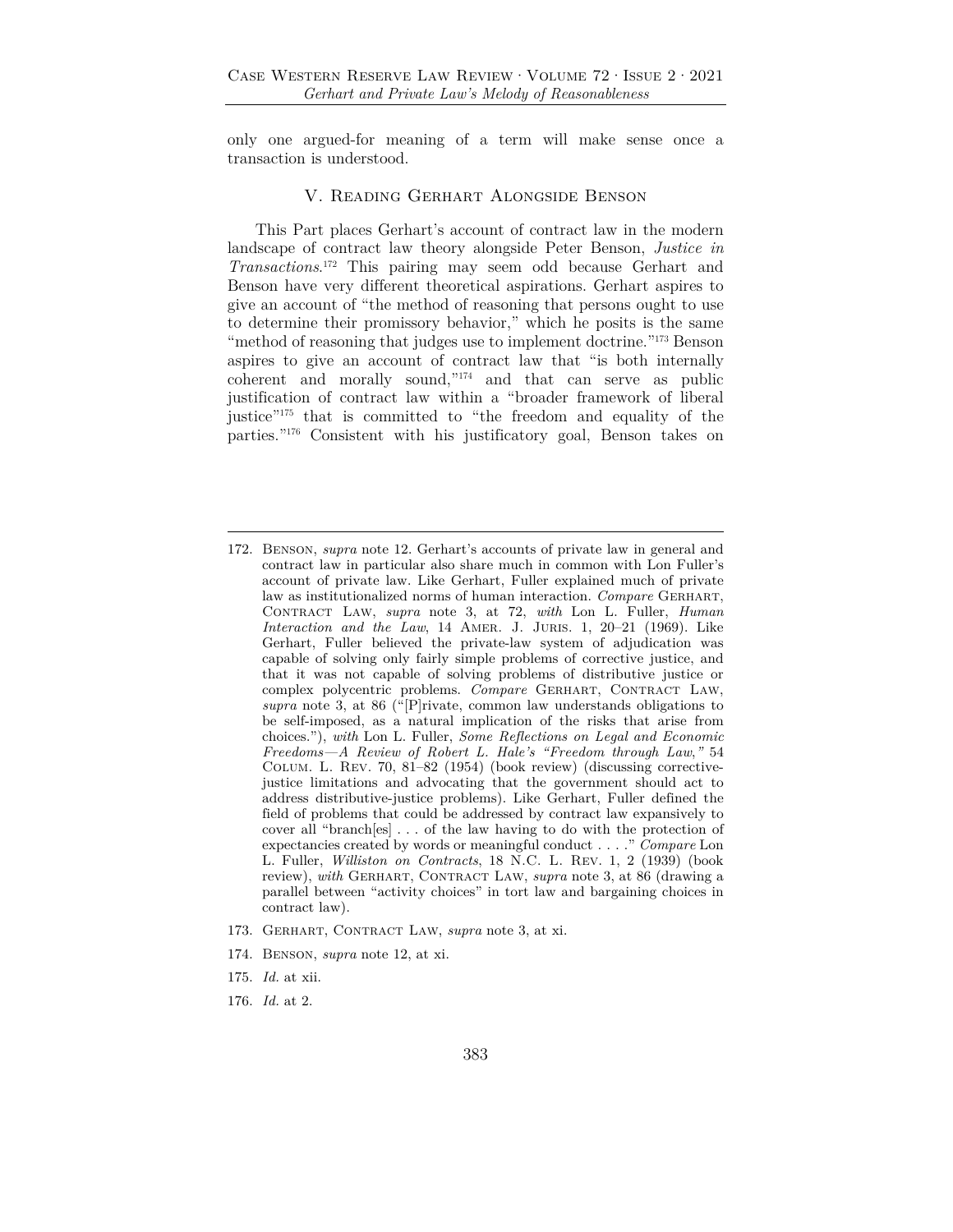only one argued-for meaning of a term will make sense once a transaction is understood.

## V. Reading Gerhart Alongside Benson

This Part places Gerhart's account of contract law in the modern landscape of contract law theory alongside Peter Benson, *Justice in Transactions*.[172] This pairing may seem odd because Gerhart and Benson have very different theoretical aspirations. Gerhart aspires to give an account of "the method of reasoning that persons ought to use to determine their promissory behavior," which he posits is the same "method of reasoning that judges use to implement doctrine."[173] Benson aspires to give an account of contract law that "is both internally coherent and morally sound,"[174] and that can serve as public justification of contract law within a "broader framework of liberal justice"[175] that is committed to "the freedom and equality of the parties."[176] Consistent with his justificatory goal, Benson takes on

---

172. Benson, *supra* note 12. Gerhart's accounts of private law in general and contract law in particular also share much in common with Lon Fuller's account of private law. Like Gerhart, Fuller explained much of private law as institutionalized norms of human interaction. *Compare* Gerhart, Contract Law, *supra* note 3, at 72, *with* Lon L. Fuller, *Human Interaction and the Law*, 14 Amer. J. Juris. 1, 20–21 (1969). Like Gerhart, Fuller believed the private-law system of adjudication was capable of solving only fairly simple problems of corrective justice, and that it was not capable of solving problems of distributive justice or complex polycentric problems. *Compare* Gerhart, Contract Law, *supra* note 3, at 86 ("[P]rivate, common law understands obligations to be self-imposed, as a natural implication of the risks that arise from choices."), *with* Lon L. Fuller, *Some Reflections on Legal and Economic Freedoms—A Review of Robert L. Hale's "Freedom through Law,"* 54 Colum. L. Rev. 70, 81–82 (1954) (book review) (discussing corrective-justice limitations and advocating that the government should act to address distributive-justice problems). Like Gerhart, Fuller defined the field of problems that could be addressed by contract law expansively to cover all "branch[es] . . . of the law having to do with the protection of expectancies created by words or meaningful conduct . . . ." *Compare* Lon L. Fuller, *Williston on Contracts*, 18 N.C. L. Rev. 1, 2 (1939) (book review), *with* Gerhart, Contract Law, *supra* note 3, at 86 (drawing a parallel between "activity choices" in tort law and bargaining choices in contract law).

173. Gerhart, Contract Law, *supra* note 3, at xi.

174. Benson, *supra* note 12, at xi.

175. *Id.* at xii.

176. *Id.* at 2.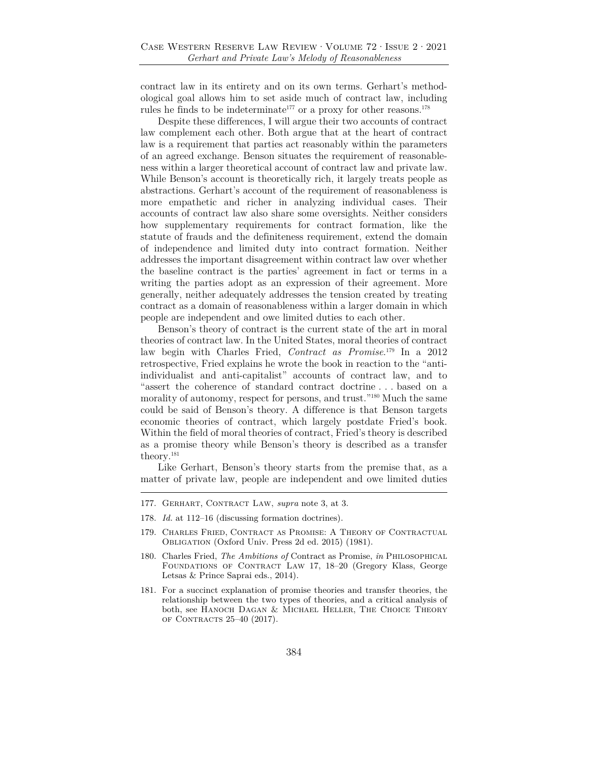contract law in its entirety and on its own terms. Gerhart's methodological goal allows him to set aside much of contract law, including rules he finds to be indeterminate[177] or a proxy for other reasons.[178]

Despite these differences, I will argue their two accounts of contract law complement each other. Both argue that at the heart of contract law is a requirement that parties act reasonably within the parameters of an agreed exchange. Benson situates the requirement of reasonableness within a larger theoretical account of contract law and private law. While Benson's account is theoretically rich, it largely treats people as abstractions. Gerhart's account of the requirement of reasonableness is more empathetic and richer in analyzing individual cases. Their accounts of contract law also share some oversights. Neither considers how supplementary requirements for contract formation, like the statute of frauds and the definiteness requirement, extend the domain of independence and limited duty into contract formation. Neither addresses the important disagreement within contract law over whether the baseline contract is the parties' agreement in fact or terms in a writing the parties adopt as an expression of their agreement. More generally, neither adequately addresses the tension created by treating contract as a domain of reasonableness within a larger domain in which people are independent and owe limited duties to each other.

Benson's theory of contract is the current state of the art in moral theories of contract law. In the United States, moral theories of contract law begin with Charles Fried, *Contract as Promise*.[179] In a 2012 retrospective, Fried explains he wrote the book in reaction to the "anti-individualist and anti-capitalist" accounts of contract law, and to "assert the coherence of standard contract doctrine . . . based on a morality of autonomy, respect for persons, and trust."[180] Much the same could be said of Benson's theory. A difference is that Benson targets economic theories of contract, which largely postdate Fried's book. Within the field of moral theories of contract, Fried's theory is described as a promise theory while Benson's theory is described as a transfer theory.[181]

Like Gerhart, Benson's theory starts from the premise that, as a matter of private law, people are independent and owe limited duties

---

177. Gerhart, Contract Law, *supra* note 3, at 3.

178. *Id.* at 112–16 (discussing formation doctrines).

179. Charles Fried, Contract as Promise: A Theory of Contractual Obligation (Oxford Univ. Press 2d ed. 2015) (1981).

180. Charles Fried, *The Ambitions of* Contract as Promise, *in* Philosophical Foundations of Contract Law 17, 18–20 (Gregory Klass, George Letsas & Prince Saprai eds., 2014).

181. For a succinct explanation of promise theories and transfer theories, the relationship between the two types of theories, and a critical analysis of both, see Hanoch Dagan & Michael Heller, The Choice Theory of Contracts 25–40 (2017).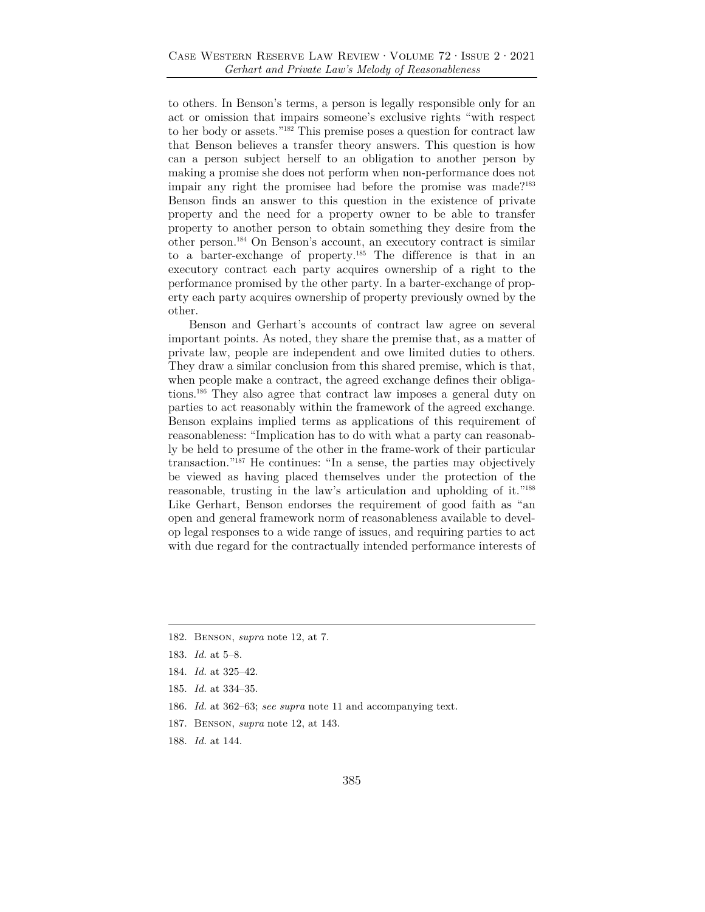to others. In Benson's terms, a person is legally responsible only for an act or omission that impairs someone's exclusive rights "with respect to her body or assets."[182] This premise poses a question for contract law that Benson believes a transfer theory answers. This question is how can a person subject herself to an obligation to another person by making a promise she does not perform when non-performance does not impair any right the promisee had before the promise was made?[183] Benson finds an answer to this question in the existence of private property and the need for a property owner to be able to transfer property to another person to obtain something they desire from the other person.[184] On Benson's account, an executory contract is similar to a barter-exchange of property.[185] The difference is that in an executory contract each party acquires ownership of a right to the performance promised by the other party. In a barter-exchange of property each party acquires ownership of property previously owned by the other.

Benson and Gerhart's accounts of contract law agree on several important points. As noted, they share the premise that, as a matter of private law, people are independent and owe limited duties to others. They draw a similar conclusion from this shared premise, which is that, when people make a contract, the agreed exchange defines their obligations.[186] They also agree that contract law imposes a general duty on parties to act reasonably within the framework of the agreed exchange. Benson explains implied terms as applications of this requirement of reasonableness: "Implication has to do with what a party can reasonably be held to presume of the other in the frame-work of their particular transaction."[187] He continues: "In a sense, the parties may objectively be viewed as having placed themselves under the protection of the reasonable, trusting in the law's articulation and upholding of it."[188] Like Gerhart, Benson endorses the requirement of good faith as "an open and general framework norm of reasonableness available to develop legal responses to a wide range of issues, and requiring parties to act with due regard for the contractually intended performance interests of

---

182. Benson, *supra* note 12, at 7.

183. *Id.* at 5–8.

184. *Id.* at 325–42.

185. *Id.* at 334–35.

186. *Id.* at 362–63; *see supra* note 11 and accompanying text.

187. Benson, *supra* note 12, at 143.

188. *Id.* at 144.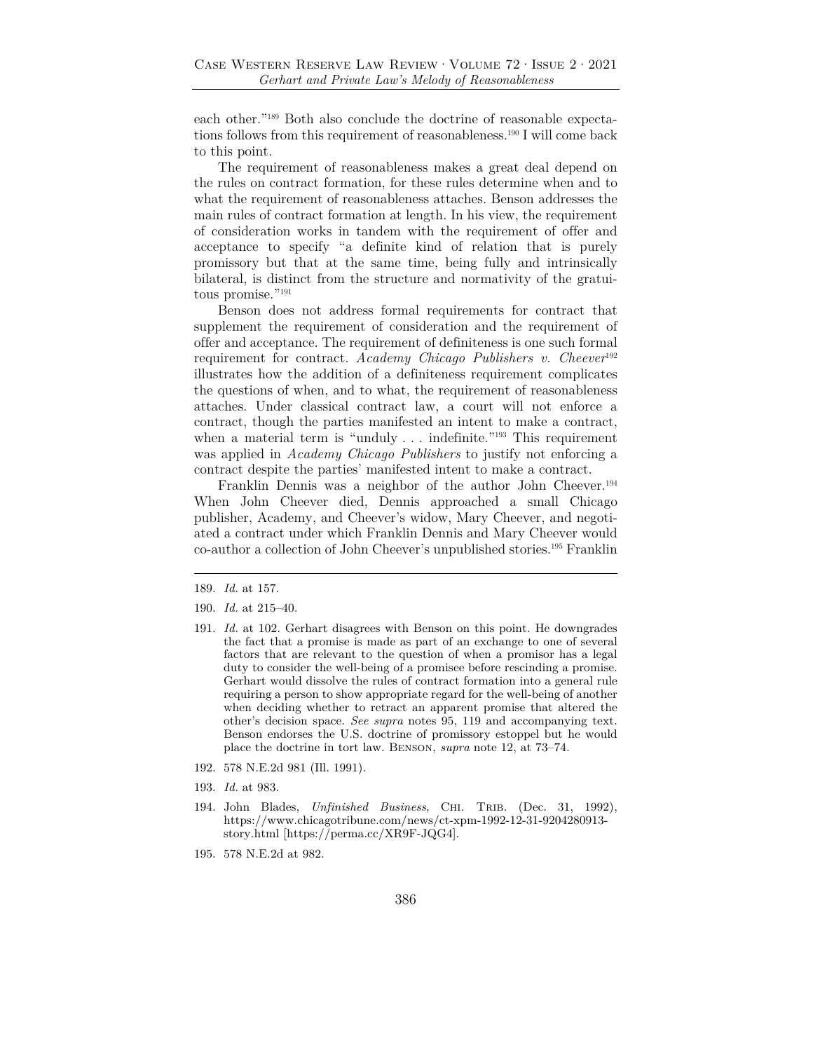each other."[189] Both also conclude the doctrine of reasonable expectations follows from this requirement of reasonableness.[190] I will come back to this point.

The requirement of reasonableness makes a great deal depend on the rules on contract formation, for these rules determine when and to what the requirement of reasonableness attaches. Benson addresses the main rules of contract formation at length. In his view, the requirement of consideration works in tandem with the requirement of offer and acceptance to specify "a definite kind of relation that is purely promissory but that at the same time, being fully and intrinsically bilateral, is distinct from the structure and normativity of the gratuitous promise."[191]

Benson does not address formal requirements for contract that supplement the requirement of consideration and the requirement of offer and acceptance. The requirement of definiteness is one such formal requirement for contract. *Academy Chicago Publishers v. Cheever*[192] illustrates how the addition of a definiteness requirement complicates the questions of when, and to what, the requirement of reasonableness attaches. Under classical contract law, a court will not enforce a contract, though the parties manifested an intent to make a contract, when a material term is "unduly . . . indefinite."[193] This requirement was applied in *Academy Chicago Publishers* to justify not enforcing a contract despite the parties' manifested intent to make a contract.

Franklin Dennis was a neighbor of the author John Cheever.[194] When John Cheever died, Dennis approached a small Chicago publisher, Academy, and Cheever's widow, Mary Cheever, and negotiated a contract under which Franklin Dennis and Mary Cheever would co-author a collection of John Cheever's unpublished stories.[195] Franklin

---

189. *Id.* at 157.

190. *Id.* at 215–40.

191. *Id.* at 102. Gerhart disagrees with Benson on this point. He downgrades the fact that a promise is made as part of an exchange to one of several factors that are relevant to the question of when a promisor has a legal duty to consider the well-being of a promisee before rescinding a promise. Gerhart would dissolve the rules of contract formation into a general rule requiring a person to show appropriate regard for the well-being of another when deciding whether to retract an apparent promise that altered the other's decision space. *See supra* notes 95, 119 and accompanying text. Benson endorses the U.S. doctrine of promissory estoppel but he would place the doctrine in tort law. BENSON, *supra* note 12, at 73–74.

192. 578 N.E.2d 981 (Ill. 1991).

193. *Id.* at 983.

194. John Blades, *Unfinished Business*, CHI. TRIB. (Dec. 31, 1992), https://www.chicagotribune.com/news/ct-xpm-1992-12-31-9204280913-story.html [https://perma.cc/XR9F-JQG4].

195. 578 N.E.2d at 982.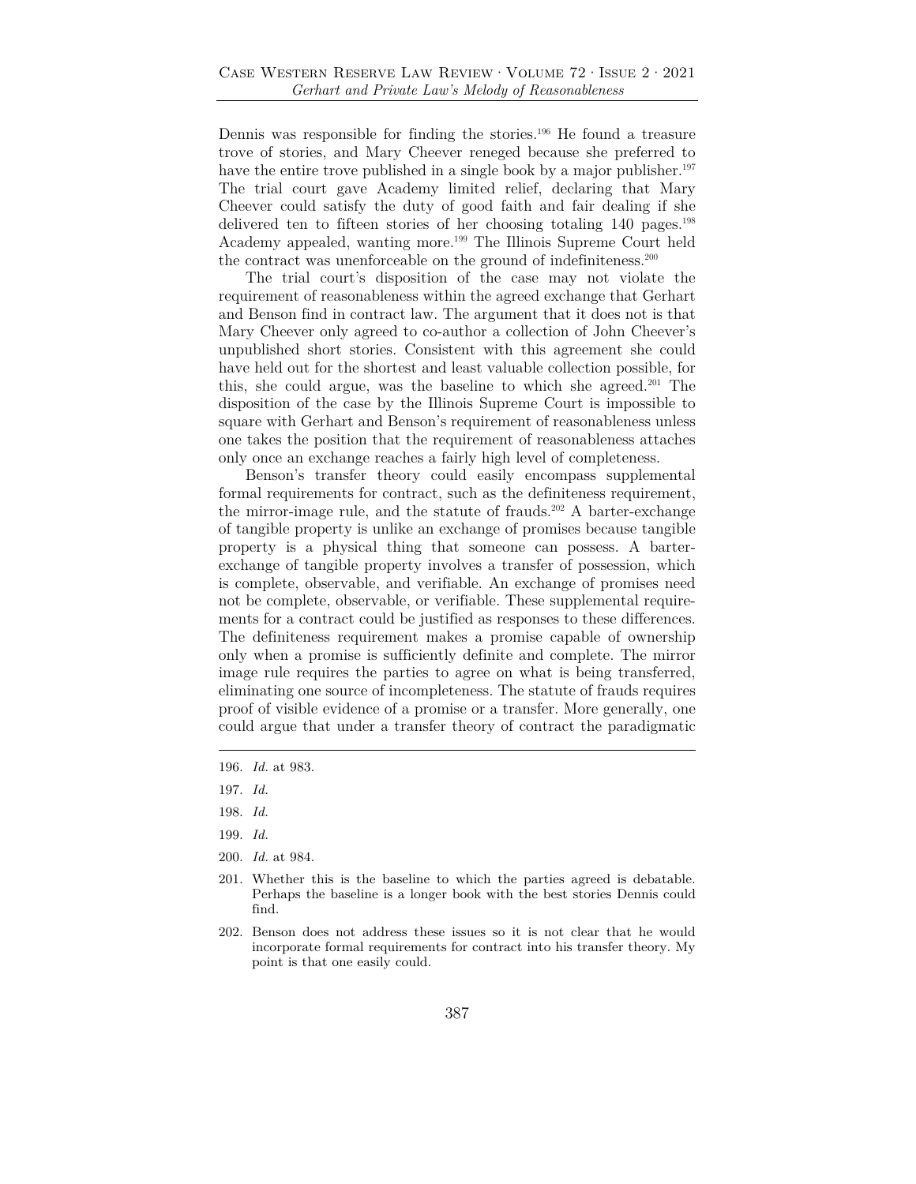Dennis was responsible for finding the stories.[196] He found a treasure trove of stories, and Mary Cheever reneged because she preferred to have the entire trove published in a single book by a major publisher.[197] The trial court gave Academy limited relief, declaring that Mary Cheever could satisfy the duty of good faith and fair dealing if she delivered ten to fifteen stories of her choosing totaling 140 pages.[198] Academy appealed, wanting more.[199] The Illinois Supreme Court held the contract was unenforceable on the ground of indefiniteness.[200]

The trial court's disposition of the case may not violate the requirement of reasonableness within the agreed exchange that Gerhart and Benson find in contract law. The argument that it does not is that Mary Cheever only agreed to co-author a collection of John Cheever's unpublished short stories. Consistent with this agreement she could have held out for the shortest and least valuable collection possible, for this, she could argue, was the baseline to which she agreed.[201] The disposition of the case by the Illinois Supreme Court is impossible to square with Gerhart and Benson's requirement of reasonableness unless one takes the position that the requirement of reasonableness attaches only once an exchange reaches a fairly high level of completeness.

Benson's transfer theory could easily encompass supplemental formal requirements for contract, such as the definiteness requirement, the mirror-image rule, and the statute of frauds.[202] A barter-exchange of tangible property is unlike an exchange of promises because tangible property is a physical thing that someone can possess. A barter-exchange of tangible property involves a transfer of possession, which is complete, observable, and verifiable. An exchange of promises need not be complete, observable, or verifiable. These supplemental requirements for a contract could be justified as responses to these differences. The definiteness requirement makes a promise capable of ownership only when a promise is sufficiently definite and complete. The mirror image rule requires the parties to agree on what is being transferred, eliminating one source of incompleteness. The statute of frauds requires proof of visible evidence of a promise or a transfer. More generally, one could argue that under a transfer theory of contract the paradigmatic

---

196. *Id.* at 983.

197. *Id.*

198. *Id.*

199. *Id.*

200. *Id.* at 984.

201. Whether this is the baseline to which the parties agreed is debatable. Perhaps the baseline is a longer book with the best stories Dennis could find.

202. Benson does not address these issues so it is not clear that he would incorporate formal requirements for contract into his transfer theory. My point is that one easily could.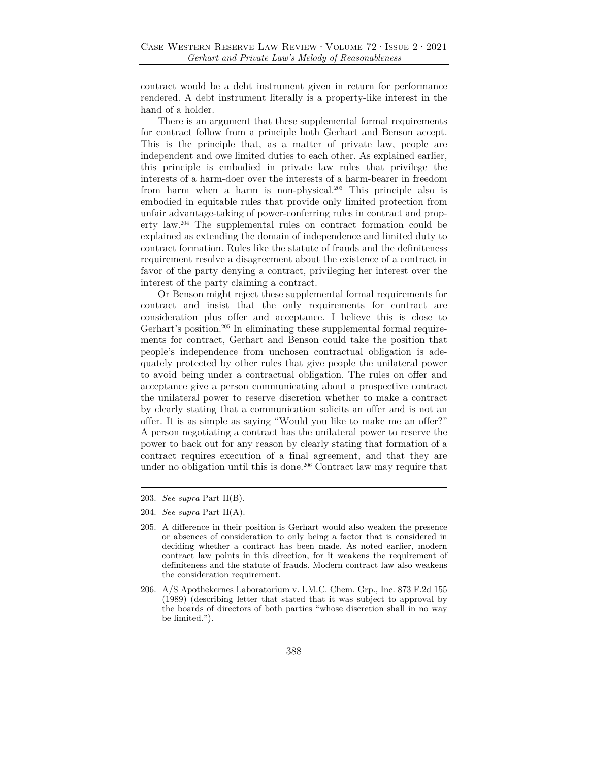contract would be a debt instrument given in return for performance rendered. A debt instrument literally is a property-like interest in the hand of a holder.

There is an argument that these supplemental formal requirements for contract follow from a principle both Gerhart and Benson accept. This is the principle that, as a matter of private law, people are independent and owe limited duties to each other. As explained earlier, this principle is embodied in private law rules that privilege the interests of a harm-doer over the interests of a harm-bearer in freedom from harm when a harm is non-physical.[203] This principle also is embodied in equitable rules that provide only limited protection from unfair advantage-taking of power-conferring rules in contract and property law.[204] The supplemental rules on contract formation could be explained as extending the domain of independence and limited duty to contract formation. Rules like the statute of frauds and the definiteness requirement resolve a disagreement about the existence of a contract in favor of the party denying a contract, privileging her interest over the interest of the party claiming a contract.

Or Benson might reject these supplemental formal requirements for contract and insist that the only requirements for contract are consideration plus offer and acceptance. I believe this is close to Gerhart's position.[205] In eliminating these supplemental formal requirements for contract, Gerhart and Benson could take the position that people's independence from unchosen contractual obligation is adequately protected by other rules that give people the unilateral power to avoid being under a contractual obligation. The rules on offer and acceptance give a person communicating about a prospective contract the unilateral power to reserve discretion whether to make a contract by clearly stating that a communication solicits an offer and is not an offer. It is as simple as saying "Would you like to make me an offer?" A person negotiating a contract has the unilateral power to reserve the power to back out for any reason by clearly stating that formation of a contract requires execution of a final agreement, and that they are under no obligation until this is done.[206] Contract law may require that

---

203. *See supra* Part II(B).

204. *See supra* Part II(A).

205. A difference in their position is Gerhart would also weaken the presence or absences of consideration to only being a factor that is considered in deciding whether a contract has been made. As noted earlier, modern contract law points in this direction, for it weakens the requirement of definiteness and the statute of frauds. Modern contract law also weakens the consideration requirement.

206. A/S Apothekernes Laboratorium v. I.M.C. Chem. Grp., Inc. 873 F.2d 155 (1989) (describing letter that stated that it was subject to approval by the boards of directors of both parties "whose discretion shall in no way be limited.").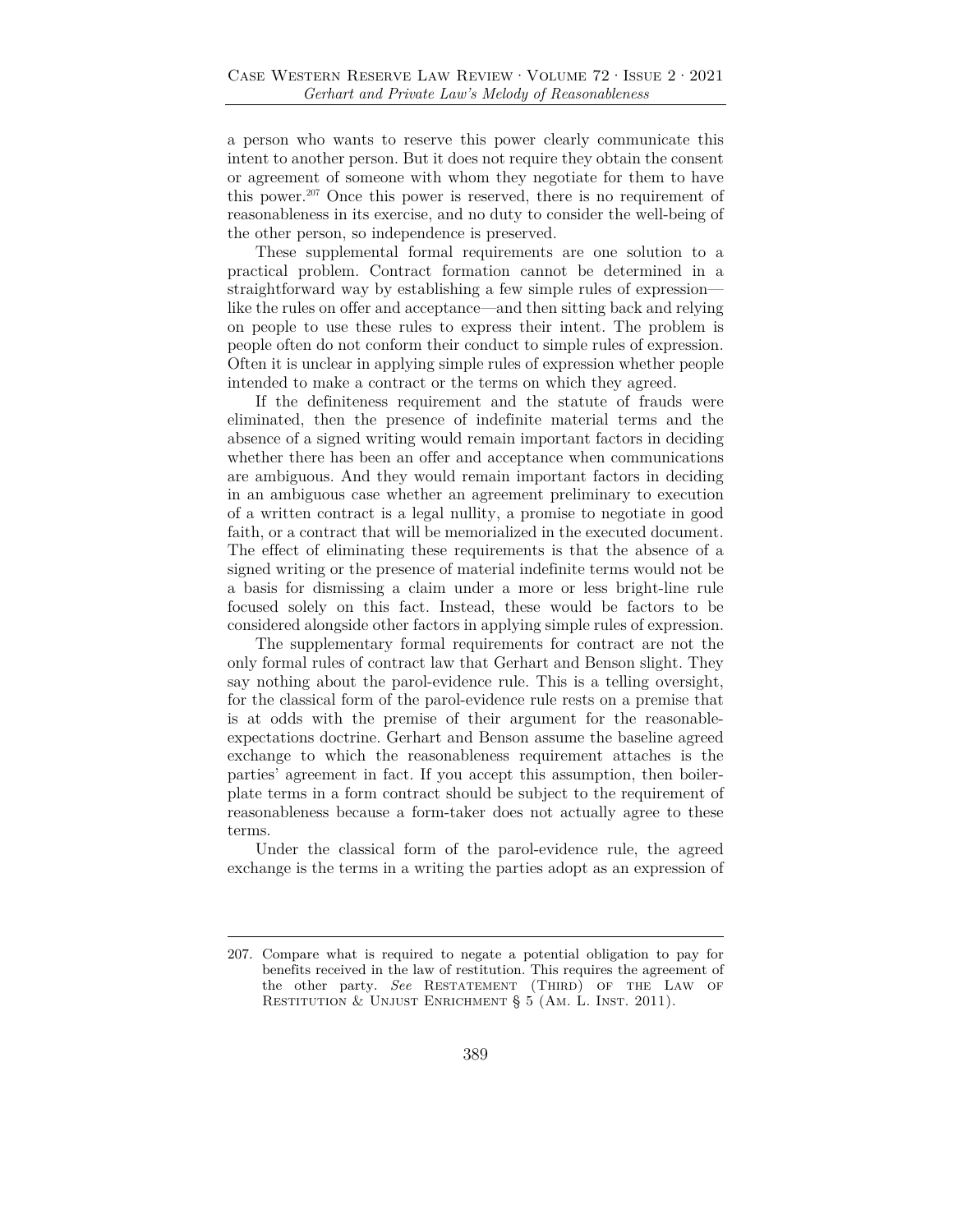a person who wants to reserve this power clearly communicate this intent to another person. But it does not require they obtain the consent or agreement of someone with whom they negotiate for them to have this power.[207] Once this power is reserved, there is no requirement of reasonableness in its exercise, and no duty to consider the well-being of the other person, so independence is preserved.

These supplemental formal requirements are one solution to a practical problem. Contract formation cannot be determined in a straightforward way by establishing a few simple rules of expression—like the rules on offer and acceptance—and then sitting back and relying on people to use these rules to express their intent. The problem is people often do not conform their conduct to simple rules of expression. Often it is unclear in applying simple rules of expression whether people intended to make a contract or the terms on which they agreed.

If the definiteness requirement and the statute of frauds were eliminated, then the presence of indefinite material terms and the absence of a signed writing would remain important factors in deciding whether there has been an offer and acceptance when communications are ambiguous. And they would remain important factors in deciding in an ambiguous case whether an agreement preliminary to execution of a written contract is a legal nullity, a promise to negotiate in good faith, or a contract that will be memorialized in the executed document. The effect of eliminating these requirements is that the absence of a signed writing or the presence of material indefinite terms would not be a basis for dismissing a claim under a more or less bright-line rule focused solely on this fact. Instead, these would be factors to be considered alongside other factors in applying simple rules of expression.

The supplementary formal requirements for contract are not the only formal rules of contract law that Gerhart and Benson slight. They say nothing about the parol-evidence rule. This is a telling oversight, for the classical form of the parol-evidence rule rests on a premise that is at odds with the premise of their argument for the reasonable-expectations doctrine. Gerhart and Benson assume the baseline agreed exchange to which the reasonableness requirement attaches is the parties' agreement in fact. If you accept this assumption, then boilerplate terms in a form contract should be subject to the requirement of reasonableness because a form-taker does not actually agree to these terms.

Under the classical form of the parol-evidence rule, the agreed exchange is the terms in a writing the parties adopt as an expression of

207. Compare what is required to negate a potential obligation to pay for benefits received in the law of restitution. This requires the agreement of the other party. *See* Restatement (Third) of the Law of Restitution & Unjust Enrichment § 5 (Am. L. Inst. 2011).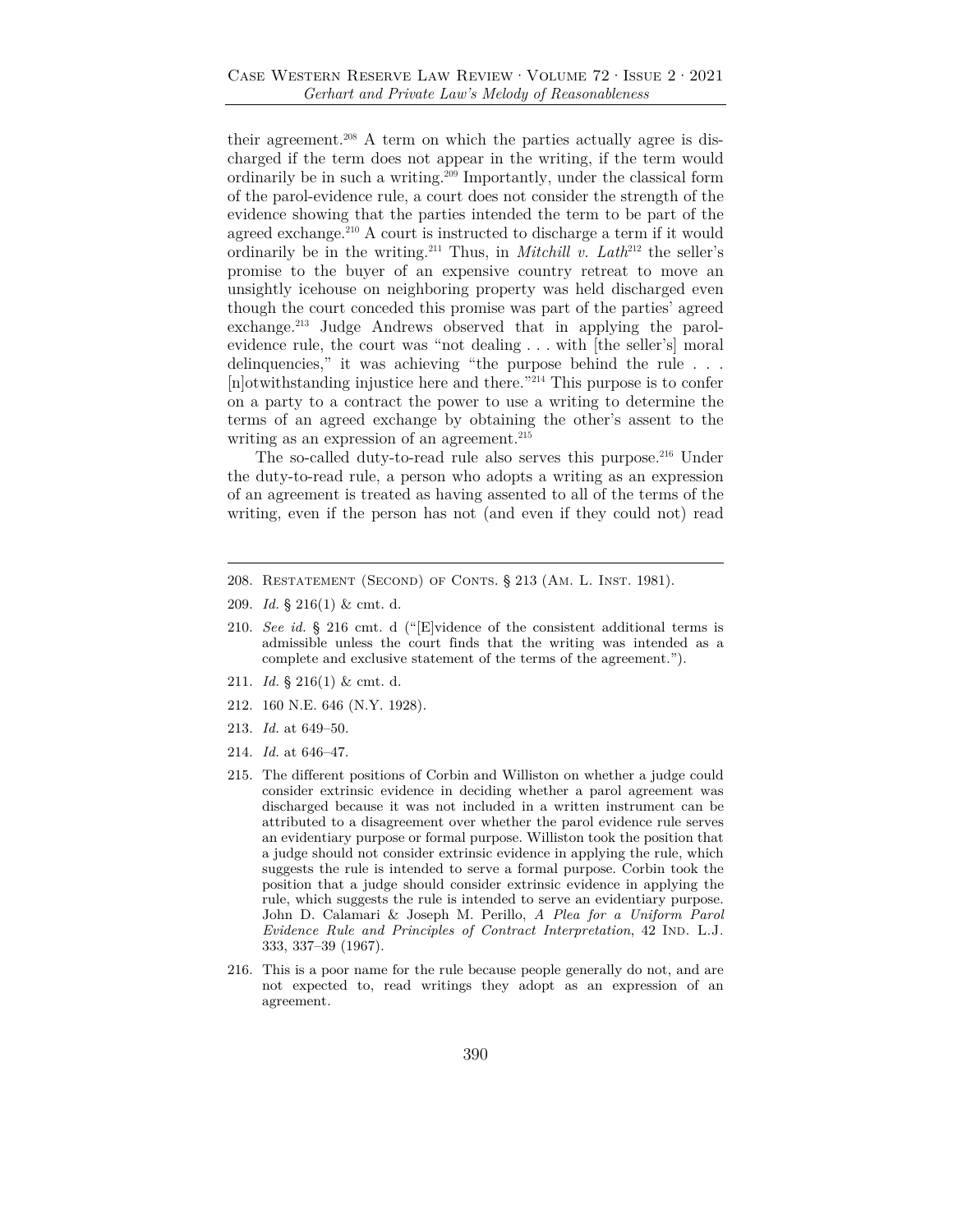their agreement.[208] A term on which the parties actually agree is discharged if the term does not appear in the writing, if the term would ordinarily be in such a writing.[209] Importantly, under the classical form of the parol-evidence rule, a court does not consider the strength of the evidence showing that the parties intended the term to be part of the agreed exchange.[210] A court is instructed to discharge a term if it would ordinarily be in the writing.[211] Thus, in *Mitchill v. Lath*[212] the seller's promise to the buyer of an expensive country retreat to move an unsightly icehouse on neighboring property was held discharged even though the court conceded this promise was part of the parties' agreed exchange.[213] Judge Andrews observed that in applying the parol-evidence rule, the court was "not dealing . . . with [the seller's] moral delinquencies," it was achieving "the purpose behind the rule . . . [n]otwithstanding injustice here and there."[214] This purpose is to confer on a party to a contract the power to use a writing to determine the terms of an agreed exchange by obtaining the other's assent to the writing as an expression of an agreement.[215]

The so-called duty-to-read rule also serves this purpose.[216] Under the duty-to-read rule, a person who adopts a writing as an expression of an agreement is treated as having assented to all of the terms of the writing, even if the person has not (and even if they could not) read

---

208. Restatement (Second) of Conts. § 213 (Am. L. Inst. 1981).

209. *Id.* § 216(1) & cmt. d.

210. *See id.* § 216 cmt. d ("[E]vidence of the consistent additional terms is admissible unless the court finds that the writing was intended as a complete and exclusive statement of the terms of the agreement.").

211. *Id.* § 216(1) & cmt. d.

212. 160 N.E. 646 (N.Y. 1928).

213. *Id.* at 649–50.

214. *Id.* at 646–47.

215. The different positions of Corbin and Williston on whether a judge could consider extrinsic evidence in deciding whether a parol agreement was discharged because it was not included in a written instrument can be attributed to a disagreement over whether the parol evidence rule serves an evidentiary purpose or formal purpose. Williston took the position that a judge should not consider extrinsic evidence in applying the rule, which suggests the rule is intended to serve a formal purpose. Corbin took the position that a judge should consider extrinsic evidence in applying the rule, which suggests the rule is intended to serve an evidentiary purpose. John D. Calamari & Joseph M. Perillo, *A Plea for a Uniform Parol Evidence Rule and Principles of Contract Interpretation*, 42 Ind. L.J. 333, 337–39 (1967).

216. This is a poor name for the rule because people generally do not, and are not expected to, read writings they adopt as an expression of an agreement.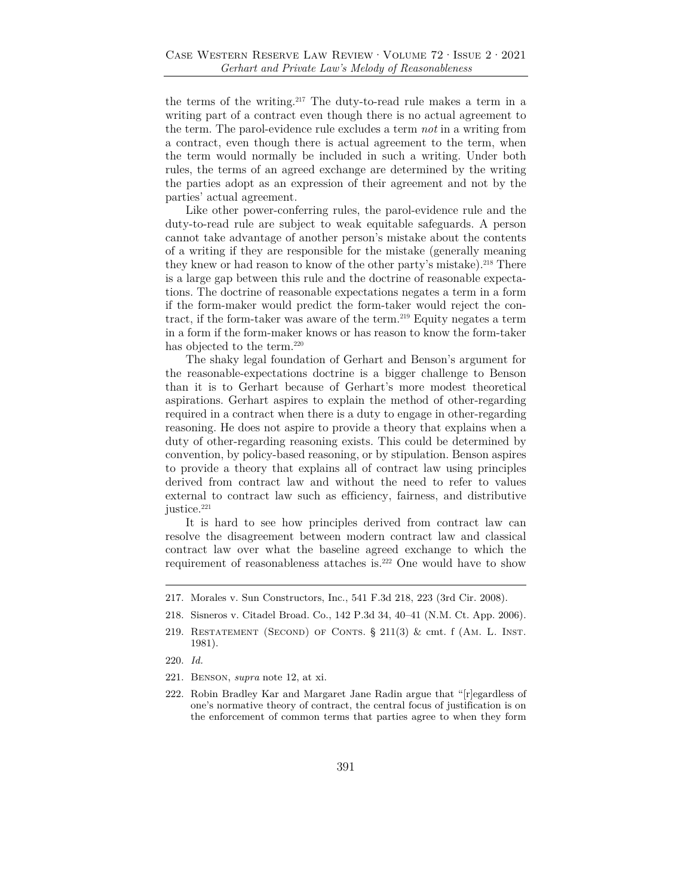the terms of the writing.[217] The duty-to-read rule makes a term in a writing part of a contract even though there is no actual agreement to the term. The parol-evidence rule excludes a term *not* in a writing from a contract, even though there is actual agreement to the term, when the term would normally be included in such a writing. Under both rules, the terms of an agreed exchange are determined by the writing the parties adopt as an expression of their agreement and not by the parties' actual agreement.

Like other power-conferring rules, the parol-evidence rule and the duty-to-read rule are subject to weak equitable safeguards. A person cannot take advantage of another person's mistake about the contents of a writing if they are responsible for the mistake (generally meaning they knew or had reason to know of the other party's mistake).[218] There is a large gap between this rule and the doctrine of reasonable expectations. The doctrine of reasonable expectations negates a term in a form if the form-maker would predict the form-taker would reject the contract, if the form-taker was aware of the term.[219] Equity negates a term in a form if the form-maker knows or has reason to know the form-taker has objected to the term.[220]

The shaky legal foundation of Gerhart and Benson's argument for the reasonable-expectations doctrine is a bigger challenge to Benson than it is to Gerhart because of Gerhart's more modest theoretical aspirations. Gerhart aspires to explain the method of other-regarding required in a contract when there is a duty to engage in other-regarding reasoning. He does not aspire to provide a theory that explains when a duty of other-regarding reasoning exists. This could be determined by convention, by policy-based reasoning, or by stipulation. Benson aspires to provide a theory that explains all of contract law using principles derived from contract law and without the need to refer to values external to contract law such as efficiency, fairness, and distributive justice.[221]

It is hard to see how principles derived from contract law can resolve the disagreement between modern contract law and classical contract law over what the baseline agreed exchange to which the requirement of reasonableness attaches is.[222] One would have to show

---

217. Morales v. Sun Constructors, Inc., 541 F.3d 218, 223 (3rd Cir. 2008).

218. Sisneros v. Citadel Broad. Co., 142 P.3d 34, 40–41 (N.M. Ct. App. 2006).

219. Restatement (Second) of Conts. § 211(3) & cmt. f (Am. L. Inst. 1981).

220. *Id.*

221. Benson, *supra* note 12, at xi.

222. Robin Bradley Kar and Margaret Jane Radin argue that "[r]egardless of one's normative theory of contract, the central focus of justification is on the enforcement of common terms that parties agree to when they form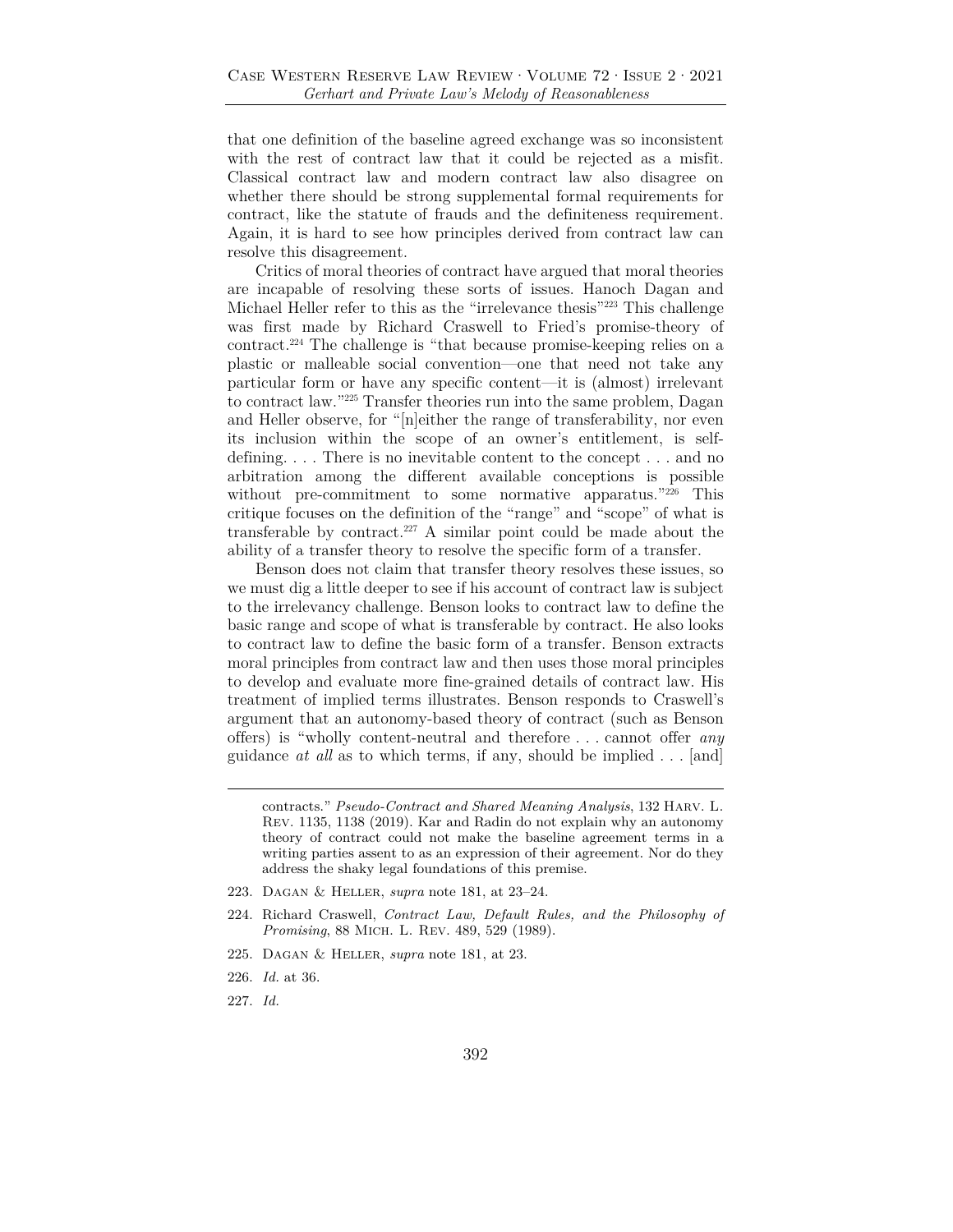that one definition of the baseline agreed exchange was so inconsistent with the rest of contract law that it could be rejected as a misfit. Classical contract law and modern contract law also disagree on whether there should be strong supplemental formal requirements for contract, like the statute of frauds and the definiteness requirement. Again, it is hard to see how principles derived from contract law can resolve this disagreement.

Critics of moral theories of contract have argued that moral theories are incapable of resolving these sorts of issues. Hanoch Dagan and Michael Heller refer to this as the "irrelevance thesis"[223] This challenge was first made by Richard Craswell to Fried's promise-theory of contract.[224] The challenge is "that because promise-keeping relies on a plastic or malleable social convention—one that need not take any particular form or have any specific content—it is (almost) irrelevant to contract law."[225] Transfer theories run into the same problem, Dagan and Heller observe, for "[n]either the range of transferability, nor even its inclusion within the scope of an owner's entitlement, is self-defining. . . . There is no inevitable content to the concept . . . and no arbitration among the different available conceptions is possible without pre-commitment to some normative apparatus."[226] This critique focuses on the definition of the "range" and "scope" of what is transferable by contract.[227] A similar point could be made about the ability of a transfer theory to resolve the specific form of a transfer.

Benson does not claim that transfer theory resolves these issues, so we must dig a little deeper to see if his account of contract law is subject to the irrelevancy challenge. Benson looks to contract law to define the basic range and scope of what is transferable by contract. He also looks to contract law to define the basic form of a transfer. Benson extracts moral principles from contract law and then uses those moral principles to develop and evaluate more fine-grained details of contract law. His treatment of implied terms illustrates. Benson responds to Craswell's argument that an autonomy-based theory of contract (such as Benson offers) is "wholly content-neutral and therefore . . . cannot offer *any* guidance *at all* as to which terms, if any, should be implied . . . [and]

contracts." *Pseudo-Contract and Shared Meaning Analysis*, 132 Harv. L. Rev. 1135, 1138 (2019). Kar and Radin do not explain why an autonomy theory of contract could not make the baseline agreement terms in a writing parties assent to as an expression of their agreement. Nor do they address the shaky legal foundations of this premise.

223. Dagan & Heller, *supra* note 181, at 23–24.

224. Richard Craswell, *Contract Law, Default Rules, and the Philosophy of Promising*, 88 Mich. L. Rev. 489, 529 (1989).

225. Dagan & Heller, *supra* note 181, at 23.

226. *Id.* at 36.

227. *Id.*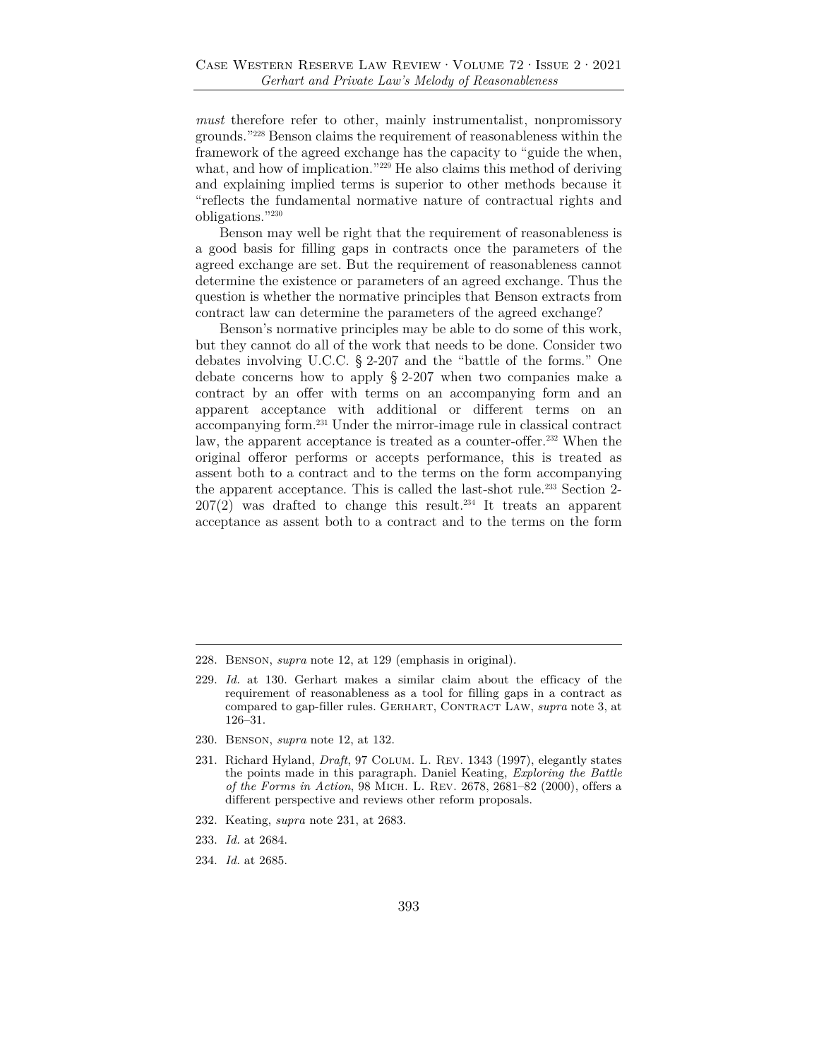*must* therefore refer to other, mainly instrumentalist, nonpromissory grounds."[228] Benson claims the requirement of reasonableness within the framework of the agreed exchange has the capacity to "guide the when, what, and how of implication."[229] He also claims this method of deriving and explaining implied terms is superior to other methods because it "reflects the fundamental normative nature of contractual rights and obligations."[230]

Benson may well be right that the requirement of reasonableness is a good basis for filling gaps in contracts once the parameters of the agreed exchange are set. But the requirement of reasonableness cannot determine the existence or parameters of an agreed exchange. Thus the question is whether the normative principles that Benson extracts from contract law can determine the parameters of the agreed exchange?

Benson's normative principles may be able to do some of this work, but they cannot do all of the work that needs to be done. Consider two debates involving U.C.C. § 2-207 and the "battle of the forms." One debate concerns how to apply § 2-207 when two companies make a contract by an offer with terms on an accompanying form and an apparent acceptance with additional or different terms on an accompanying form.[231] Under the mirror-image rule in classical contract law, the apparent acceptance is treated as a counter-offer.[232] When the original offeror performs or accepts performance, this is treated as assent both to a contract and to the terms on the form accompanying the apparent acceptance. This is called the last-shot rule.[233] Section 2-207(2) was drafted to change this result.[234] It treats an apparent acceptance as assent both to a contract and to the terms on the form

---

228. Benson, *supra* note 12, at 129 (emphasis in original).

229. *Id.* at 130. Gerhart makes a similar claim about the efficacy of the requirement of reasonableness as a tool for filling gaps in a contract as compared to gap-filler rules. Gerhart, Contract Law, *supra* note 3, at 126–31.

230. Benson, *supra* note 12, at 132.

231. Richard Hyland, *Draft*, 97 Colum. L. Rev. 1343 (1997), elegantly states the points made in this paragraph. Daniel Keating, *Exploring the Battle of the Forms in Action*, 98 Mich. L. Rev. 2678, 2681–82 (2000), offers a different perspective and reviews other reform proposals.

232. Keating, *supra* note 231, at 2683.

233. *Id.* at 2684.

234. *Id.* at 2685.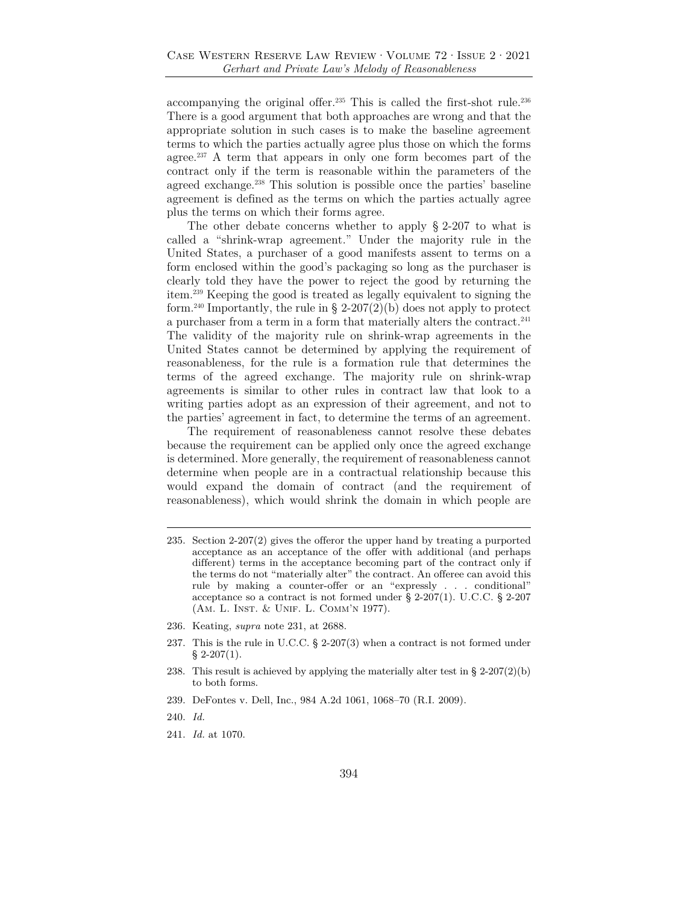accompanying the original offer.[235] This is called the first-shot rule.[236] There is a good argument that both approaches are wrong and that the appropriate solution in such cases is to make the baseline agreement terms to which the parties actually agree plus those on which the forms agree.[237] A term that appears in only one form becomes part of the contract only if the term is reasonable within the parameters of the agreed exchange.[238] This solution is possible once the parties' baseline agreement is defined as the terms on which the parties actually agree plus the terms on which their forms agree.

The other debate concerns whether to apply § 2-207 to what is called a "shrink-wrap agreement." Under the majority rule in the United States, a purchaser of a good manifests assent to terms on a form enclosed within the good's packaging so long as the purchaser is clearly told they have the power to reject the good by returning the item.[239] Keeping the good is treated as legally equivalent to signing the form.[240] Importantly, the rule in § 2-207(2)(b) does not apply to protect a purchaser from a term in a form that materially alters the contract.[241] The validity of the majority rule on shrink-wrap agreements in the United States cannot be determined by applying the requirement of reasonableness, for the rule is a formation rule that determines the terms of the agreed exchange. The majority rule on shrink-wrap agreements is similar to other rules in contract law that look to a writing parties adopt as an expression of their agreement, and not to the parties' agreement in fact, to determine the terms of an agreement.

The requirement of reasonableness cannot resolve these debates because the requirement can be applied only once the agreed exchange is determined. More generally, the requirement of reasonableness cannot determine when people are in a contractual relationship because this would expand the domain of contract (and the requirement of reasonableness), which would shrink the domain in which people are

---

235. Section 2-207(2) gives the offeror the upper hand by treating a purported acceptance as an acceptance of the offer with additional (and perhaps different) terms in the acceptance becoming part of the contract only if the terms do not "materially alter" the contract. An offeree can avoid this rule by making a counter-offer or an "expressly . . . conditional" acceptance so a contract is not formed under § 2-207(1). U.C.C. § 2-207 (Am. L. Inst. & Unif. L. Comm'n 1977).

236. Keating, *supra* note 231, at 2688.

237. This is the rule in U.C.C. § 2-207(3) when a contract is not formed under § 2-207(1).

238. This result is achieved by applying the materially alter test in § 2-207(2)(b) to both forms.

239. DeFontes v. Dell, Inc., 984 A.2d 1061, 1068–70 (R.I. 2009).

240. *Id.*

241. *Id.* at 1070.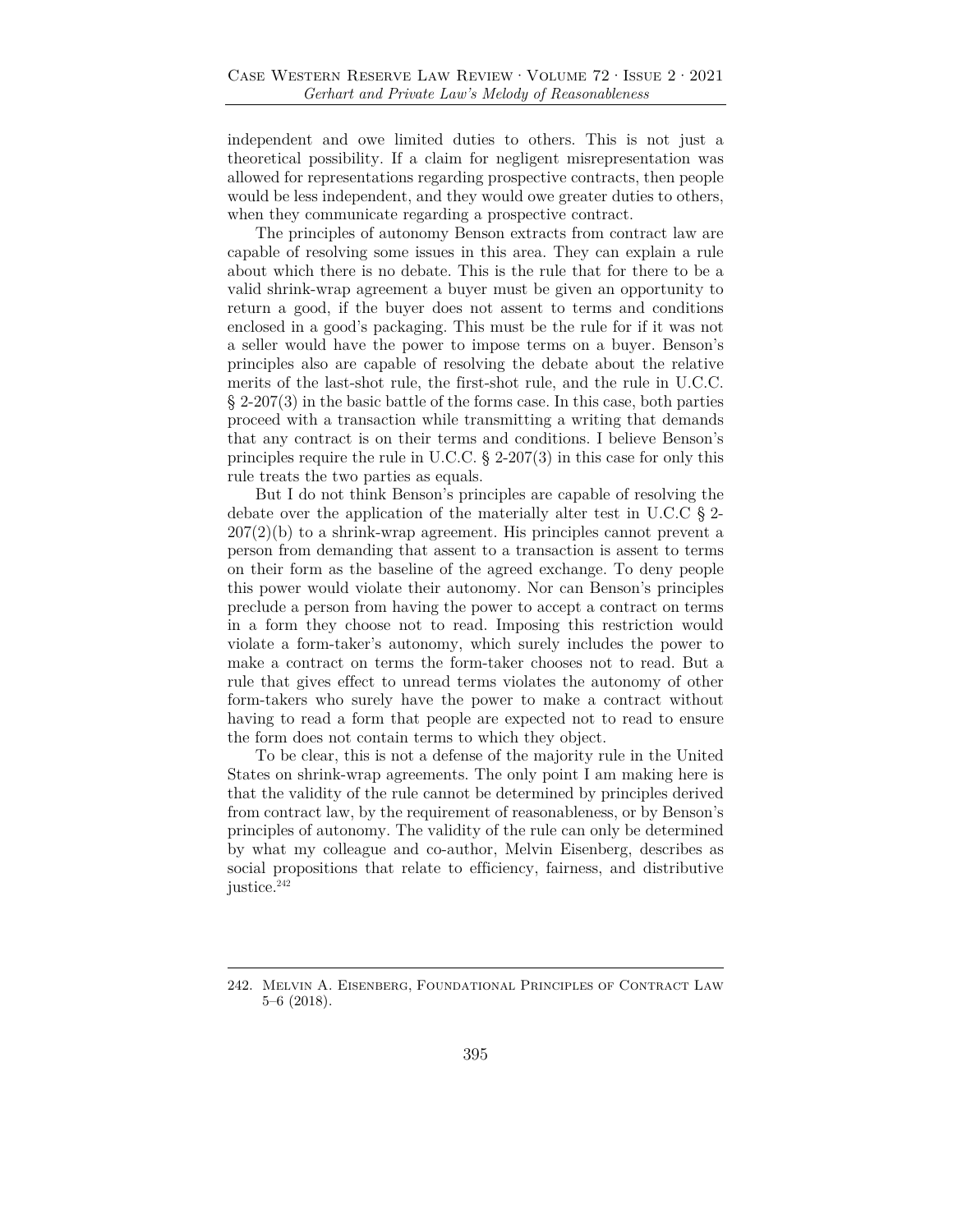independent and owe limited duties to others. This is not just a theoretical possibility. If a claim for negligent misrepresentation was allowed for representations regarding prospective contracts, then people would be less independent, and they would owe greater duties to others, when they communicate regarding a prospective contract.

The principles of autonomy Benson extracts from contract law are capable of resolving some issues in this area. They can explain a rule about which there is no debate. This is the rule that for there to be a valid shrink-wrap agreement a buyer must be given an opportunity to return a good, if the buyer does not assent to terms and conditions enclosed in a good's packaging. This must be the rule for if it was not a seller would have the power to impose terms on a buyer. Benson's principles also are capable of resolving the debate about the relative merits of the last-shot rule, the first-shot rule, and the rule in U.C.C. § 2-207(3) in the basic battle of the forms case. In this case, both parties proceed with a transaction while transmitting a writing that demands that any contract is on their terms and conditions. I believe Benson's principles require the rule in U.C.C. § 2-207(3) in this case for only this rule treats the two parties as equals.

But I do not think Benson's principles are capable of resolving the debate over the application of the materially alter test in U.C.C § 2-207(2)(b) to a shrink-wrap agreement. His principles cannot prevent a person from demanding that assent to a transaction is assent to terms on their form as the baseline of the agreed exchange. To deny people this power would violate their autonomy. Nor can Benson's principles preclude a person from having the power to accept a contract on terms in a form they choose not to read. Imposing this restriction would violate a form-taker's autonomy, which surely includes the power to make a contract on terms the form-taker chooses not to read. But a rule that gives effect to unread terms violates the autonomy of other form-takers who surely have the power to make a contract without having to read a form that people are expected not to read to ensure the form does not contain terms to which they object.

To be clear, this is not a defense of the majority rule in the United States on shrink-wrap agreements. The only point I am making here is that the validity of the rule cannot be determined by principles derived from contract law, by the requirement of reasonableness, or by Benson's principles of autonomy. The validity of the rule can only be determined by what my colleague and co-author, Melvin Eisenberg, describes as social propositions that relate to efficiency, fairness, and distributive justice.[242]

---

242. Melvin A. Eisenberg, Foundational Principles of Contract Law 5–6 (2018).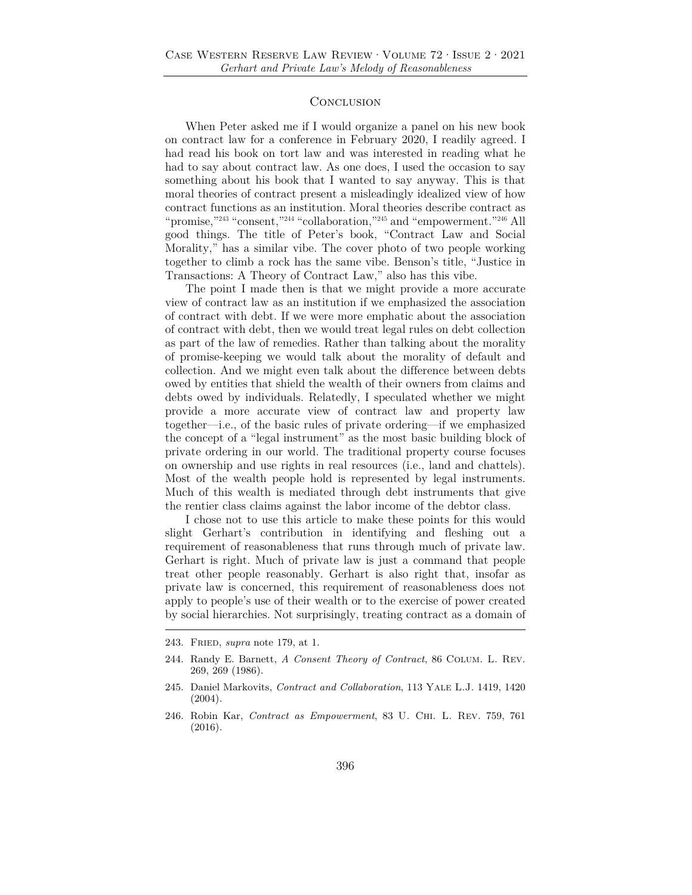## Conclusion

When Peter asked me if I would organize a panel on his new book on contract law for a conference in February 2020, I readily agreed. I had read his book on tort law and was interested in reading what he had to say about contract law. As one does, I used the occasion to say something about his book that I wanted to say anyway. This is that moral theories of contract present a misleadingly idealized view of how contract functions as an institution. Moral theories describe contract as "promise,"[243] "consent,"[244] "collaboration,"[245] and "empowerment."[246] All good things. The title of Peter's book, "Contract Law and Social Morality," has a similar vibe. The cover photo of two people working together to climb a rock has the same vibe. Benson's title, "Justice in Transactions: A Theory of Contract Law," also has this vibe.

The point I made then is that we might provide a more accurate view of contract law as an institution if we emphasized the association of contract with debt. If we were more emphatic about the association of contract with debt, then we would treat legal rules on debt collection as part of the law of remedies. Rather than talking about the morality of promise-keeping we would talk about the morality of default and collection. And we might even talk about the difference between debts owed by entities that shield the wealth of their owners from claims and debts owed by individuals. Relatedly, I speculated whether we might provide a more accurate view of contract law and property law together—i.e., of the basic rules of private ordering—if we emphasized the concept of a "legal instrument" as the most basic building block of private ordering in our world. The traditional property course focuses on ownership and use rights in real resources (i.e., land and chattels). Most of the wealth people hold is represented by legal instruments. Much of this wealth is mediated through debt instruments that give the rentier class claims against the labor income of the debtor class.

I chose not to use this article to make these points for this would slight Gerhart's contribution in identifying and fleshing out a requirement of reasonableness that runs through much of private law. Gerhart is right. Much of private law is just a command that people treat other people reasonably. Gerhart is also right that, insofar as private law is concerned, this requirement of reasonableness does not apply to people's use of their wealth or to the exercise of power created by social hierarchies. Not surprisingly, treating contract as a domain of

---

243. Fried, *supra* note 179, at 1.

244. Randy E. Barnett, *A Consent Theory of Contract*, 86 Colum. L. Rev. 269, 269 (1986).

245. Daniel Markovits, *Contract and Collaboration*, 113 Yale L.J. 1419, 1420 (2004).

246. Robin Kar, *Contract as Empowerment*, 83 U. Chi. L. Rev. 759, 761 (2016).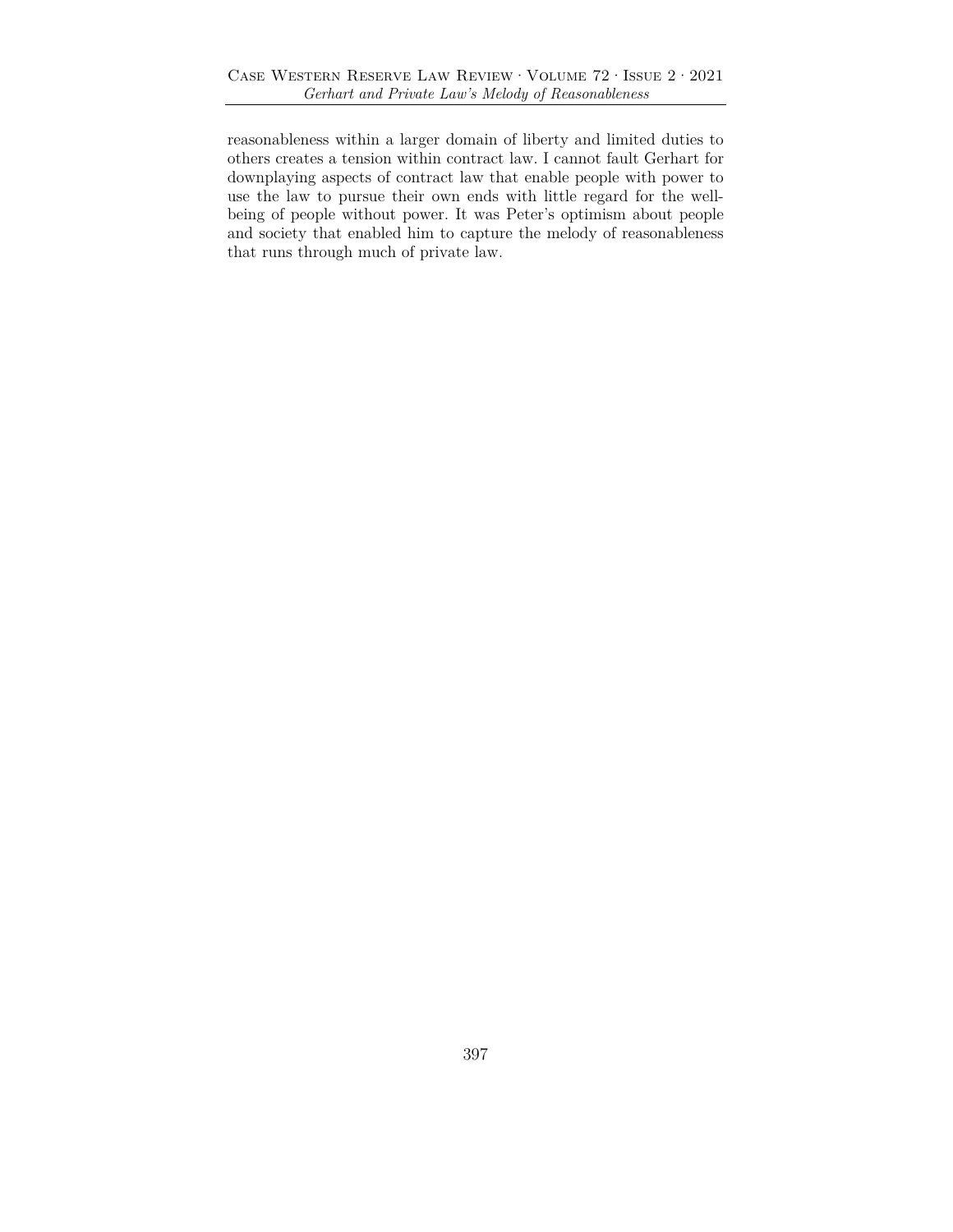reasonableness within a larger domain of liberty and limited duties to others creates a tension within contract law. I cannot fault Gerhart for downplaying aspects of contract law that enable people with power to use the law to pursue their own ends with little regard for the well-being of people without power. It was Peter's optimism about people and society that enabled him to capture the melody of reasonableness that runs through much of private law.